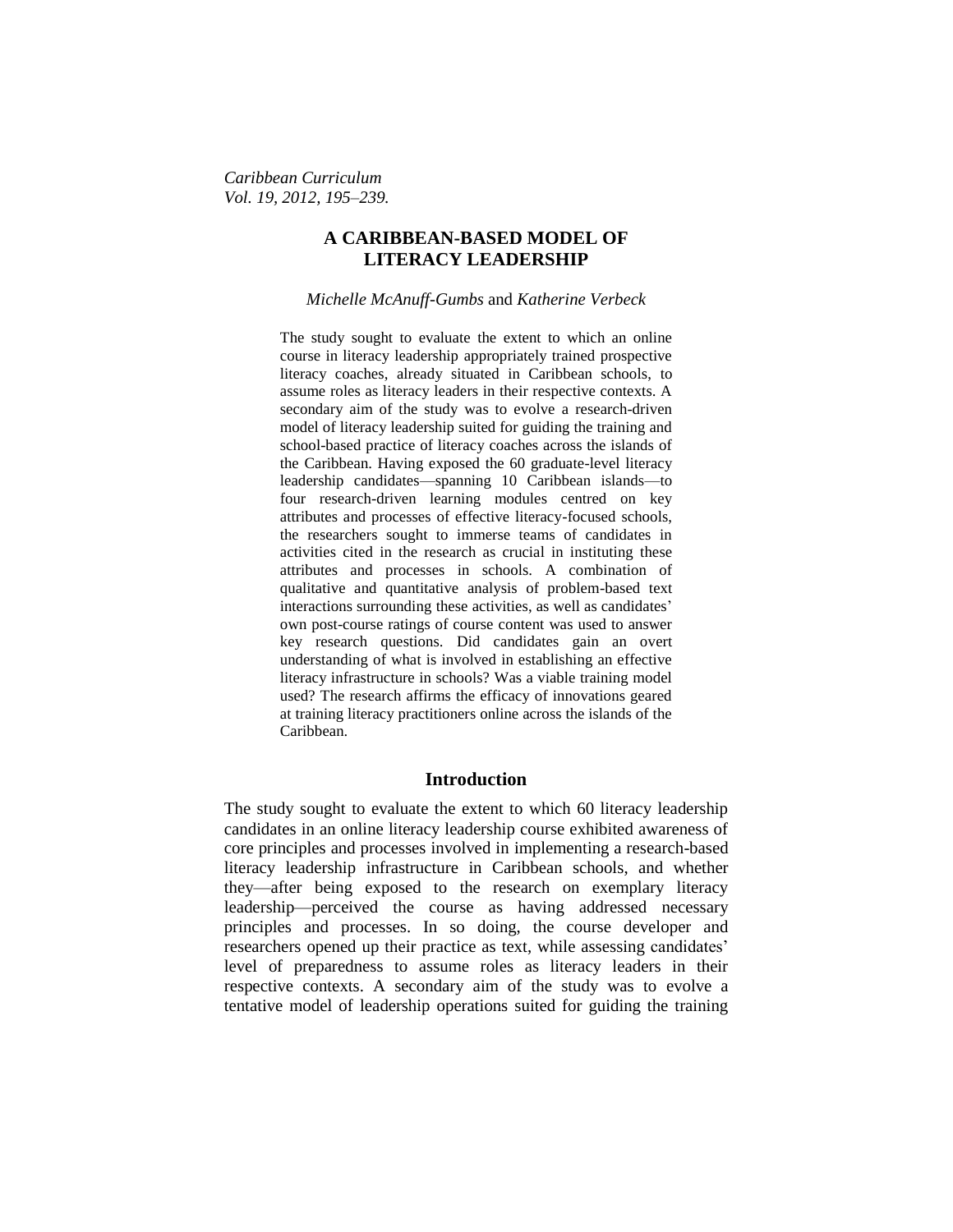*Caribbean Curriculum*
*Vol. 19, 2012, 195–239.*

# A CARIBBEAN-BASED MODEL OF LITERACY LEADERSHIP

*Michelle McAnuff-Gumbs* and *Katherine Verbeck*

The study sought to evaluate the extent to which an online course in literacy leadership appropriately trained prospective literacy coaches, already situated in Caribbean schools, to assume roles as literacy leaders in their respective contexts. A secondary aim of the study was to evolve a research-driven model of literacy leadership suited for guiding the training and school-based practice of literacy coaches across the islands of the Caribbean. Having exposed the 60 graduate-level literacy leadership candidates—spanning 10 Caribbean islands—to four research-driven learning modules centred on key attributes and processes of effective literacy-focused schools, the researchers sought to immerse teams of candidates in activities cited in the research as crucial in instituting these attributes and processes in schools. A combination of qualitative and quantitative analysis of problem-based text interactions surrounding these activities, as well as candidates' own post-course ratings of course content was used to answer key research questions. Did candidates gain an overt understanding of what is involved in establishing an effective literacy infrastructure in schools? Was a viable training model used? The research affirms the efficacy of innovations geared at training literacy practitioners online across the islands of the Caribbean.

## Introduction

The study sought to evaluate the extent to which 60 literacy leadership candidates in an online literacy leadership course exhibited awareness of core principles and processes involved in implementing a research-based literacy leadership infrastructure in Caribbean schools, and whether they—after being exposed to the research on exemplary literacy leadership—perceived the course as having addressed necessary principles and processes. In so doing, the course developer and researchers opened up their practice as text, while assessing candidates' level of preparedness to assume roles as literacy leaders in their respective contexts. A secondary aim of the study was to evolve a tentative model of leadership operations suited for guiding the training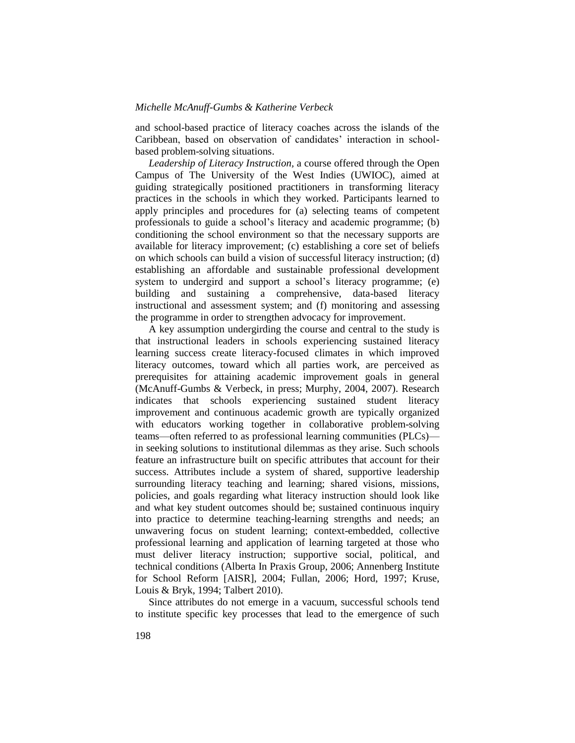and school-based practice of literacy coaches across the islands of the Caribbean, based on observation of candidates' interaction in school-based problem-solving situations.

*Leadership of Literacy Instruction*, a course offered through the Open Campus of The University of the West Indies (UWIOC), aimed at guiding strategically positioned practitioners in transforming literacy practices in the schools in which they worked. Participants learned to apply principles and procedures for (a) selecting teams of competent professionals to guide a school's literacy and academic programme; (b) conditioning the school environment so that the necessary supports are available for literacy improvement; (c) establishing a core set of beliefs on which schools can build a vision of successful literacy instruction; (d) establishing an affordable and sustainable professional development system to undergird and support a school's literacy programme; (e) building and sustaining a comprehensive, data-based literacy instructional and assessment system; and (f) monitoring and assessing the programme in order to strengthen advocacy for improvement.

A key assumption undergirding the course and central to the study is that instructional leaders in schools experiencing sustained literacy learning success create literacy-focused climates in which improved literacy outcomes, toward which all parties work, are perceived as prerequisites for attaining academic improvement goals in general (McAnuff-Gumbs & Verbeck, in press; Murphy, 2004, 2007). Research indicates that schools experiencing sustained student literacy improvement and continuous academic growth are typically organized with educators working together in collaborative problem-solving teams—often referred to as professional learning communities (PLCs)—in seeking solutions to institutional dilemmas as they arise. Such schools feature an infrastructure built on specific attributes that account for their success. Attributes include a system of shared, supportive leadership surrounding literacy teaching and learning; shared visions, missions, policies, and goals regarding what literacy instruction should look like and what key student outcomes should be; sustained continuous inquiry into practice to determine teaching-learning strengths and needs; an unwavering focus on student learning; context-embedded, collective professional learning and application of learning targeted at those who must deliver literacy instruction; supportive social, political, and technical conditions (Alberta In Praxis Group, 2006; Annenberg Institute for School Reform [AISR], 2004; Fullan, 2006; Hord, 1997; Kruse, Louis & Bryk, 1994; Talbert 2010).

Since attributes do not emerge in a vacuum, successful schools tend to institute specific key processes that lead to the emergence of such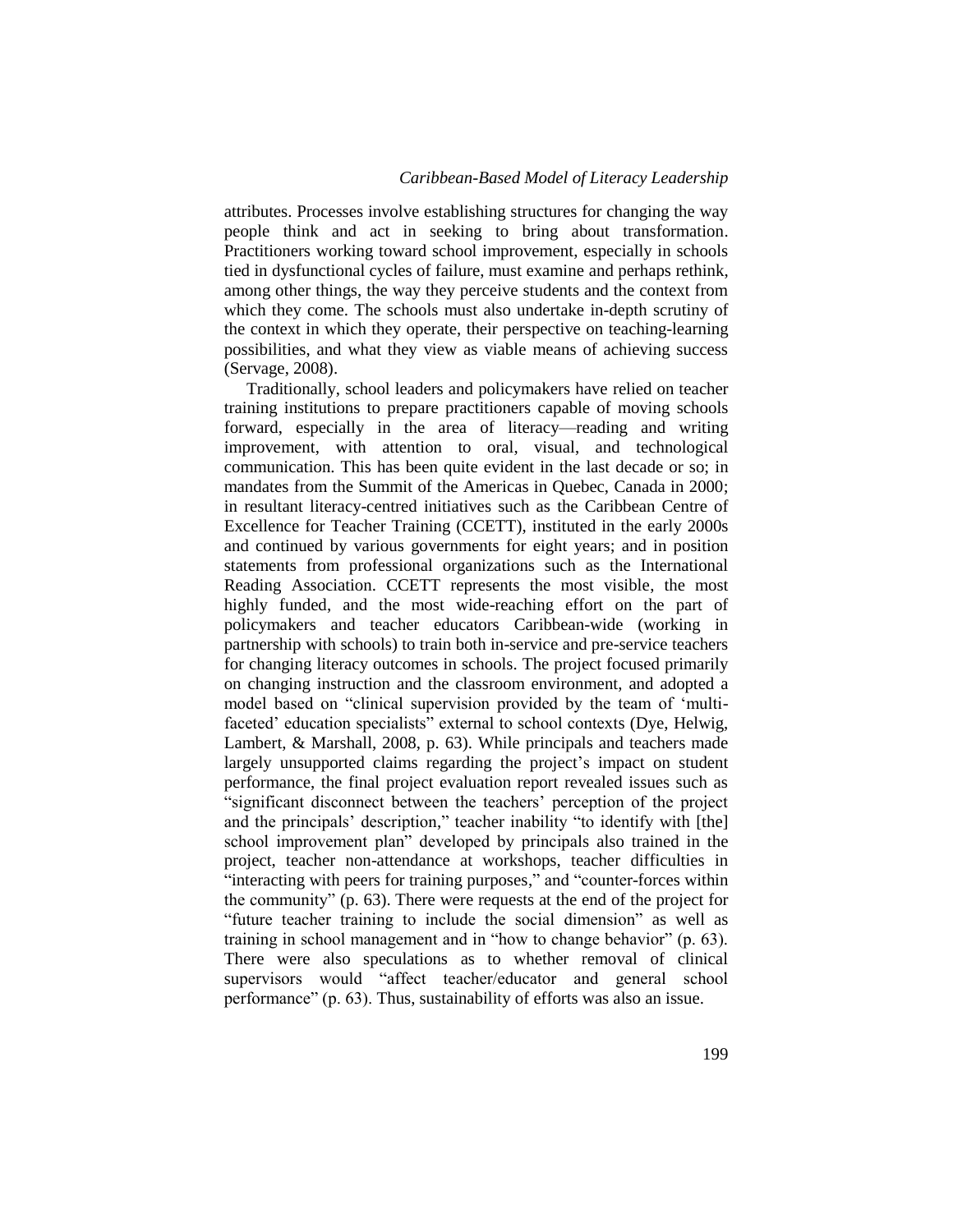attributes. Processes involve establishing structures for changing the way people think and act in seeking to bring about transformation. Practitioners working toward school improvement, especially in schools tied in dysfunctional cycles of failure, must examine and perhaps rethink, among other things, the way they perceive students and the context from which they come. The schools must also undertake in-depth scrutiny of the context in which they operate, their perspective on teaching-learning possibilities, and what they view as viable means of achieving success (Servage, 2008).

Traditionally, school leaders and policymakers have relied on teacher training institutions to prepare practitioners capable of moving schools forward, especially in the area of literacy—reading and writing improvement, with attention to oral, visual, and technological communication. This has been quite evident in the last decade or so; in mandates from the Summit of the Americas in Quebec, Canada in 2000; in resultant literacy-centred initiatives such as the Caribbean Centre of Excellence for Teacher Training (CCETT), instituted in the early 2000s and continued by various governments for eight years; and in position statements from professional organizations such as the International Reading Association. CCETT represents the most visible, the most highly funded, and the most wide-reaching effort on the part of policymakers and teacher educators Caribbean-wide (working in partnership with schools) to train both in-service and pre-service teachers for changing literacy outcomes in schools. The project focused primarily on changing instruction and the classroom environment, and adopted a model based on "clinical supervision provided by the team of 'multi-faceted' education specialists" external to school contexts (Dye, Helwig, Lambert, & Marshall, 2008, p. 63). While principals and teachers made largely unsupported claims regarding the project's impact on student performance, the final project evaluation report revealed issues such as "significant disconnect between the teachers' perception of the project and the principals' description," teacher inability "to identify with [the] school improvement plan" developed by principals also trained in the project, teacher non-attendance at workshops, teacher difficulties in "interacting with peers for training purposes," and "counter-forces within the community" (p. 63). There were requests at the end of the project for "future teacher training to include the social dimension" as well as training in school management and in "how to change behavior" (p. 63). There were also speculations as to whether removal of clinical supervisors would "affect teacher/educator and general school performance" (p. 63). Thus, sustainability of efforts was also an issue.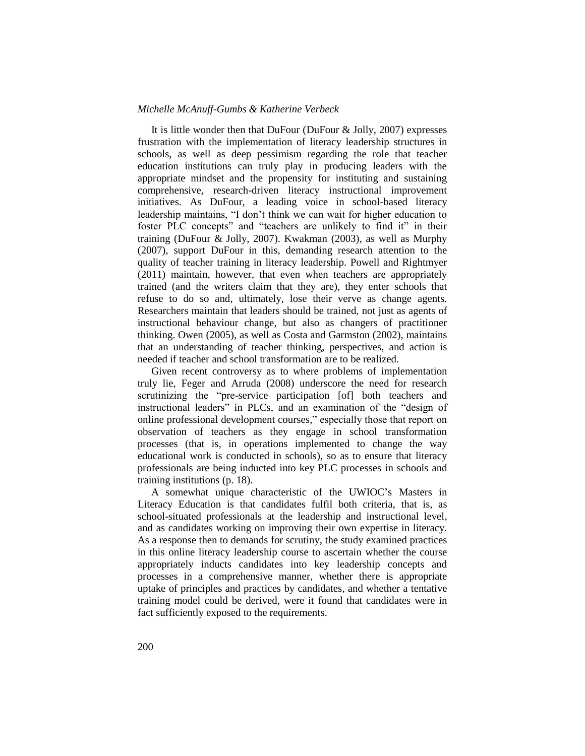It is little wonder then that DuFour (DuFour & Jolly, 2007) expresses frustration with the implementation of literacy leadership structures in schools, as well as deep pessimism regarding the role that teacher education institutions can truly play in producing leaders with the appropriate mindset and the propensity for instituting and sustaining comprehensive, research-driven literacy instructional improvement initiatives. As DuFour, a leading voice in school-based literacy leadership maintains, "I don't think we can wait for higher education to foster PLC concepts" and "teachers are unlikely to find it" in their training (DuFour & Jolly, 2007). Kwakman (2003), as well as Murphy (2007), support DuFour in this, demanding research attention to the quality of teacher training in literacy leadership. Powell and Rightmyer (2011) maintain, however, that even when teachers are appropriately trained (and the writers claim that they are), they enter schools that refuse to do so and, ultimately, lose their verve as change agents. Researchers maintain that leaders should be trained, not just as agents of instructional behaviour change, but also as changers of practitioner thinking. Owen (2005), as well as Costa and Garmston (2002), maintains that an understanding of teacher thinking, perspectives, and action is needed if teacher and school transformation are to be realized.

Given recent controversy as to where problems of implementation truly lie, Feger and Arruda (2008) underscore the need for research scrutinizing the "pre-service participation [of] both teachers and instructional leaders" in PLCs, and an examination of the "design of online professional development courses," especially those that report on observation of teachers as they engage in school transformation processes (that is, in operations implemented to change the way educational work is conducted in schools), so as to ensure that literacy professionals are being inducted into key PLC processes in schools and training institutions (p. 18).

A somewhat unique characteristic of the UWIOC's Masters in Literacy Education is that candidates fulfil both criteria, that is, as school-situated professionals at the leadership and instructional level, and as candidates working on improving their own expertise in literacy. As a response then to demands for scrutiny, the study examined practices in this online literacy leadership course to ascertain whether the course appropriately inducts candidates into key leadership concepts and processes in a comprehensive manner, whether there is appropriate uptake of principles and practices by candidates, and whether a tentative training model could be derived, were it found that candidates were in fact sufficiently exposed to the requirements.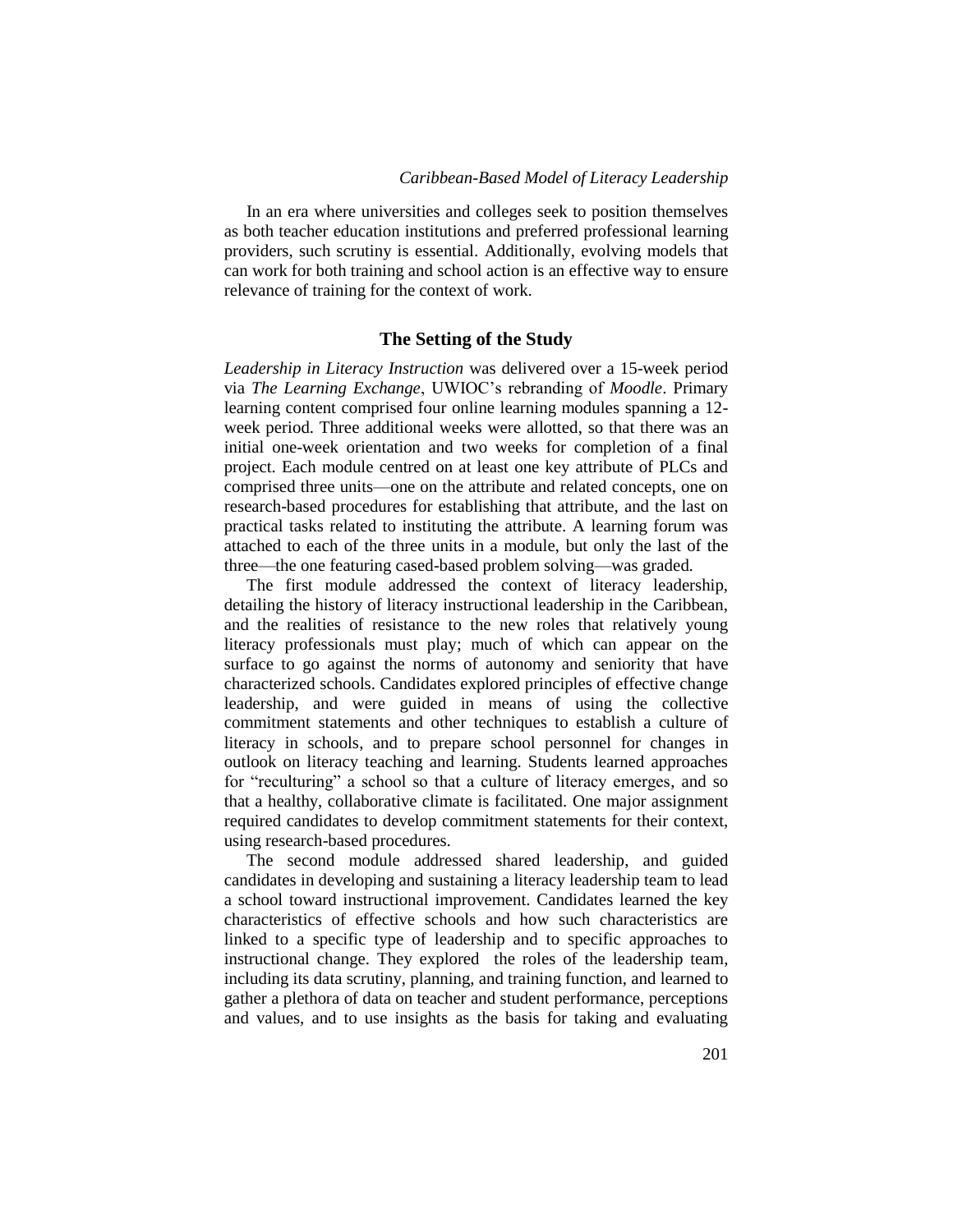In an era where universities and colleges seek to position themselves as both teacher education institutions and preferred professional learning providers, such scrutiny is essential. Additionally, evolving models that can work for both training and school action is an effective way to ensure relevance of training for the context of work.

## The Setting of the Study

*Leadership in Literacy Instruction* was delivered over a 15-week period via *The Learning Exchange*, UWIOC's rebranding of *Moodle*. Primary learning content comprised four online learning modules spanning a 12-week period. Three additional weeks were allotted, so that there was an initial one-week orientation and two weeks for completion of a final project. Each module centred on at least one key attribute of PLCs and comprised three units—one on the attribute and related concepts, one on research-based procedures for establishing that attribute, and the last on practical tasks related to instituting the attribute. A learning forum was attached to each of the three units in a module, but only the last of the three—the one featuring cased-based problem solving—was graded.

The first module addressed the context of literacy leadership, detailing the history of literacy instructional leadership in the Caribbean, and the realities of resistance to the new roles that relatively young literacy professionals must play; much of which can appear on the surface to go against the norms of autonomy and seniority that have characterized schools. Candidates explored principles of effective change leadership, and were guided in means of using the collective commitment statements and other techniques to establish a culture of literacy in schools, and to prepare school personnel for changes in outlook on literacy teaching and learning. Students learned approaches for "reculturing" a school so that a culture of literacy emerges, and so that a healthy, collaborative climate is facilitated. One major assignment required candidates to develop commitment statements for their context, using research-based procedures.

The second module addressed shared leadership, and guided candidates in developing and sustaining a literacy leadership team to lead a school toward instructional improvement. Candidates learned the key characteristics of effective schools and how such characteristics are linked to a specific type of leadership and to specific approaches to instructional change. They explored the roles of the leadership team, including its data scrutiny, planning, and training function, and learned to gather a plethora of data on teacher and student performance, perceptions and values, and to use insights as the basis for taking and evaluating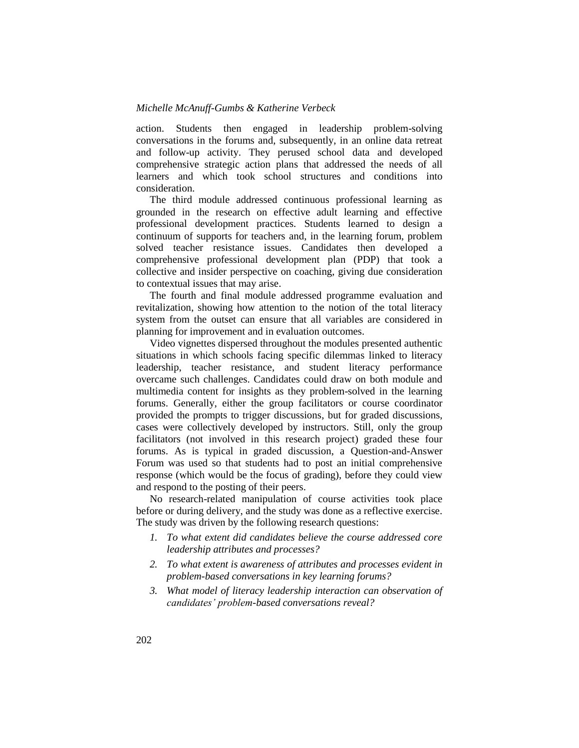action. Students then engaged in leadership problem-solving conversations in the forums and, subsequently, in an online data retreat and follow-up activity. They perused school data and developed comprehensive strategic action plans that addressed the needs of all learners and which took school structures and conditions into consideration.

The third module addressed continuous professional learning as grounded in the research on effective adult learning and effective professional development practices. Students learned to design a continuum of supports for teachers and, in the learning forum, problem solved teacher resistance issues. Candidates then developed a comprehensive professional development plan (PDP) that took a collective and insider perspective on coaching, giving due consideration to contextual issues that may arise.

The fourth and final module addressed programme evaluation and revitalization, showing how attention to the notion of the total literacy system from the outset can ensure that all variables are considered in planning for improvement and in evaluation outcomes.

Video vignettes dispersed throughout the modules presented authentic situations in which schools facing specific dilemmas linked to literacy leadership, teacher resistance, and student literacy performance overcame such challenges. Candidates could draw on both module and multimedia content for insights as they problem-solved in the learning forums. Generally, either the group facilitators or course coordinator provided the prompts to trigger discussions, but for graded discussions, cases were collectively developed by instructors. Still, only the group facilitators (not involved in this research project) graded these four forums. As is typical in graded discussion, a Question-and-Answer Forum was used so that students had to post an initial comprehensive response (which would be the focus of grading), before they could view and respond to the posting of their peers.

No research-related manipulation of course activities took place before or during delivery, and the study was done as a reflective exercise. The study was driven by the following research questions:

1. *To what extent did candidates believe the course addressed core leadership attributes and processes?*
2. *To what extent is awareness of attributes and processes evident in problem-based conversations in key learning forums?*
3. *What model of literacy leadership interaction can observation of candidates' problem-based conversations reveal?*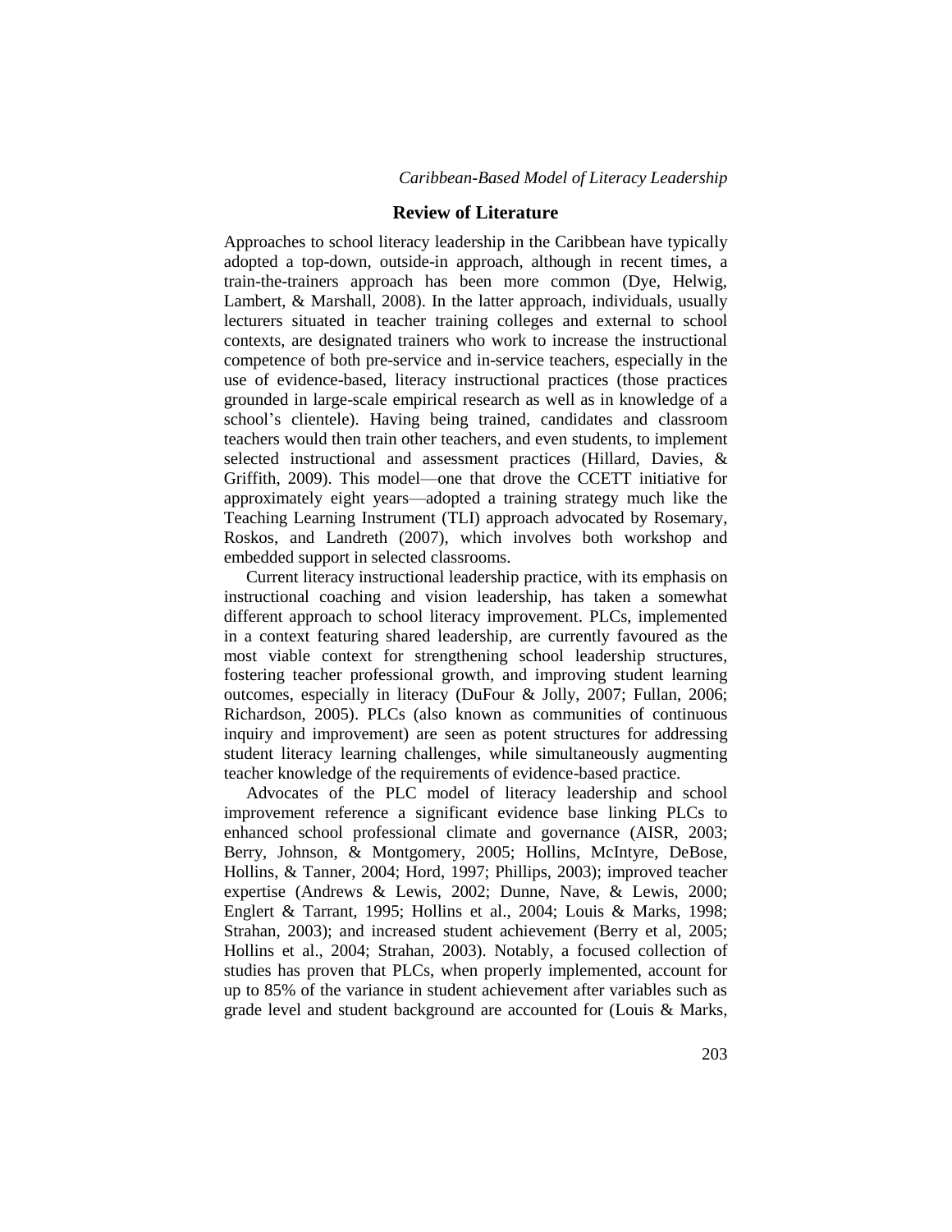## Review of Literature

Approaches to school literacy leadership in the Caribbean have typically adopted a top-down, outside-in approach, although in recent times, a train-the-trainers approach has been more common (Dye, Helwig, Lambert, & Marshall, 2008). In the latter approach, individuals, usually lecturers situated in teacher training colleges and external to school contexts, are designated trainers who work to increase the instructional competence of both pre-service and in-service teachers, especially in the use of evidence-based, literacy instructional practices (those practices grounded in large-scale empirical research as well as in knowledge of a school's clientele). Having being trained, candidates and classroom teachers would then train other teachers, and even students, to implement selected instructional and assessment practices (Hillard, Davies, & Griffith, 2009). This model—one that drove the CCETT initiative for approximately eight years—adopted a training strategy much like the Teaching Learning Instrument (TLI) approach advocated by Rosemary, Roskos, and Landreth (2007), which involves both workshop and embedded support in selected classrooms.

Current literacy instructional leadership practice, with its emphasis on instructional coaching and vision leadership, has taken a somewhat different approach to school literacy improvement. PLCs, implemented in a context featuring shared leadership, are currently favoured as the most viable context for strengthening school leadership structures, fostering teacher professional growth, and improving student learning outcomes, especially in literacy (DuFour & Jolly, 2007; Fullan, 2006; Richardson, 2005). PLCs (also known as communities of continuous inquiry and improvement) are seen as potent structures for addressing student literacy learning challenges, while simultaneously augmenting teacher knowledge of the requirements of evidence-based practice.

Advocates of the PLC model of literacy leadership and school improvement reference a significant evidence base linking PLCs to enhanced school professional climate and governance (AISR, 2003; Berry, Johnson, & Montgomery, 2005; Hollins, McIntyre, DeBose, Hollins, & Tanner, 2004; Hord, 1997; Phillips, 2003); improved teacher expertise (Andrews & Lewis, 2002; Dunne, Nave, & Lewis, 2000; Englert & Tarrant, 1995; Hollins et al., 2004; Louis & Marks, 1998; Strahan, 2003); and increased student achievement (Berry et al, 2005; Hollins et al., 2004; Strahan, 2003). Notably, a focused collection of studies has proven that PLCs, when properly implemented, account for up to 85% of the variance in student achievement after variables such as grade level and student background are accounted for (Louis & Marks,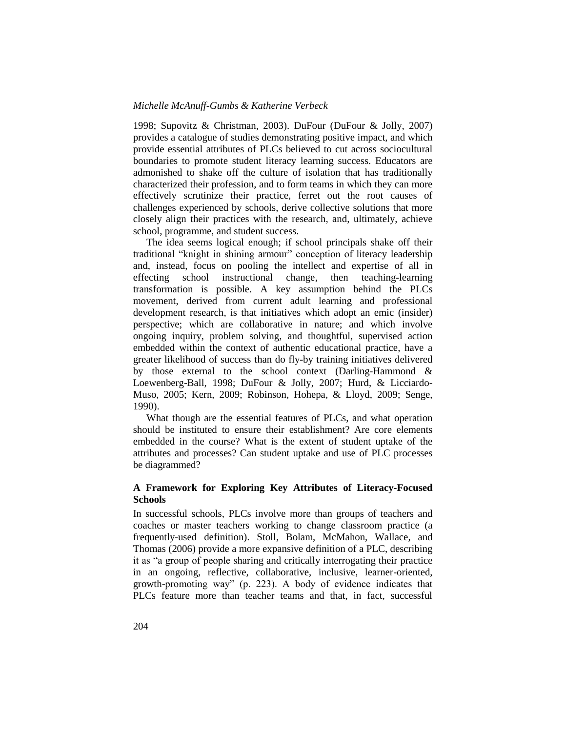1998; Supovitz & Christman, 2003). DuFour (DuFour & Jolly, 2007) provides a catalogue of studies demonstrating positive impact, and which provide essential attributes of PLCs believed to cut across sociocultural boundaries to promote student literacy learning success. Educators are admonished to shake off the culture of isolation that has traditionally characterized their profession, and to form teams in which they can more effectively scrutinize their practice, ferret out the root causes of challenges experienced by schools, derive collective solutions that more closely align their practices with the research, and, ultimately, achieve school, programme, and student success.

The idea seems logical enough; if school principals shake off their traditional "knight in shining armour" conception of literacy leadership and, instead, focus on pooling the intellect and expertise of all in effecting school instructional change, then teaching-learning transformation is possible. A key assumption behind the PLCs movement, derived from current adult learning and professional development research, is that initiatives which adopt an emic (insider) perspective; which are collaborative in nature; and which involve ongoing inquiry, problem solving, and thoughtful, supervised action embedded within the context of authentic educational practice, have a greater likelihood of success than do fly-by training initiatives delivered by those external to the school context (Darling-Hammond & Loewenberg-Ball, 1998; DuFour & Jolly, 2007; Hurd, & Licciardo-Muso, 2005; Kern, 2009; Robinson, Hohepa, & Lloyd, 2009; Senge, 1990).

What though are the essential features of PLCs, and what operation should be instituted to ensure their establishment? Are core elements embedded in the course? What is the extent of student uptake of the attributes and processes? Can student uptake and use of PLC processes be diagrammed?

## A Framework for Exploring Key Attributes of Literacy-Focused Schools

In successful schools, PLCs involve more than groups of teachers and coaches or master teachers working to change classroom practice (a frequently-used definition). Stoll, Bolam, McMahon, Wallace, and Thomas (2006) provide a more expansive definition of a PLC, describing it as "a group of people sharing and critically interrogating their practice in an ongoing, reflective, collaborative, inclusive, learner-oriented, growth-promoting way" (p. 223). A body of evidence indicates that PLCs feature more than teacher teams and that, in fact, successful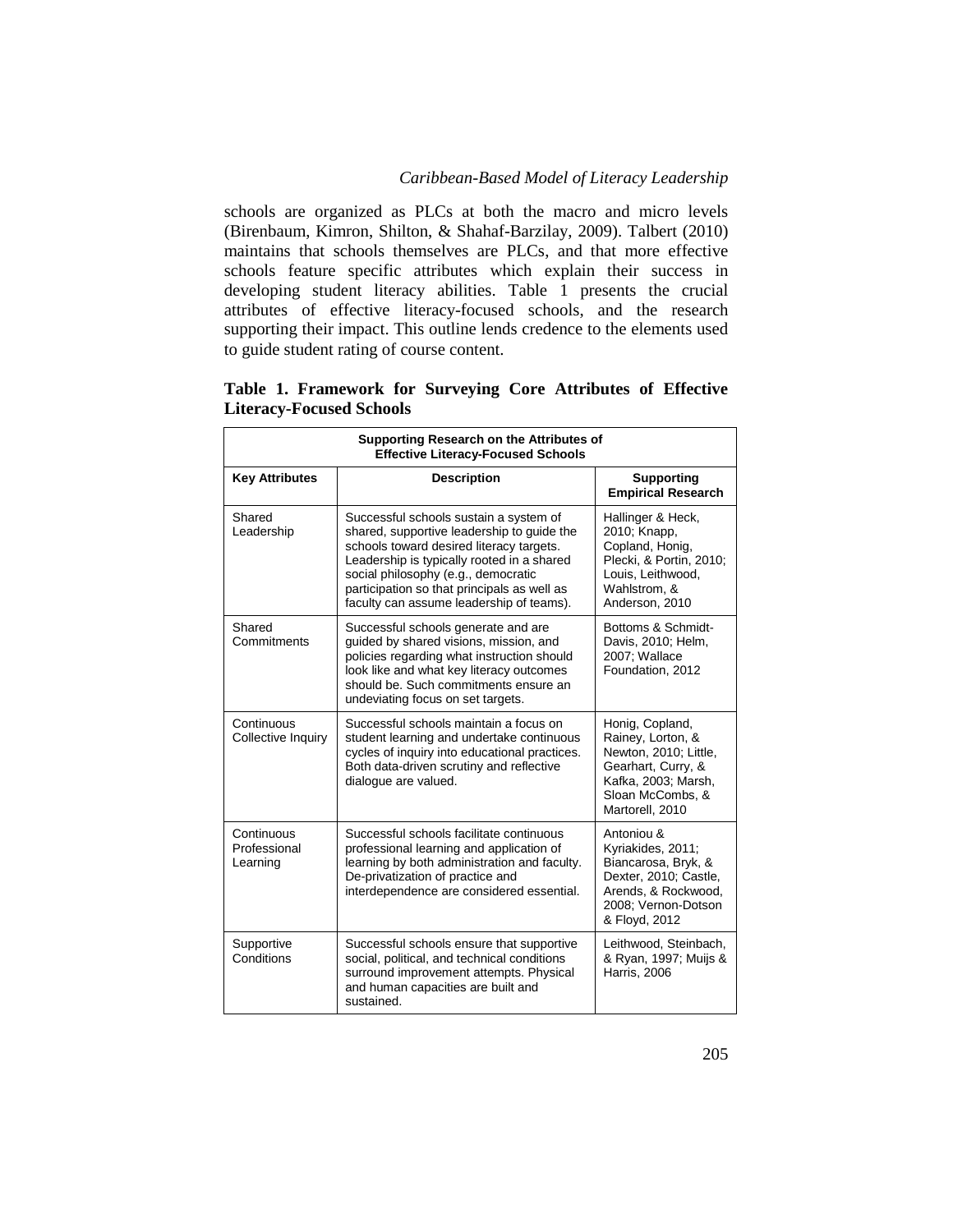schools are organized as PLCs at both the macro and micro levels (Birenbaum, Kimron, Shilton, & Shahaf-Barzilay, 2009). Talbert (2010) maintains that schools themselves are PLCs, and that more effective schools feature specific attributes which explain their success in developing student literacy abilities. Table 1 presents the crucial attributes of effective literacy-focused schools, and the research supporting their impact. This outline lends credence to the elements used to guide student rating of course content.

**Table 1. Framework for Surveying Core Attributes of Effective Literacy-Focused Schools**

| Supporting Research on the Attributes of Effective Literacy-Focused Schools | | |
|---|---|---|
| **Key Attributes** | **Description** | **Supporting Empirical Research** |
| Shared Leadership | Successful schools sustain a system of shared, supportive leadership to guide the schools toward desired literacy targets. Leadership is typically rooted in a shared social philosophy (e.g., democratic participation so that principals as well as faculty can assume leadership of teams). | Hallinger & Heck, 2010; Knapp, Copland, Honig, Plecki, & Portin, 2010; Louis, Leithwood, Wahlstrom, & Anderson, 2010 |
| Shared Commitments | Successful schools generate and are guided by shared visions, mission, and policies regarding what instruction should look like and what key literacy outcomes should be. Such commitments ensure an undeviating focus on set targets. | Bottoms & Schmidt-Davis, 2010; Helm, 2007; Wallace Foundation, 2012 |
| Continuous Collective Inquiry | Successful schools maintain a focus on student learning and undertake continuous cycles of inquiry into educational practices. Both data-driven scrutiny and reflective dialogue are valued. | Honig, Copland, Rainey, Lorton, & Newton, 2010; Little, Gearhart, Curry, & Kafka, 2003; Marsh, Sloan McCombs, & Martorell, 2010 |
| Continuous Professional Learning | Successful schools facilitate continuous professional learning and application of learning by both administration and faculty. De-privatization of practice and interdependence are considered essential. | Antoniou & Kyriakides, 2011; Biancarosa, Bryk, & Dexter, 2010; Castle, Arends, & Rockwood, 2008; Vernon-Dotson & Floyd, 2012 |
| Supportive Conditions | Successful schools ensure that supportive social, political, and technical conditions surround improvement attempts. Physical and human capacities are built and sustained. | Leithwood, Steinbach, & Ryan, 1997; Muijs & Harris, 2006 |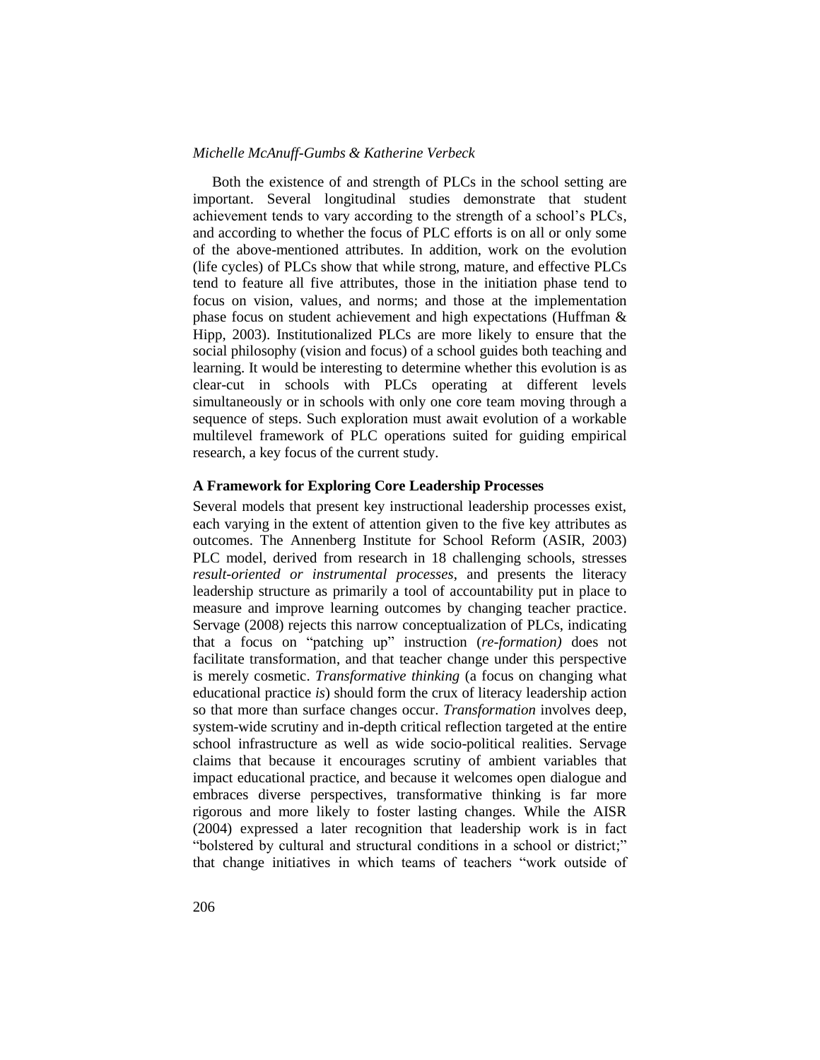Both the existence of and strength of PLCs in the school setting are important. Several longitudinal studies demonstrate that student achievement tends to vary according to the strength of a school's PLCs, and according to whether the focus of PLC efforts is on all or only some of the above-mentioned attributes. In addition, work on the evolution (life cycles) of PLCs show that while strong, mature, and effective PLCs tend to feature all five attributes, those in the initiation phase tend to focus on vision, values, and norms; and those at the implementation phase focus on student achievement and high expectations (Huffman & Hipp, 2003). Institutionalized PLCs are more likely to ensure that the social philosophy (vision and focus) of a school guides both teaching and learning. It would be interesting to determine whether this evolution is as clear-cut in schools with PLCs operating at different levels simultaneously or in schools with only one core team moving through a sequence of steps. Such exploration must await evolution of a workable multilevel framework of PLC operations suited for guiding empirical research, a key focus of the current study.

### A Framework for Exploring Core Leadership Processes

Several models that present key instructional leadership processes exist, each varying in the extent of attention given to the five key attributes as outcomes. The Annenberg Institute for School Reform (ASIR, 2003) PLC model, derived from research in 18 challenging schools, stresses *result-oriented or instrumental processes*, and presents the literacy leadership structure as primarily a tool of accountability put in place to measure and improve learning outcomes by changing teacher practice. Servage (2008) rejects this narrow conceptualization of PLCs, indicating that a focus on "patching up" instruction (*re-formation)* does not facilitate transformation, and that teacher change under this perspective is merely cosmetic. *Transformative thinking* (a focus on changing what educational practice *is*) should form the crux of literacy leadership action so that more than surface changes occur. *Transformation* involves deep, system-wide scrutiny and in-depth critical reflection targeted at the entire school infrastructure as well as wide socio-political realities. Servage claims that because it encourages scrutiny of ambient variables that impact educational practice, and because it welcomes open dialogue and embraces diverse perspectives, transformative thinking is far more rigorous and more likely to foster lasting changes. While the AISR (2004) expressed a later recognition that leadership work is in fact "bolstered by cultural and structural conditions in a school or district;" that change initiatives in which teams of teachers "work outside of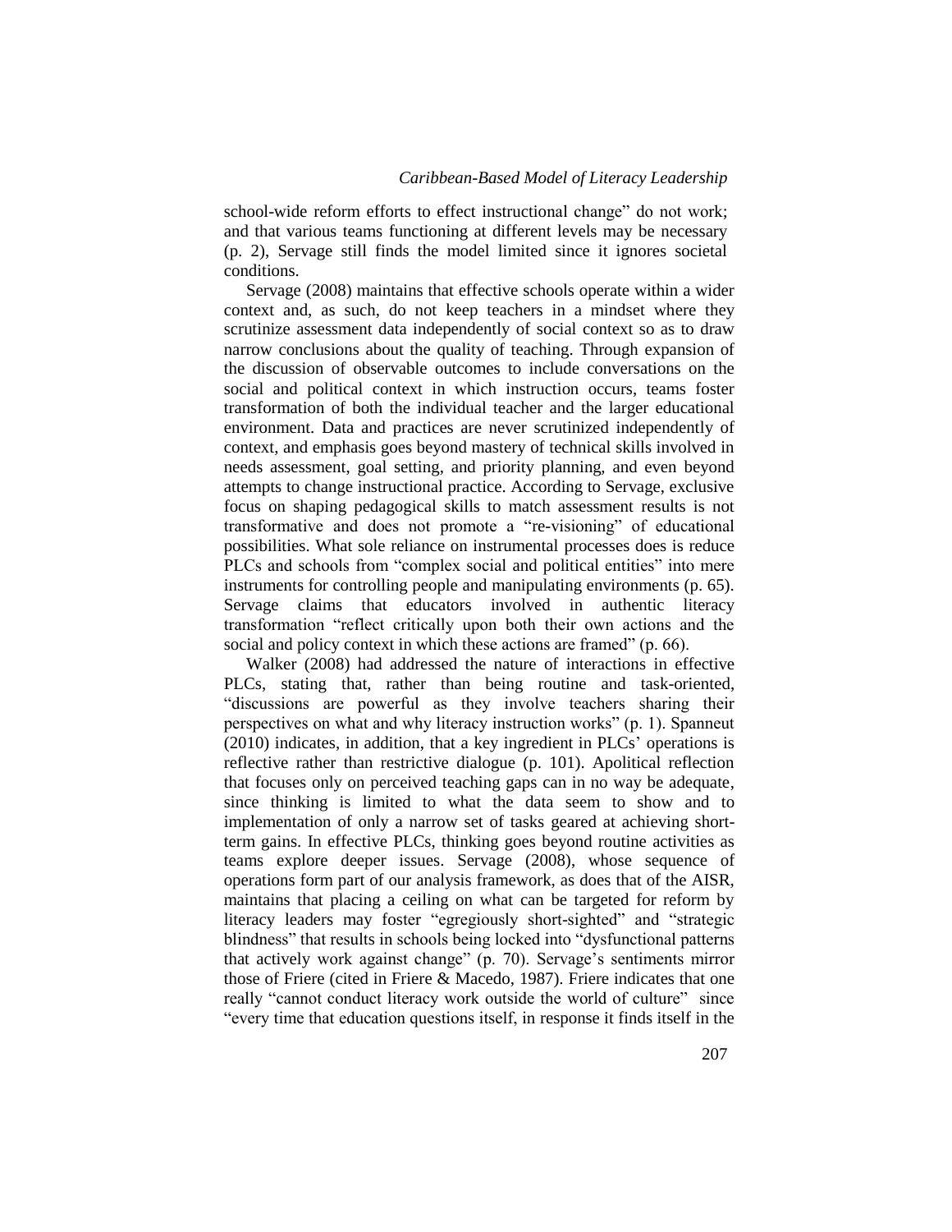school-wide reform efforts to effect instructional change" do not work; and that various teams functioning at different levels may be necessary (p. 2), Servage still finds the model limited since it ignores societal conditions.

Servage (2008) maintains that effective schools operate within a wider context and, as such, do not keep teachers in a mindset where they scrutinize assessment data independently of social context so as to draw narrow conclusions about the quality of teaching. Through expansion of the discussion of observable outcomes to include conversations on the social and political context in which instruction occurs, teams foster transformation of both the individual teacher and the larger educational environment. Data and practices are never scrutinized independently of context, and emphasis goes beyond mastery of technical skills involved in needs assessment, goal setting, and priority planning, and even beyond attempts to change instructional practice. According to Servage, exclusive focus on shaping pedagogical skills to match assessment results is not transformative and does not promote a "re-visioning" of educational possibilities. What sole reliance on instrumental processes does is reduce PLCs and schools from "complex social and political entities" into mere instruments for controlling people and manipulating environments (p. 65). Servage claims that educators involved in authentic literacy transformation "reflect critically upon both their own actions and the social and policy context in which these actions are framed" (p. 66).

Walker (2008) had addressed the nature of interactions in effective PLCs, stating that, rather than being routine and task-oriented, "discussions are powerful as they involve teachers sharing their perspectives on what and why literacy instruction works" (p. 1). Spanneut (2010) indicates, in addition, that a key ingredient in PLCs' operations is reflective rather than restrictive dialogue (p. 101). Apolitical reflection that focuses only on perceived teaching gaps can in no way be adequate, since thinking is limited to what the data seem to show and to implementation of only a narrow set of tasks geared at achieving short-term gains. In effective PLCs, thinking goes beyond routine activities as teams explore deeper issues. Servage (2008), whose sequence of operations form part of our analysis framework, as does that of the AISR, maintains that placing a ceiling on what can be targeted for reform by literacy leaders may foster "egregiously short-sighted" and "strategic blindness" that results in schools being locked into "dysfunctional patterns that actively work against change" (p. 70). Servage's sentiments mirror those of Friere (cited in Friere & Macedo, 1987). Friere indicates that one really "cannot conduct literacy work outside the world of culture" since "every time that education questions itself, in response it finds itself in the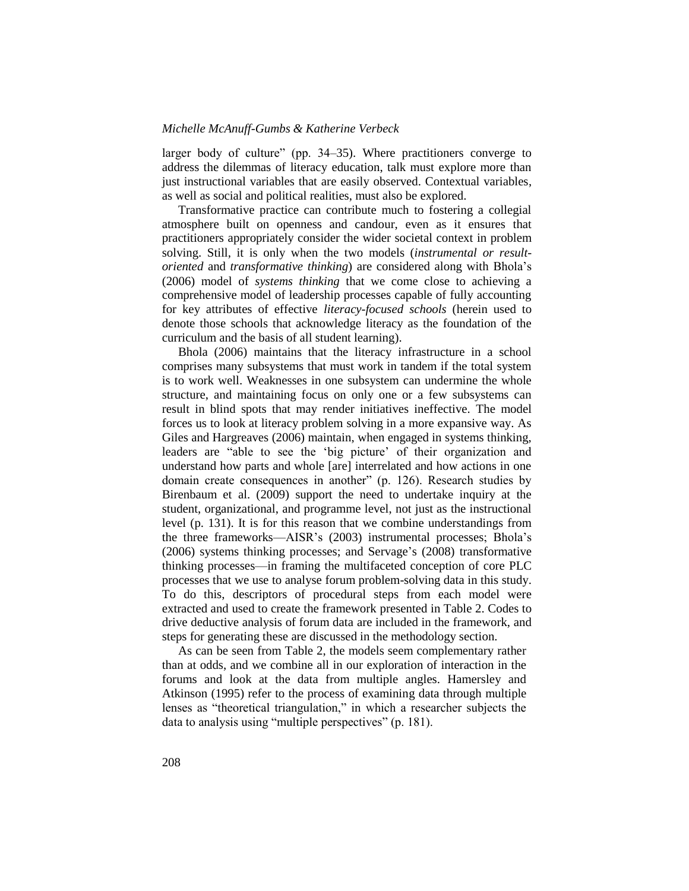larger body of culture" (pp. 34–35). Where practitioners converge to address the dilemmas of literacy education, talk must explore more than just instructional variables that are easily observed. Contextual variables, as well as social and political realities, must also be explored.

Transformative practice can contribute much to fostering a collegial atmosphere built on openness and candour, even as it ensures that practitioners appropriately consider the wider societal context in problem solving. Still, it is only when the two models (*instrumental or result-oriented* and *transformative thinking*) are considered along with Bhola's (2006) model of *systems thinking* that we come close to achieving a comprehensive model of leadership processes capable of fully accounting for key attributes of effective *literacy-focused schools* (herein used to denote those schools that acknowledge literacy as the foundation of the curriculum and the basis of all student learning).

Bhola (2006) maintains that the literacy infrastructure in a school comprises many subsystems that must work in tandem if the total system is to work well. Weaknesses in one subsystem can undermine the whole structure, and maintaining focus on only one or a few subsystems can result in blind spots that may render initiatives ineffective. The model forces us to look at literacy problem solving in a more expansive way. As Giles and Hargreaves (2006) maintain, when engaged in systems thinking, leaders are "able to see the 'big picture' of their organization and understand how parts and whole [are] interrelated and how actions in one domain create consequences in another" (p. 126). Research studies by Birenbaum et al. (2009) support the need to undertake inquiry at the student, organizational, and programme level, not just as the instructional level (p. 131). It is for this reason that we combine understandings from the three frameworks—AISR's (2003) instrumental processes; Bhola's (2006) systems thinking processes; and Servage's (2008) transformative thinking processes—in framing the multifaceted conception of core PLC processes that we use to analyse forum problem-solving data in this study. To do this, descriptors of procedural steps from each model were extracted and used to create the framework presented in Table 2. Codes to drive deductive analysis of forum data are included in the framework, and steps for generating these are discussed in the methodology section.

As can be seen from Table 2, the models seem complementary rather than at odds, and we combine all in our exploration of interaction in the forums and look at the data from multiple angles. Hamersley and Atkinson (1995) refer to the process of examining data through multiple lenses as "theoretical triangulation," in which a researcher subjects the data to analysis using "multiple perspectives" (p. 181).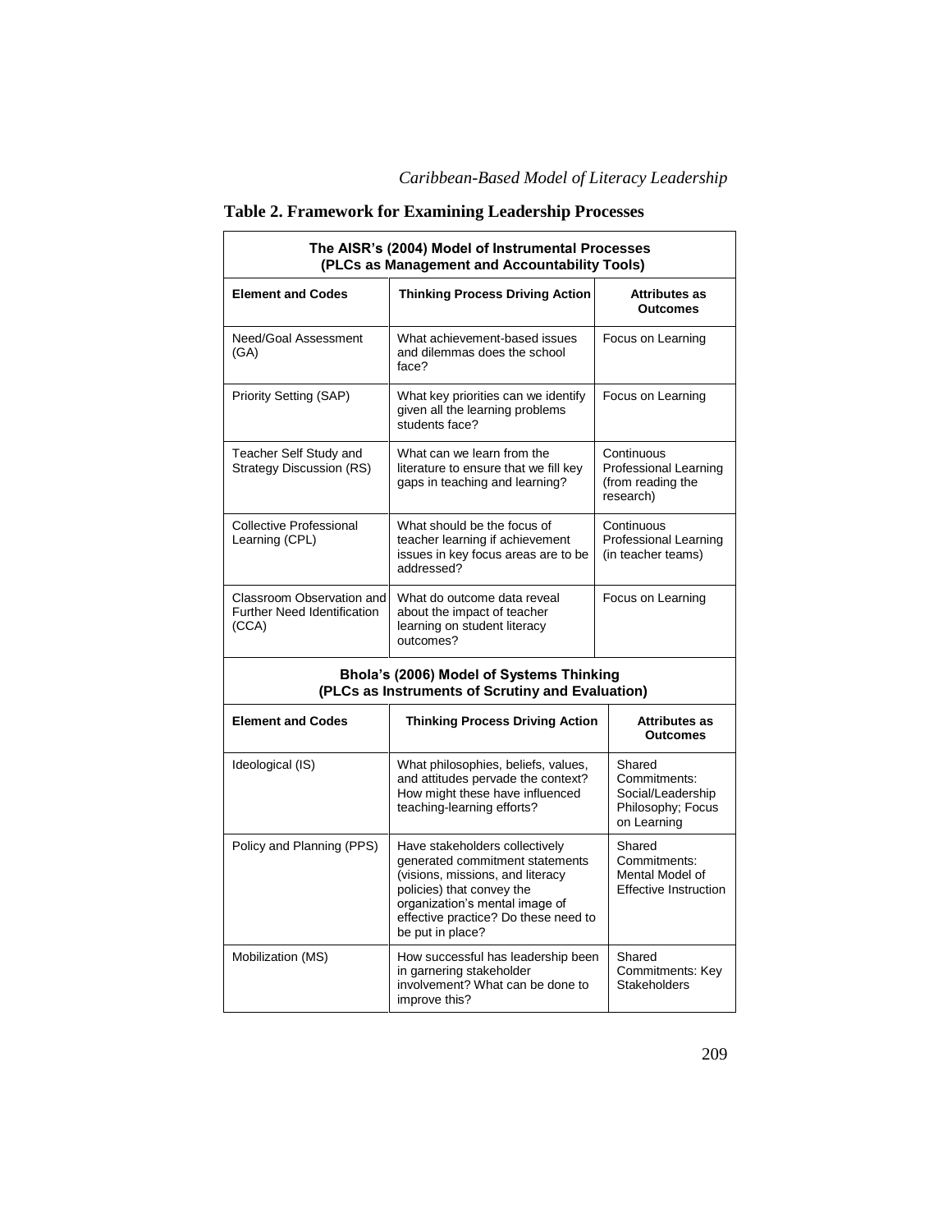**Table 2. Framework for Examining Leadership Processes**

| **The AISR's (2004) Model of Instrumental Processes (PLCs as Management and Accountability Tools)** | | |
|---|---|---|
| **Element and Codes** | **Thinking Process Driving Action** | **Attributes as Outcomes** |
| Need/Goal Assessment (GA) | What achievement-based issues and dilemmas does the school face? | Focus on Learning |
| Priority Setting (SAP) | What key priorities can we identify given all the learning problems students face? | Focus on Learning |
| Teacher Self Study and Strategy Discussion (RS) | What can we learn from the literature to ensure that we fill key gaps in teaching and learning? | Continuous Professional Learning (from reading the research) |
| Collective Professional Learning (CPL) | What should be the focus of teacher learning if achievement issues in key focus areas are to be addressed? | Continuous Professional Learning (in teacher teams) |
| Classroom Observation and Further Need Identification (CCA) | What do outcome data reveal about the impact of teacher learning on student literacy outcomes? | Focus on Learning |
| **Bhola's (2006) Model of Systems Thinking (PLCs as Instruments of Scrutiny and Evaluation)** | | |
| **Element and Codes** | **Thinking Process Driving Action** | **Attributes as Outcomes** |
| Ideological (IS) | What philosophies, beliefs, values, and attitudes pervade the context? How might these have influenced teaching-learning efforts? | Shared Commitments: Social/Leadership Philosophy; Focus on Learning |
| Policy and Planning (PPS) | Have stakeholders collectively generated commitment statements (visions, missions, and literacy policies) that convey the organization's mental image of effective practice? Do these need to be put in place? | Shared Commitments: Mental Model of Effective Instruction |
| Mobilization (MS) | How successful has leadership been in garnering stakeholder involvement? What can be done to improve this? | Shared Commitments: Key Stakeholders |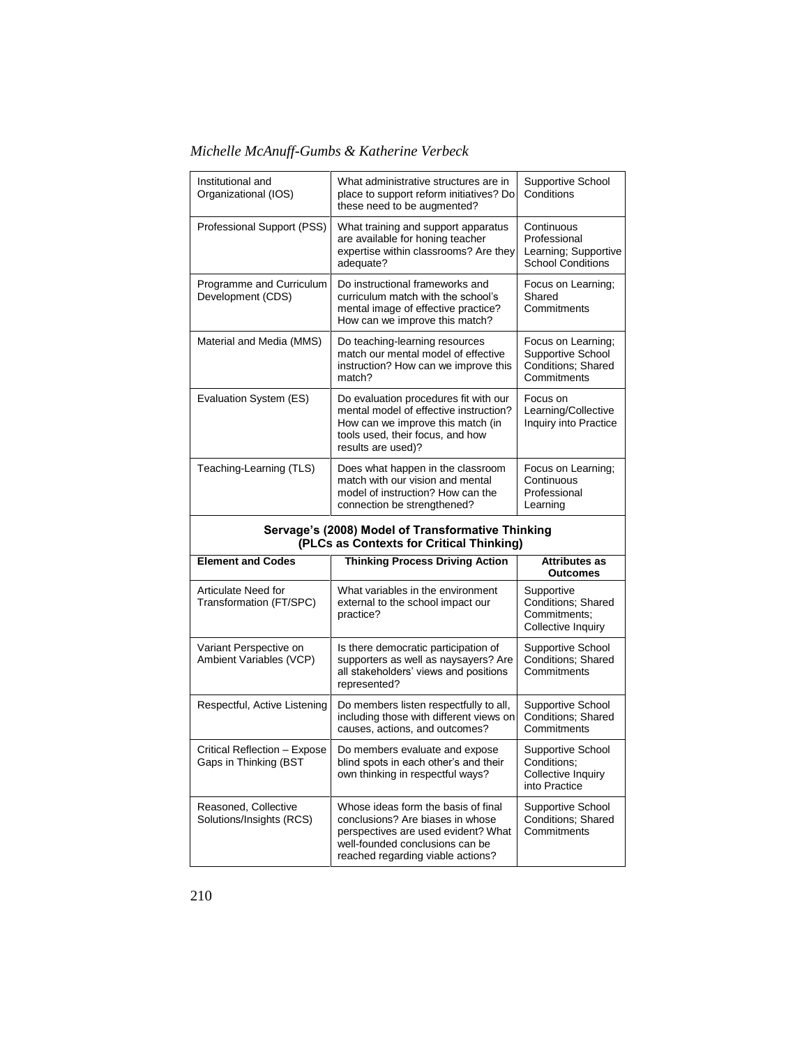| | | |
|---|---|---|
| Institutional and Organizational (IOS) | What administrative structures are in place to support reform initiatives? Do these need to be augmented? | Supportive School Conditions |
| Professional Support (PSS) | What training and support apparatus are available for honing teacher expertise within classrooms? Are they adequate? | Continuous Professional Learning; Supportive School Conditions |
| Programme and Curriculum Development (CDS) | Do instructional frameworks and curriculum match with the school's mental image of effective practice? How can we improve this match? | Focus on Learning; Shared Commitments |
| Material and Media (MMS) | Do teaching-learning resources match our mental model of effective instruction? How can we improve this match? | Focus on Learning; Supportive School Conditions; Shared Commitments |
| Evaluation System (ES) | Do evaluation procedures fit with our mental model of effective instruction? How can we improve this match (in tools used, their focus, and how results are used)? | Focus on Learning/Collective Inquiry into Practice |
| Teaching-Learning (TLS) | Does what happen in the classroom match with our vision and mental model of instruction? How can the connection be strengthened? | Focus on Learning; Continuous Professional Learning |
| **Servage's (2008) Model of Transformative Thinking (PLCs as Contexts for Critical Thinking)** | | |
| **Element and Codes** | **Thinking Process Driving Action** | **Attributes as Outcomes** |
| Articulate Need for Transformation (FT/SPC) | What variables in the environment external to the school impact our practice? | Supportive Conditions; Shared Commitments; Collective Inquiry |
| Variant Perspective on Ambient Variables (VCP) | Is there democratic participation of supporters as well as naysayers? Are all stakeholders' views and positions represented? | Supportive School Conditions; Shared Commitments |
| Respectful, Active Listening | Do members listen respectfully to all, including those with different views on causes, actions, and outcomes? | Supportive School Conditions; Shared Commitments |
| Critical Reflection – Expose Gaps in Thinking (BST | Do members evaluate and expose blind spots in each other's and their own thinking in respectful ways? | Supportive School Conditions; Collective Inquiry into Practice |
| Reasoned, Collective Solutions/Insights (RCS) | Whose ideas form the basis of final conclusions? Are biases in whose perspectives are used evident? What well-founded conclusions can be reached regarding viable actions? | Supportive School Conditions; Shared Commitments |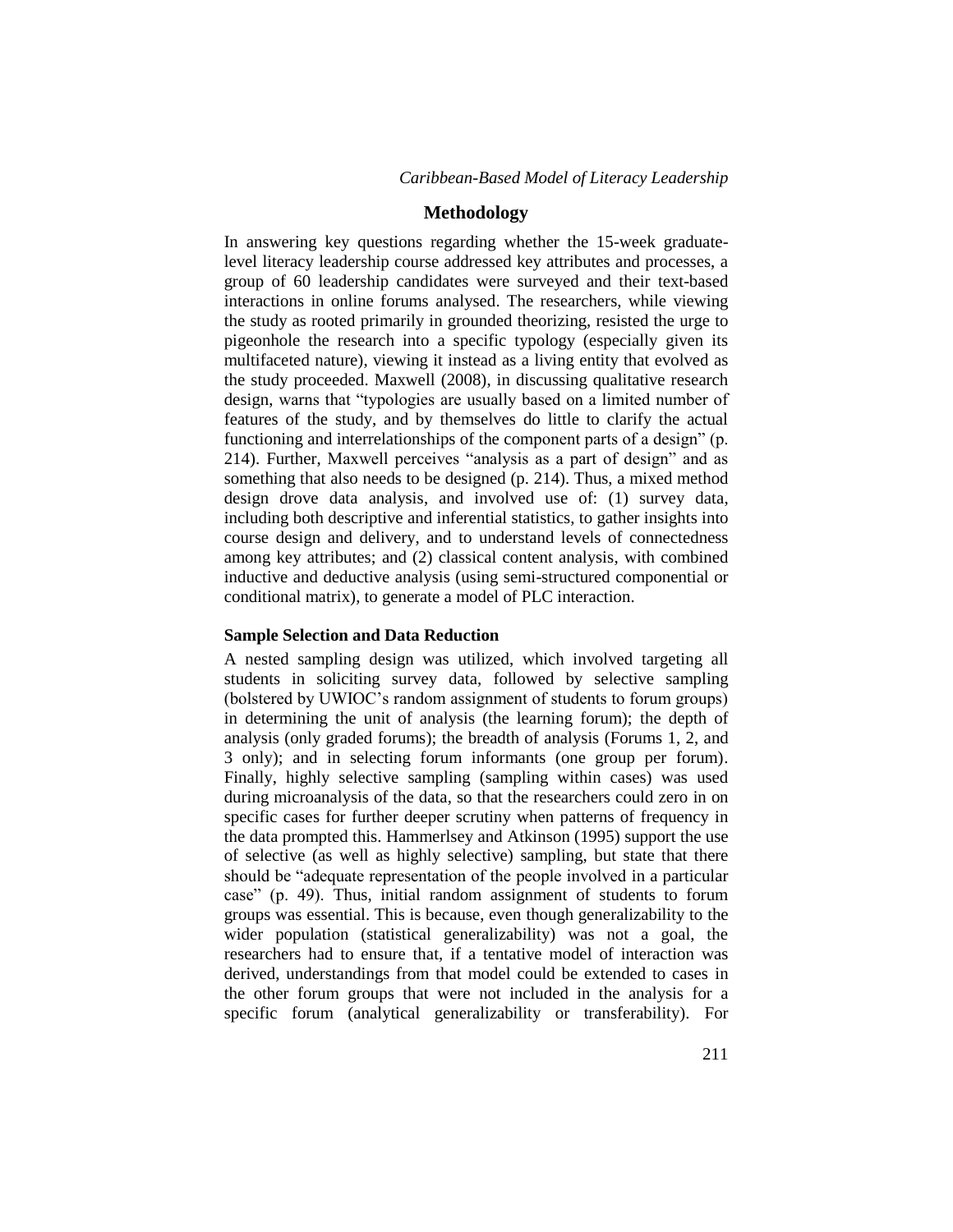## Methodology

In answering key questions regarding whether the 15-week graduate-level literacy leadership course addressed key attributes and processes, a group of 60 leadership candidates were surveyed and their text-based interactions in online forums analysed. The researchers, while viewing the study as rooted primarily in grounded theorizing, resisted the urge to pigeonhole the research into a specific typology (especially given its multifaceted nature), viewing it instead as a living entity that evolved as the study proceeded. Maxwell (2008), in discussing qualitative research design, warns that "typologies are usually based on a limited number of features of the study, and by themselves do little to clarify the actual functioning and interrelationships of the component parts of a design" (p. 214). Further, Maxwell perceives "analysis as a part of design" and as something that also needs to be designed (p. 214). Thus, a mixed method design drove data analysis, and involved use of: (1) survey data, including both descriptive and inferential statistics, to gather insights into course design and delivery, and to understand levels of connectedness among key attributes; and (2) classical content analysis, with combined inductive and deductive analysis (using semi-structured componential or conditional matrix), to generate a model of PLC interaction.

### Sample Selection and Data Reduction

A nested sampling design was utilized, which involved targeting all students in soliciting survey data, followed by selective sampling (bolstered by UWIOC's random assignment of students to forum groups) in determining the unit of analysis (the learning forum); the depth of analysis (only graded forums); the breadth of analysis (Forums 1, 2, and 3 only); and in selecting forum informants (one group per forum). Finally, highly selective sampling (sampling within cases) was used during microanalysis of the data, so that the researchers could zero in on specific cases for further deeper scrutiny when patterns of frequency in the data prompted this. Hammerlsey and Atkinson (1995) support the use of selective (as well as highly selective) sampling, but state that there should be "adequate representation of the people involved in a particular case" (p. 49). Thus, initial random assignment of students to forum groups was essential. This is because, even though generalizability to the wider population (statistical generalizability) was not a goal, the researchers had to ensure that, if a tentative model of interaction was derived, understandings from that model could be extended to cases in the other forum groups that were not included in the analysis for a specific forum (analytical generalizability or transferability). For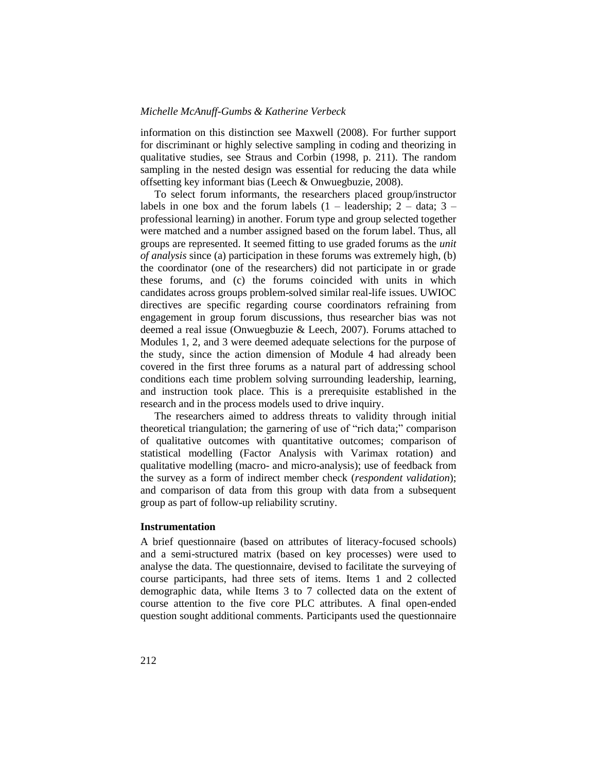information on this distinction see Maxwell (2008). For further support for discriminant or highly selective sampling in coding and theorizing in qualitative studies, see Straus and Corbin (1998, p. 211). The random sampling in the nested design was essential for reducing the data while offsetting key informant bias (Leech & Onwuegbuzie, 2008).

To select forum informants, the researchers placed group/instructor labels in one box and the forum labels (1 – leadership; 2 – data; 3 – professional learning) in another. Forum type and group selected together were matched and a number assigned based on the forum label. Thus, all groups are represented. It seemed fitting to use graded forums as the *unit of analysis* since (a) participation in these forums was extremely high, (b) the coordinator (one of the researchers) did not participate in or grade these forums, and (c) the forums coincided with units in which candidates across groups problem-solved similar real-life issues. UWIOC directives are specific regarding course coordinators refraining from engagement in group forum discussions, thus researcher bias was not deemed a real issue (Onwuegbuzie & Leech, 2007). Forums attached to Modules 1, 2, and 3 were deemed adequate selections for the purpose of the study, since the action dimension of Module 4 had already been covered in the first three forums as a natural part of addressing school conditions each time problem solving surrounding leadership, learning, and instruction took place. This is a prerequisite established in the research and in the process models used to drive inquiry.

The researchers aimed to address threats to validity through initial theoretical triangulation; the garnering of use of "rich data;" comparison of qualitative outcomes with quantitative outcomes; comparison of statistical modelling (Factor Analysis with Varimax rotation) and qualitative modelling (macro- and micro-analysis); use of feedback from the survey as a form of indirect member check (*respondent validation*); and comparison of data from this group with data from a subsequent group as part of follow-up reliability scrutiny.

**Instrumentation**

A brief questionnaire (based on attributes of literacy-focused schools) and a semi-structured matrix (based on key processes) were used to analyse the data. The questionnaire, devised to facilitate the surveying of course participants, had three sets of items. Items 1 and 2 collected demographic data, while Items 3 to 7 collected data on the extent of course attention to the five core PLC attributes. A final open-ended question sought additional comments. Participants used the questionnaire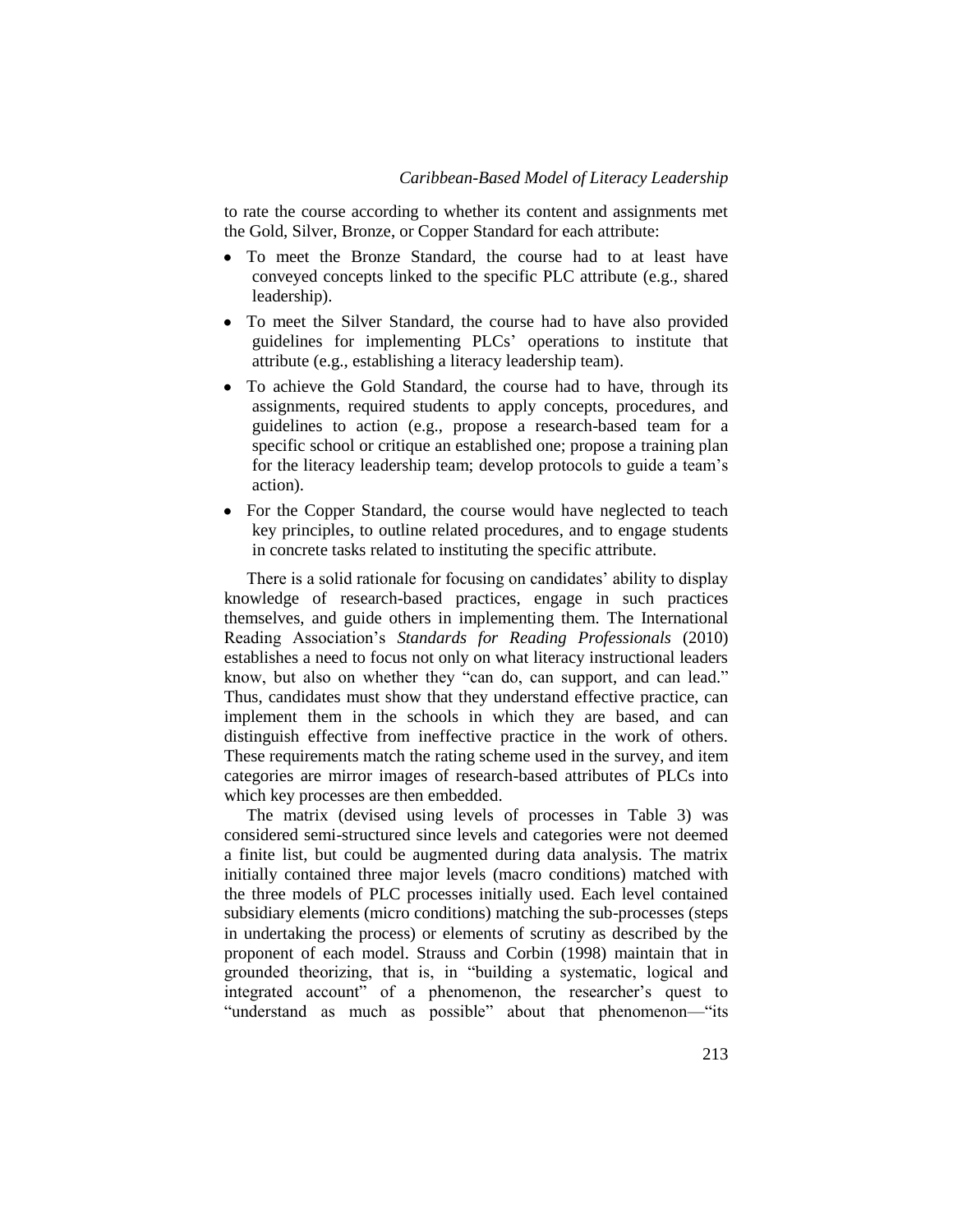to rate the course according to whether its content and assignments met the Gold, Silver, Bronze, or Copper Standard for each attribute:

- To meet the Bronze Standard, the course had to at least have conveyed concepts linked to the specific PLC attribute (e.g., shared leadership).
- To meet the Silver Standard, the course had to have also provided guidelines for implementing PLCs' operations to institute that attribute (e.g., establishing a literacy leadership team).
- To achieve the Gold Standard, the course had to have, through its assignments, required students to apply concepts, procedures, and guidelines to action (e.g., propose a research-based team for a specific school or critique an established one; propose a training plan for the literacy leadership team; develop protocols to guide a team's action).
- For the Copper Standard, the course would have neglected to teach key principles, to outline related procedures, and to engage students in concrete tasks related to instituting the specific attribute.

There is a solid rationale for focusing on candidates' ability to display knowledge of research-based practices, engage in such practices themselves, and guide others in implementing them. The International Reading Association's *Standards for Reading Professionals* (2010) establishes a need to focus not only on what literacy instructional leaders know, but also on whether they "can do, can support, and can lead." Thus, candidates must show that they understand effective practice, can implement them in the schools in which they are based, and can distinguish effective from ineffective practice in the work of others. These requirements match the rating scheme used in the survey, and item categories are mirror images of research-based attributes of PLCs into which key processes are then embedded.

The matrix (devised using levels of processes in Table 3) was considered semi-structured since levels and categories were not deemed a finite list, but could be augmented during data analysis. The matrix initially contained three major levels (macro conditions) matched with the three models of PLC processes initially used. Each level contained subsidiary elements (micro conditions) matching the sub-processes (steps in undertaking the process) or elements of scrutiny as described by the proponent of each model. Strauss and Corbin (1998) maintain that in grounded theorizing, that is, in "building a systematic, logical and integrated account" of a phenomenon, the researcher's quest to "understand as much as possible" about that phenomenon—"its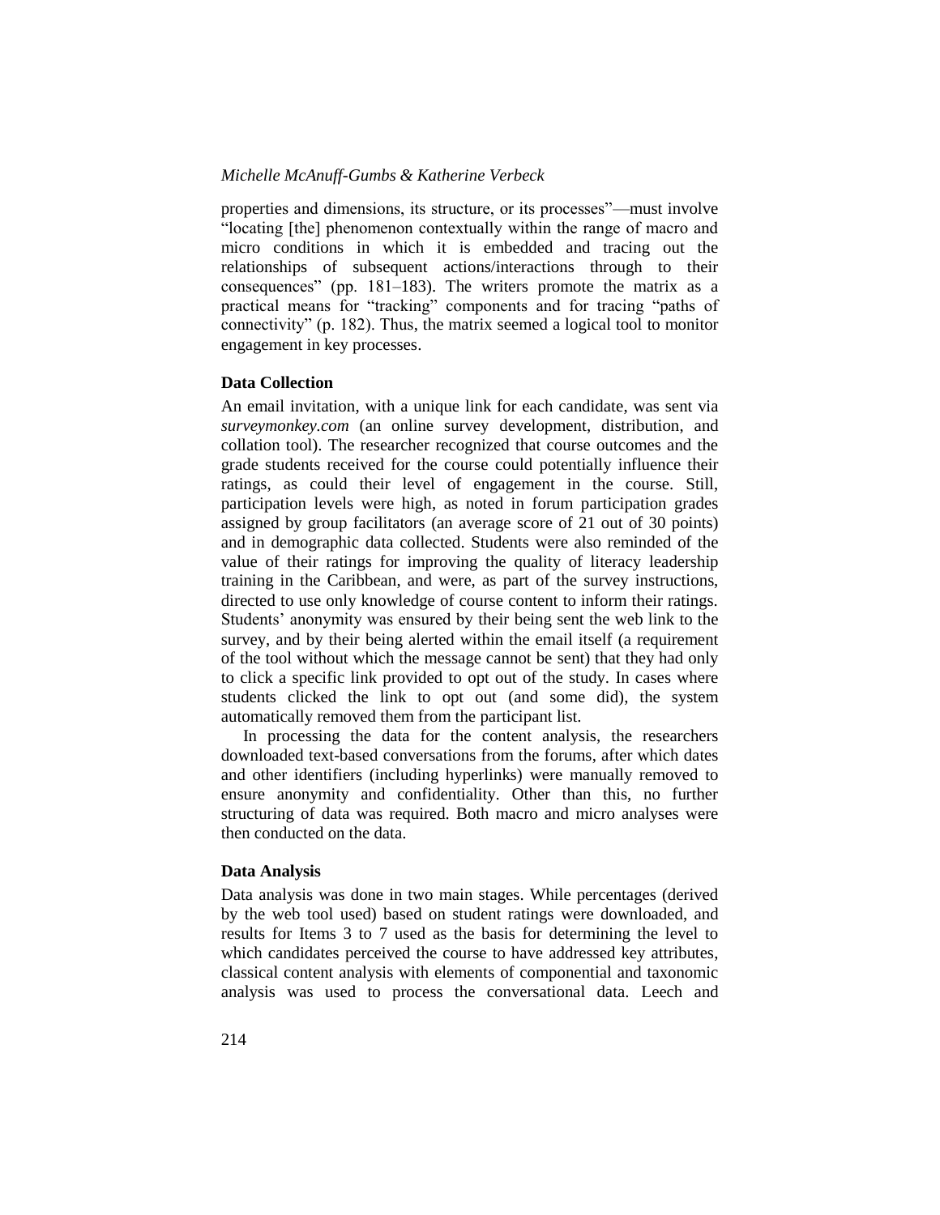properties and dimensions, its structure, or its processes"—must involve "locating [the] phenomenon contextually within the range of macro and micro conditions in which it is embedded and tracing out the relationships of subsequent actions/interactions through to their consequences" (pp. 181–183). The writers promote the matrix as a practical means for "tracking" components and for tracing "paths of connectivity" (p. 182). Thus, the matrix seemed a logical tool to monitor engagement in key processes.

### Data Collection

An email invitation, with a unique link for each candidate, was sent via *surveymonkey.com* (an online survey development, distribution, and collation tool). The researcher recognized that course outcomes and the grade students received for the course could potentially influence their ratings, as could their level of engagement in the course. Still, participation levels were high, as noted in forum participation grades assigned by group facilitators (an average score of 21 out of 30 points) and in demographic data collected. Students were also reminded of the value of their ratings for improving the quality of literacy leadership training in the Caribbean, and were, as part of the survey instructions, directed to use only knowledge of course content to inform their ratings. Students' anonymity was ensured by their being sent the web link to the survey, and by their being alerted within the email itself (a requirement of the tool without which the message cannot be sent) that they had only to click a specific link provided to opt out of the study. In cases where students clicked the link to opt out (and some did), the system automatically removed them from the participant list.

In processing the data for the content analysis, the researchers downloaded text-based conversations from the forums, after which dates and other identifiers (including hyperlinks) were manually removed to ensure anonymity and confidentiality. Other than this, no further structuring of data was required. Both macro and micro analyses were then conducted on the data.

### Data Analysis

Data analysis was done in two main stages. While percentages (derived by the web tool used) based on student ratings were downloaded, and results for Items 3 to 7 used as the basis for determining the level to which candidates perceived the course to have addressed key attributes, classical content analysis with elements of componential and taxonomic analysis was used to process the conversational data. Leech and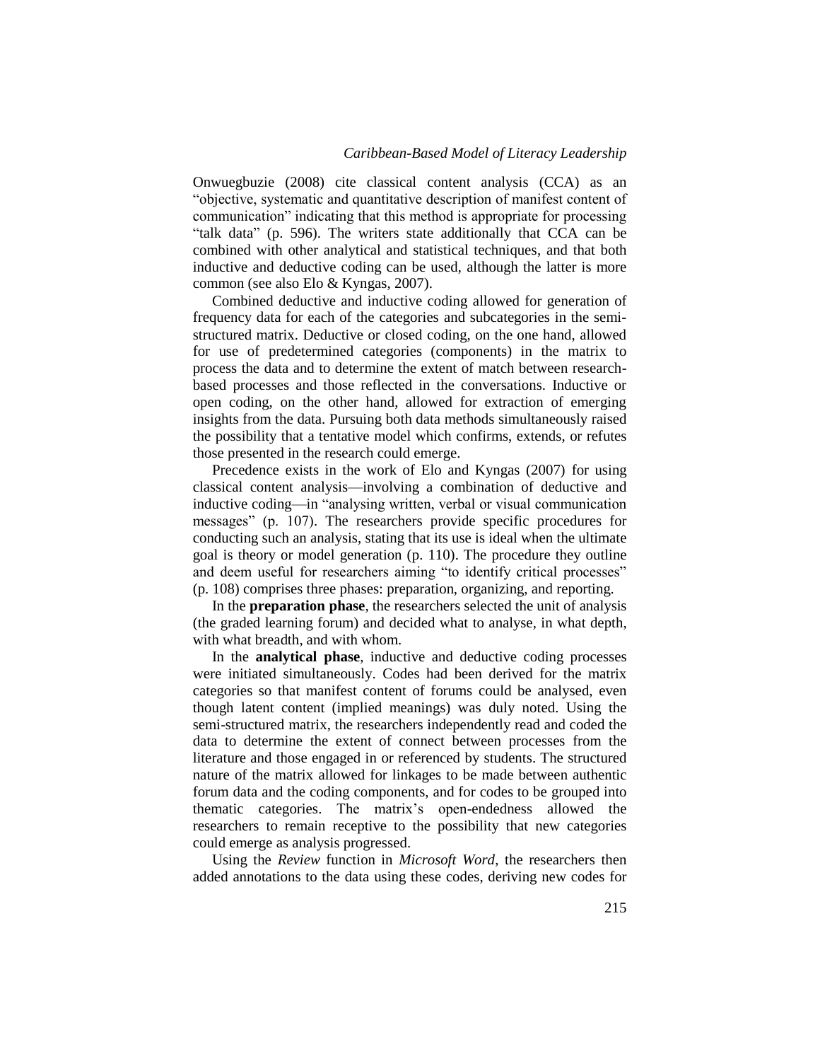Onwuegbuzie (2008) cite classical content analysis (CCA) as an "objective, systematic and quantitative description of manifest content of communication" indicating that this method is appropriate for processing "talk data" (p. 596). The writers state additionally that CCA can be combined with other analytical and statistical techniques, and that both inductive and deductive coding can be used, although the latter is more common (see also Elo & Kyngas, 2007).

Combined deductive and inductive coding allowed for generation of frequency data for each of the categories and subcategories in the semi-structured matrix. Deductive or closed coding, on the one hand, allowed for use of predetermined categories (components) in the matrix to process the data and to determine the extent of match between research-based processes and those reflected in the conversations. Inductive or open coding, on the other hand, allowed for extraction of emerging insights from the data. Pursuing both data methods simultaneously raised the possibility that a tentative model which confirms, extends, or refutes those presented in the research could emerge.

Precedence exists in the work of Elo and Kyngas (2007) for using classical content analysis—involving a combination of deductive and inductive coding—in "analysing written, verbal or visual communication messages" (p. 107). The researchers provide specific procedures for conducting such an analysis, stating that its use is ideal when the ultimate goal is theory or model generation (p. 110). The procedure they outline and deem useful for researchers aiming "to identify critical processes" (p. 108) comprises three phases: preparation, organizing, and reporting.

In the **preparation phase**, the researchers selected the unit of analysis (the graded learning forum) and decided what to analyse, in what depth, with what breadth, and with whom.

In the **analytical phase**, inductive and deductive coding processes were initiated simultaneously. Codes had been derived for the matrix categories so that manifest content of forums could be analysed, even though latent content (implied meanings) was duly noted. Using the semi-structured matrix, the researchers independently read and coded the data to determine the extent of connect between processes from the literature and those engaged in or referenced by students. The structured nature of the matrix allowed for linkages to be made between authentic forum data and the coding components, and for codes to be grouped into thematic categories. The matrix's open-endedness allowed the researchers to remain receptive to the possibility that new categories could emerge as analysis progressed.

Using the *Review* function in *Microsoft Word*, the researchers then added annotations to the data using these codes, deriving new codes for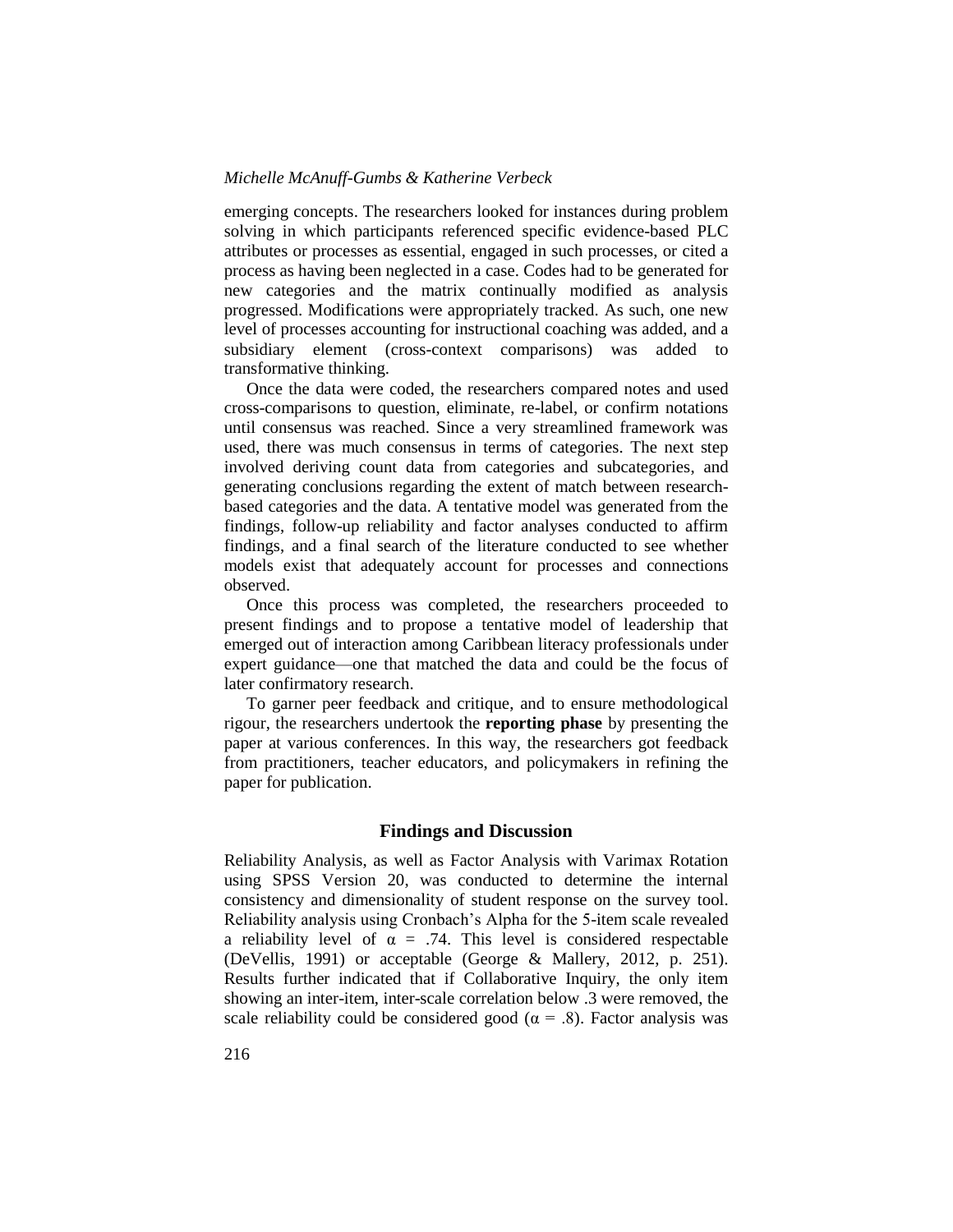emerging concepts. The researchers looked for instances during problem solving in which participants referenced specific evidence-based PLC attributes or processes as essential, engaged in such processes, or cited a process as having been neglected in a case. Codes had to be generated for new categories and the matrix continually modified as analysis progressed. Modifications were appropriately tracked. As such, one new level of processes accounting for instructional coaching was added, and a subsidiary element (cross-context comparisons) was added to transformative thinking.

Once the data were coded, the researchers compared notes and used cross-comparisons to question, eliminate, re-label, or confirm notations until consensus was reached. Since a very streamlined framework was used, there was much consensus in terms of categories. The next step involved deriving count data from categories and subcategories, and generating conclusions regarding the extent of match between research-based categories and the data. A tentative model was generated from the findings, follow-up reliability and factor analyses conducted to affirm findings, and a final search of the literature conducted to see whether models exist that adequately account for processes and connections observed.

Once this process was completed, the researchers proceeded to present findings and to propose a tentative model of leadership that emerged out of interaction among Caribbean literacy professionals under expert guidance—one that matched the data and could be the focus of later confirmatory research.

To garner peer feedback and critique, and to ensure methodological rigour, the researchers undertook the **reporting phase** by presenting the paper at various conferences. In this way, the researchers got feedback from practitioners, teacher educators, and policymakers in refining the paper for publication.

## Findings and Discussion

Reliability Analysis, as well as Factor Analysis with Varimax Rotation using SPSS Version 20, was conducted to determine the internal consistency and dimensionality of student response on the survey tool. Reliability analysis using Cronbach's Alpha for the 5-item scale revealed a reliability level of $\alpha = .74$. This level is considered respectable (DeVellis, 1991) or acceptable (George & Mallery, 2012, p. 251). Results further indicated that if Collaborative Inquiry, the only item showing an inter-item, inter-scale correlation below .3 were removed, the scale reliability could be considered good ($\alpha = .8$). Factor analysis was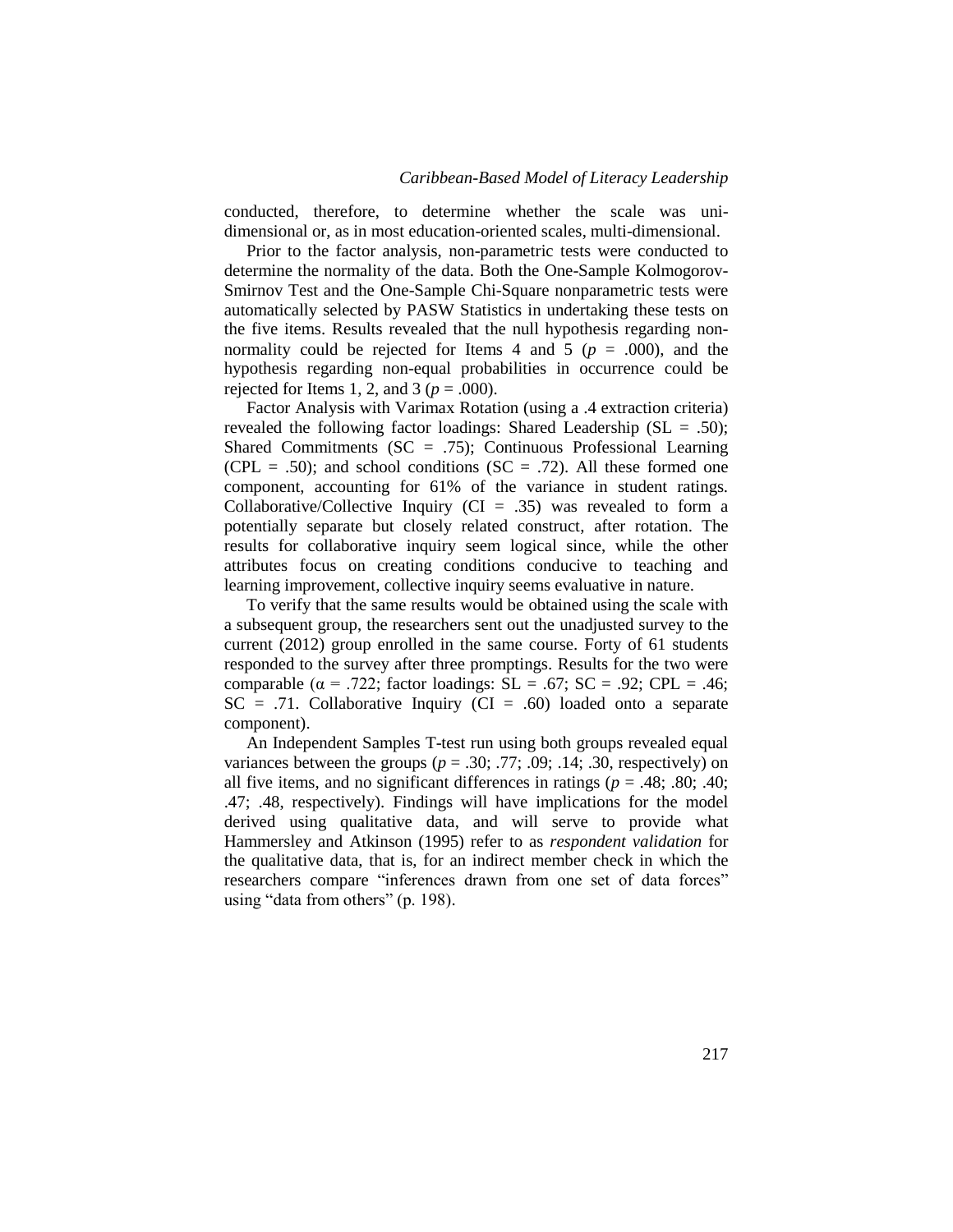conducted, therefore, to determine whether the scale was uni-dimensional or, as in most education-oriented scales, multi-dimensional.

Prior to the factor analysis, non-parametric tests were conducted to determine the normality of the data. Both the One-Sample Kolmogorov-Smirnov Test and the One-Sample Chi-Square nonparametric tests were automatically selected by PASW Statistics in undertaking these tests on the five items. Results revealed that the null hypothesis regarding non-normality could be rejected for Items 4 and 5 ($p$ = .000), and the hypothesis regarding non-equal probabilities in occurrence could be rejected for Items 1, 2, and 3 ($p$ = .000).

Factor Analysis with Varimax Rotation (using a .4 extraction criteria) revealed the following factor loadings: Shared Leadership (SL = .50); Shared Commitments (SC = .75); Continuous Professional Learning (CPL = .50); and school conditions (SC = .72). All these formed one component, accounting for 61% of the variance in student ratings. Collaborative/Collective Inquiry (CI = .35) was revealed to form a potentially separate but closely related construct, after rotation. The results for collaborative inquiry seem logical since, while the other attributes focus on creating conditions conducive to teaching and learning improvement, collective inquiry seems evaluative in nature.

To verify that the same results would be obtained using the scale with a subsequent group, the researchers sent out the unadjusted survey to the current (2012) group enrolled in the same course. Forty of 61 students responded to the survey after three promptings. Results for the two were comparable ($\alpha$ = .722; factor loadings: SL = .67; SC = .92; CPL = .46; SC = .71. Collaborative Inquiry (CI = .60) loaded onto a separate component).

An Independent Samples T-test run using both groups revealed equal variances between the groups ($p$ = .30; .77; .09; .14; .30, respectively) on all five items, and no significant differences in ratings ($p$ = .48; .80; .40; .47; .48, respectively). Findings will have implications for the model derived using qualitative data, and will serve to provide what Hammersley and Atkinson (1995) refer to as *respondent validation* for the qualitative data, that is, for an indirect member check in which the researchers compare "inferences drawn from one set of data forces" using "data from others" (p. 198).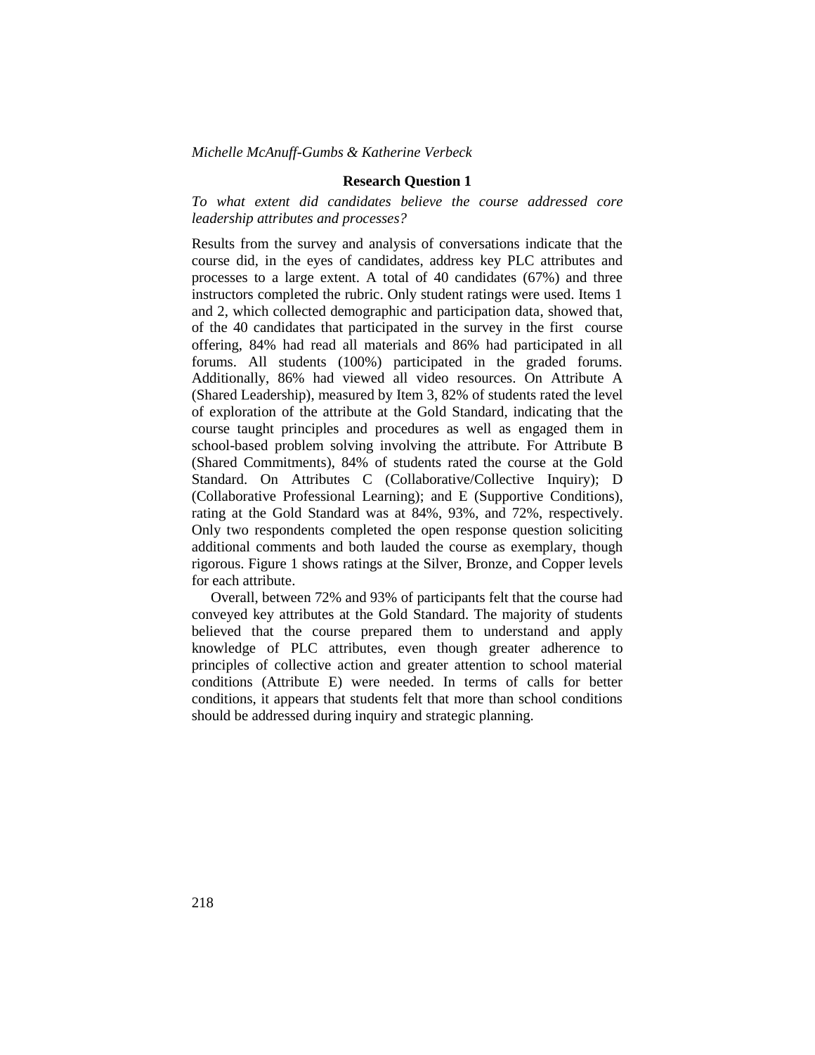### Research Question 1

*To what extent did candidates believe the course addressed core leadership attributes and processes?*

Results from the survey and analysis of conversations indicate that the course did, in the eyes of candidates, address key PLC attributes and processes to a large extent. A total of 40 candidates (67%) and three instructors completed the rubric. Only student ratings were used. Items 1 and 2, which collected demographic and participation data, showed that, of the 40 candidates that participated in the survey in the first course offering, 84% had read all materials and 86% had participated in all forums. All students (100%) participated in the graded forums. Additionally, 86% had viewed all video resources. On Attribute A (Shared Leadership), measured by Item 3, 82% of students rated the level of exploration of the attribute at the Gold Standard, indicating that the course taught principles and procedures as well as engaged them in school-based problem solving involving the attribute. For Attribute B (Shared Commitments), 84% of students rated the course at the Gold Standard. On Attributes C (Collaborative/Collective Inquiry); D (Collaborative Professional Learning); and E (Supportive Conditions), rating at the Gold Standard was at 84%, 93%, and 72%, respectively. Only two respondents completed the open response question soliciting additional comments and both lauded the course as exemplary, though rigorous. Figure 1 shows ratings at the Silver, Bronze, and Copper levels for each attribute.

Overall, between 72% and 93% of participants felt that the course had conveyed key attributes at the Gold Standard. The majority of students believed that the course prepared them to understand and apply knowledge of PLC attributes, even though greater adherence to principles of collective action and greater attention to school material conditions (Attribute E) were needed. In terms of calls for better conditions, it appears that students felt that more than school conditions should be addressed during inquiry and strategic planning.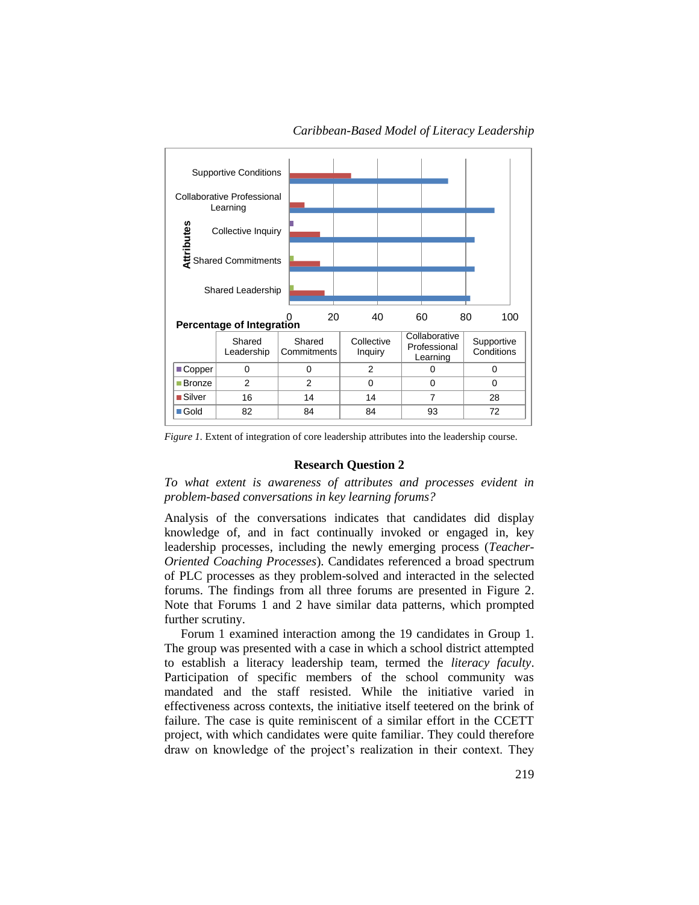| | Shared Leadership | Shared Commitments | Collective Inquiry | Collaborative Professional Learning | Supportive Conditions |
|---|---|---|---|---|---|
| Copper | 0 | 0 | 2 | 0 | 0 |
| Bronze | 2 | 2 | 0 | 0 | 0 |
| Silver | 16 | 14 | 14 | 7 | 28 |
| Gold | 82 | 84 | 84 | 93 | 72 |

*Figure 1.* Extent of integration of core leadership attributes into the leadership course.

### Research Question 2

*To what extent is awareness of attributes and processes evident in problem-based conversations in key learning forums?*

Analysis of the conversations indicates that candidates did display knowledge of, and in fact continually invoked or engaged in, key leadership processes, including the newly emerging process (*Teacher-Oriented Coaching Processes*). Candidates referenced a broad spectrum of PLC processes as they problem-solved and interacted in the selected forums. The findings from all three forums are presented in Figure 2. Note that Forums 1 and 2 have similar data patterns, which prompted further scrutiny.

Forum 1 examined interaction among the 19 candidates in Group 1. The group was presented with a case in which a school district attempted to establish a literacy leadership team, termed the *literacy faculty*. Participation of specific members of the school community was mandated and the staff resisted. While the initiative varied in effectiveness across contexts, the initiative itself teetered on the brink of failure. The case is quite reminiscent of a similar effort in the CCETT project, with which candidates were quite familiar. They could therefore draw on knowledge of the project's realization in their context. They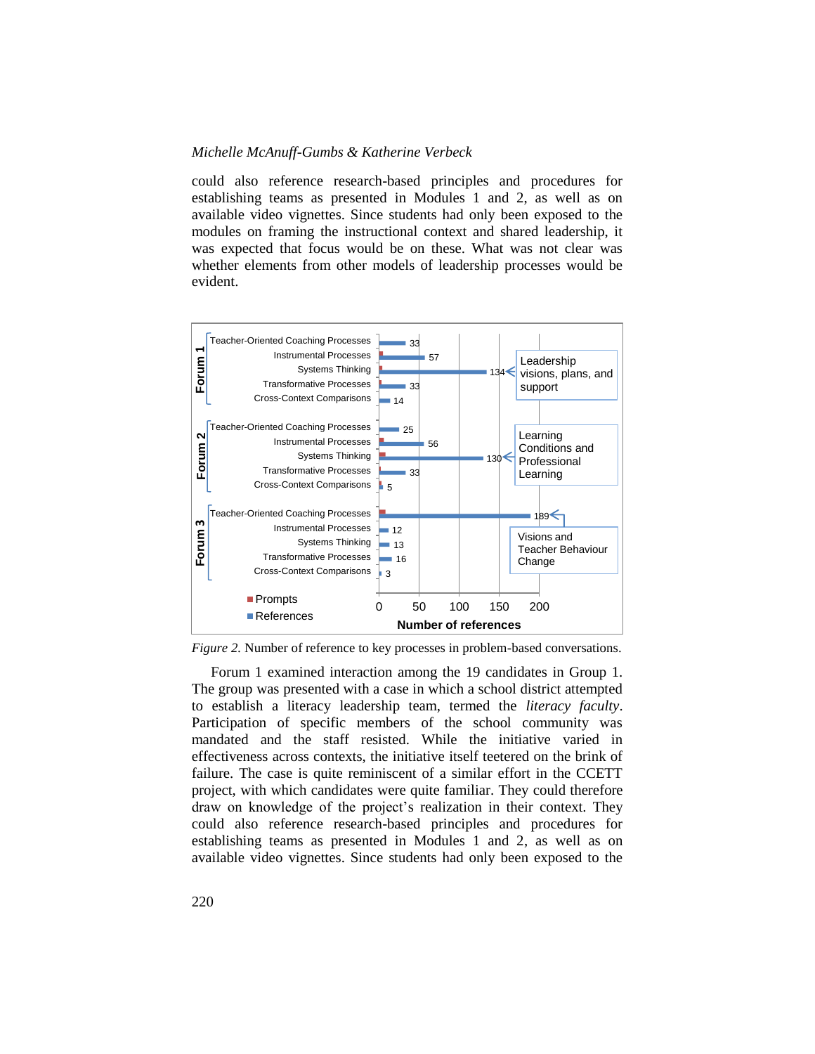could also reference research-based principles and procedures for establishing teams as presented in Modules 1 and 2, as well as on available video vignettes. Since students had only been exposed to the modules on framing the instructional context and shared leadership, it was expected that focus would be on these. What was not clear was whether elements from other models of leadership processes would be evident.

| Forum | Process | References |
|---|---|---|
| Forum 1 | Teacher-Oriented Coaching Processes | 33 |
| | Instrumental Processes | 57 |
| | Systems Thinking | 134 |
| | Transformative Processes | 33 |
| | Cross-Context Comparisons | 14 |
| Forum 2 | Teacher-Oriented Coaching Processes | 25 |
| | Instrumental Processes | 56 |
| | Systems Thinking | 130 |
| | Transformative Processes | 33 |
| | Cross-Context Comparisons | 5 |
| Forum 3 | Teacher-Oriented Coaching Processes | 189 |
| | Instrumental Processes | 12 |
| | Systems Thinking | 13 |
| | Transformative Processes | 16 |
| | Cross-Context Comparisons | 3 |

Chart annotations: Forum 1 – Leadership visions, plans, and support; Forum 2 – Learning Conditions and Professional Learning; Forum 3 – Visions and Teacher Behaviour Change. Legend: Prompts; References. Axis: Number of references (0, 50, 100, 150, 200).

*Figure 2.* Number of reference to key processes in problem-based conversations.

Forum 1 examined interaction among the 19 candidates in Group 1. The group was presented with a case in which a school district attempted to establish a literacy leadership team, termed the *literacy faculty*. Participation of specific members of the school community was mandated and the staff resisted. While the initiative varied in effectiveness across contexts, the initiative itself teetered on the brink of failure. The case is quite reminiscent of a similar effort in the CCETT project, with which candidates were quite familiar. They could therefore draw on knowledge of the project's realization in their context. They could also reference research-based principles and procedures for establishing teams as presented in Modules 1 and 2, as well as on available video vignettes. Since students had only been exposed to the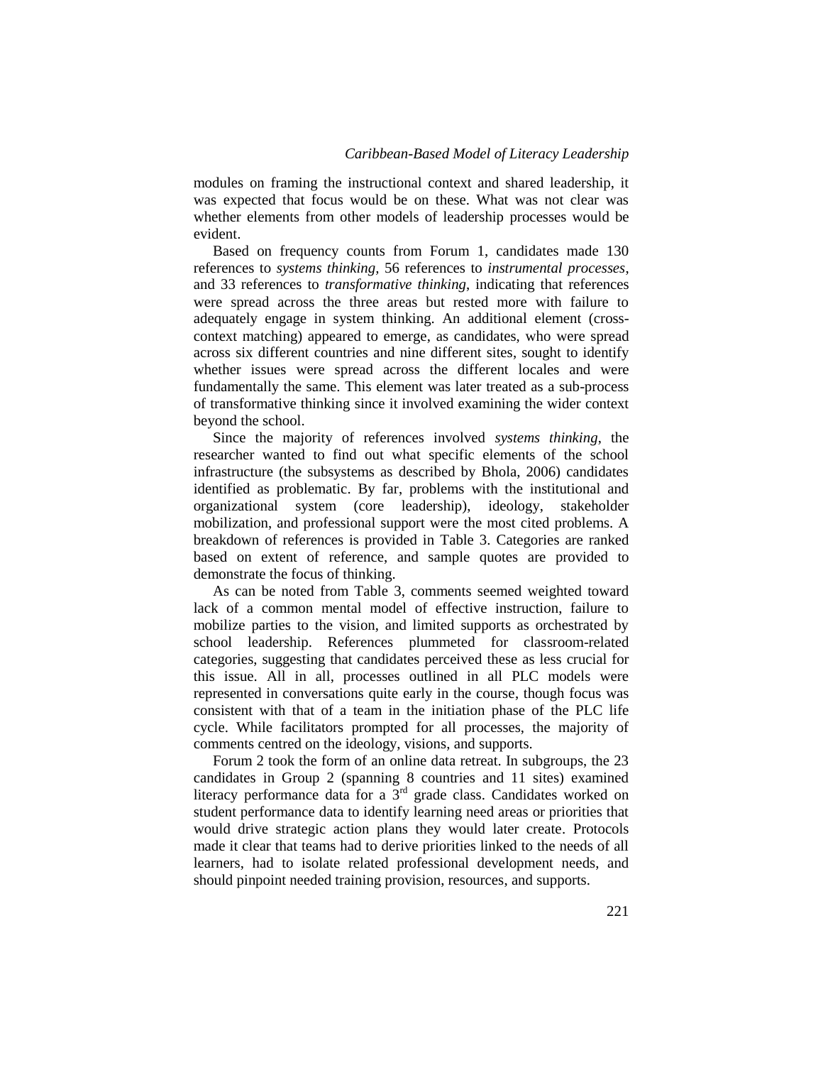modules on framing the instructional context and shared leadership, it was expected that focus would be on these. What was not clear was whether elements from other models of leadership processes would be evident.

Based on frequency counts from Forum 1, candidates made 130 references to *systems thinking*, 56 references to *instrumental processes*, and 33 references to *transformative thinking*, indicating that references were spread across the three areas but rested more with failure to adequately engage in system thinking. An additional element (cross-context matching) appeared to emerge, as candidates, who were spread across six different countries and nine different sites, sought to identify whether issues were spread across the different locales and were fundamentally the same. This element was later treated as a sub-process of transformative thinking since it involved examining the wider context beyond the school.

Since the majority of references involved *systems thinking*, the researcher wanted to find out what specific elements of the school infrastructure (the subsystems as described by Bhola, 2006) candidates identified as problematic. By far, problems with the institutional and organizational system (core leadership), ideology, stakeholder mobilization, and professional support were the most cited problems. A breakdown of references is provided in Table 3. Categories are ranked based on extent of reference, and sample quotes are provided to demonstrate the focus of thinking.

As can be noted from Table 3, comments seemed weighted toward lack of a common mental model of effective instruction, failure to mobilize parties to the vision, and limited supports as orchestrated by school leadership. References plummeted for classroom-related categories, suggesting that candidates perceived these as less crucial for this issue. All in all, processes outlined in all PLC models were represented in conversations quite early in the course, though focus was consistent with that of a team in the initiation phase of the PLC life cycle. While facilitators prompted for all processes, the majority of comments centred on the ideology, visions, and supports.

Forum 2 took the form of an online data retreat. In subgroups, the 23 candidates in Group 2 (spanning 8 countries and 11 sites) examined literacy performance data for a 3rd grade class. Candidates worked on student performance data to identify learning need areas or priorities that would drive strategic action plans they would later create. Protocols made it clear that teams had to derive priorities linked to the needs of all learners, had to isolate related professional development needs, and should pinpoint needed training provision, resources, and supports.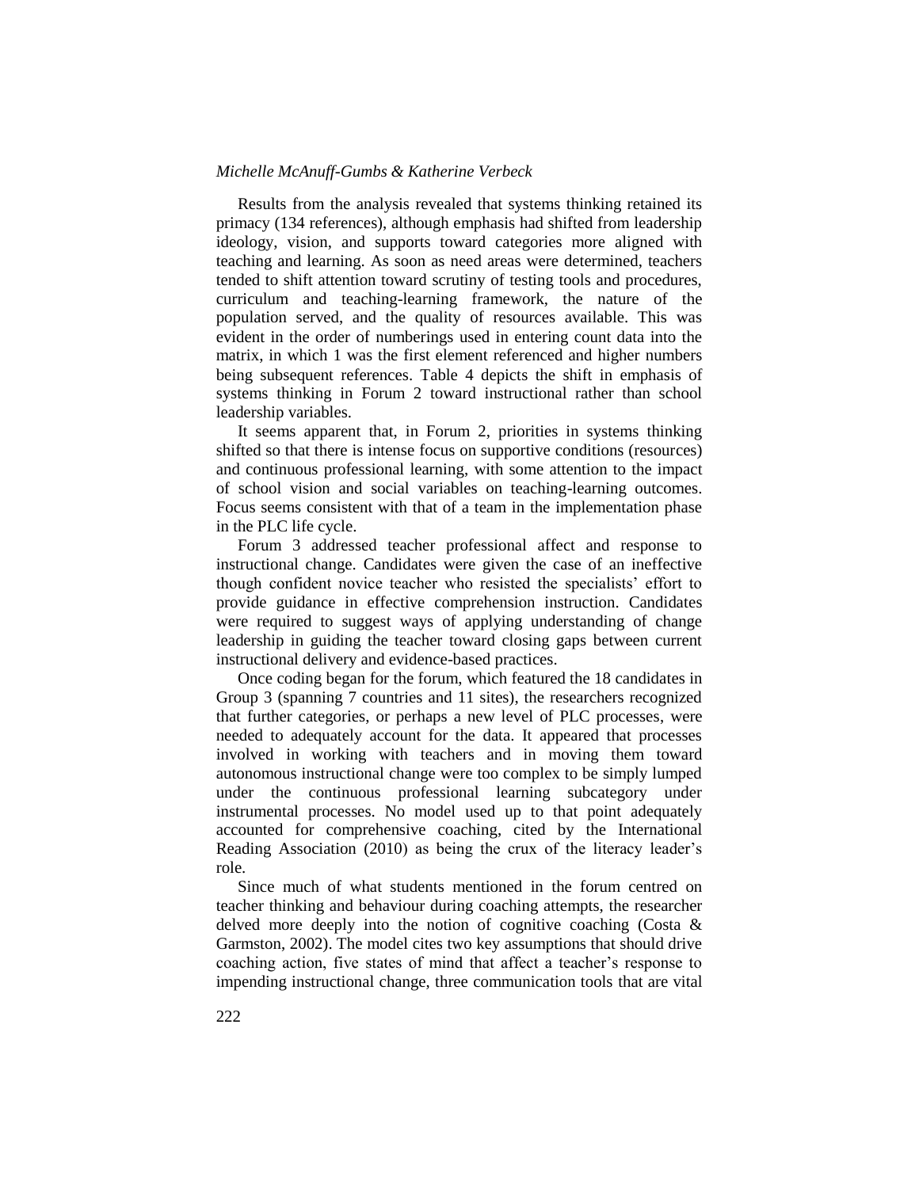Results from the analysis revealed that systems thinking retained its primacy (134 references), although emphasis had shifted from leadership ideology, vision, and supports toward categories more aligned with teaching and learning. As soon as need areas were determined, teachers tended to shift attention toward scrutiny of testing tools and procedures, curriculum and teaching-learning framework, the nature of the population served, and the quality of resources available. This was evident in the order of numberings used in entering count data into the matrix, in which 1 was the first element referenced and higher numbers being subsequent references. Table 4 depicts the shift in emphasis of systems thinking in Forum 2 toward instructional rather than school leadership variables.

It seems apparent that, in Forum 2, priorities in systems thinking shifted so that there is intense focus on supportive conditions (resources) and continuous professional learning, with some attention to the impact of school vision and social variables on teaching-learning outcomes. Focus seems consistent with that of a team in the implementation phase in the PLC life cycle.

Forum 3 addressed teacher professional affect and response to instructional change. Candidates were given the case of an ineffective though confident novice teacher who resisted the specialists' effort to provide guidance in effective comprehension instruction. Candidates were required to suggest ways of applying understanding of change leadership in guiding the teacher toward closing gaps between current instructional delivery and evidence-based practices.

Once coding began for the forum, which featured the 18 candidates in Group 3 (spanning 7 countries and 11 sites), the researchers recognized that further categories, or perhaps a new level of PLC processes, were needed to adequately account for the data. It appeared that processes involved in working with teachers and in moving them toward autonomous instructional change were too complex to be simply lumped under the continuous professional learning subcategory under instrumental processes. No model used up to that point adequately accounted for comprehensive coaching, cited by the International Reading Association (2010) as being the crux of the literacy leader's role.

Since much of what students mentioned in the forum centred on teacher thinking and behaviour during coaching attempts, the researcher delved more deeply into the notion of cognitive coaching (Costa & Garmston, 2002). The model cites two key assumptions that should drive coaching action, five states of mind that affect a teacher's response to impending instructional change, three communication tools that are vital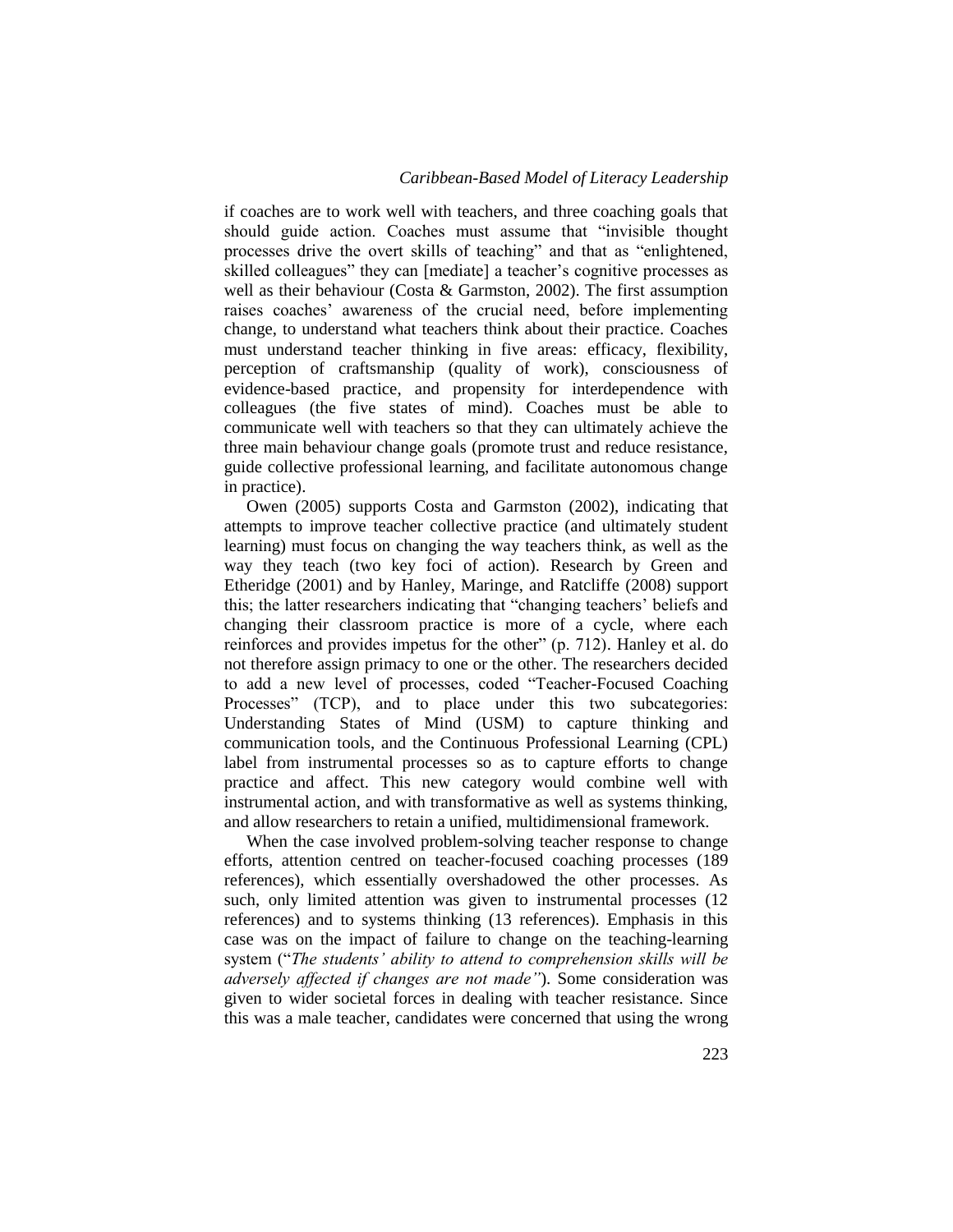if coaches are to work well with teachers, and three coaching goals that should guide action. Coaches must assume that "invisible thought processes drive the overt skills of teaching" and that as "enlightened, skilled colleagues" they can [mediate] a teacher's cognitive processes as well as their behaviour (Costa & Garmston, 2002). The first assumption raises coaches' awareness of the crucial need, before implementing change, to understand what teachers think about their practice. Coaches must understand teacher thinking in five areas: efficacy, flexibility, perception of craftsmanship (quality of work), consciousness of evidence-based practice, and propensity for interdependence with colleagues (the five states of mind). Coaches must be able to communicate well with teachers so that they can ultimately achieve the three main behaviour change goals (promote trust and reduce resistance, guide collective professional learning, and facilitate autonomous change in practice).

Owen (2005) supports Costa and Garmston (2002), indicating that attempts to improve teacher collective practice (and ultimately student learning) must focus on changing the way teachers think, as well as the way they teach (two key foci of action). Research by Green and Etheridge (2001) and by Hanley, Maringe, and Ratcliffe (2008) support this; the latter researchers indicating that "changing teachers' beliefs and changing their classroom practice is more of a cycle, where each reinforces and provides impetus for the other" (p. 712). Hanley et al. do not therefore assign primacy to one or the other. The researchers decided to add a new level of processes, coded "Teacher-Focused Coaching Processes" (TCP), and to place under this two subcategories: Understanding States of Mind (USM) to capture thinking and communication tools, and the Continuous Professional Learning (CPL) label from instrumental processes so as to capture efforts to change practice and affect. This new category would combine well with instrumental action, and with transformative as well as systems thinking, and allow researchers to retain a unified, multidimensional framework.

When the case involved problem-solving teacher response to change efforts, attention centred on teacher-focused coaching processes (189 references), which essentially overshadowed the other processes. As such, only limited attention was given to instrumental processes (12 references) and to systems thinking (13 references). Emphasis in this case was on the impact of failure to change on the teaching-learning system ("*The students' ability to attend to comprehension skills will be adversely affected if changes are not made"*). Some consideration was given to wider societal forces in dealing with teacher resistance. Since this was a male teacher, candidates were concerned that using the wrong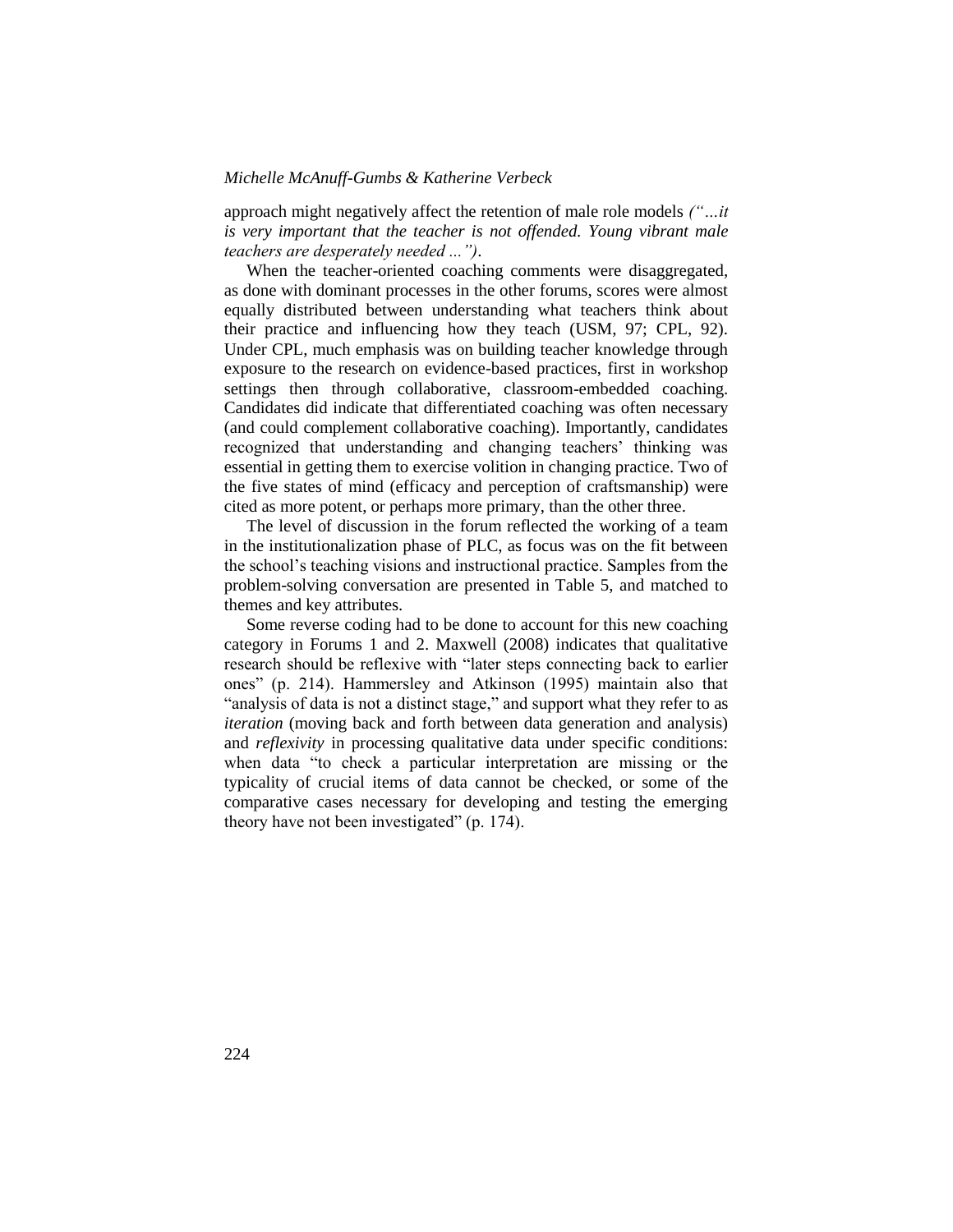approach might negatively affect the retention of male role models *("…it is very important that the teacher is not offended. Young vibrant male teachers are desperately needed ...")*.

When the teacher-oriented coaching comments were disaggregated, as done with dominant processes in the other forums, scores were almost equally distributed between understanding what teachers think about their practice and influencing how they teach (USM, 97; CPL, 92). Under CPL, much emphasis was on building teacher knowledge through exposure to the research on evidence-based practices, first in workshop settings then through collaborative, classroom-embedded coaching. Candidates did indicate that differentiated coaching was often necessary (and could complement collaborative coaching). Importantly, candidates recognized that understanding and changing teachers' thinking was essential in getting them to exercise volition in changing practice. Two of the five states of mind (efficacy and perception of craftsmanship) were cited as more potent, or perhaps more primary, than the other three.

The level of discussion in the forum reflected the working of a team in the institutionalization phase of PLC, as focus was on the fit between the school's teaching visions and instructional practice. Samples from the problem-solving conversation are presented in Table 5, and matched to themes and key attributes.

Some reverse coding had to be done to account for this new coaching category in Forums 1 and 2. Maxwell (2008) indicates that qualitative research should be reflexive with "later steps connecting back to earlier ones" (p. 214). Hammersley and Atkinson (1995) maintain also that "analysis of data is not a distinct stage," and support what they refer to as *iteration* (moving back and forth between data generation and analysis) and *reflexivity* in processing qualitative data under specific conditions: when data "to check a particular interpretation are missing or the typicality of crucial items of data cannot be checked, or some of the comparative cases necessary for developing and testing the emerging theory have not been investigated" (p. 174).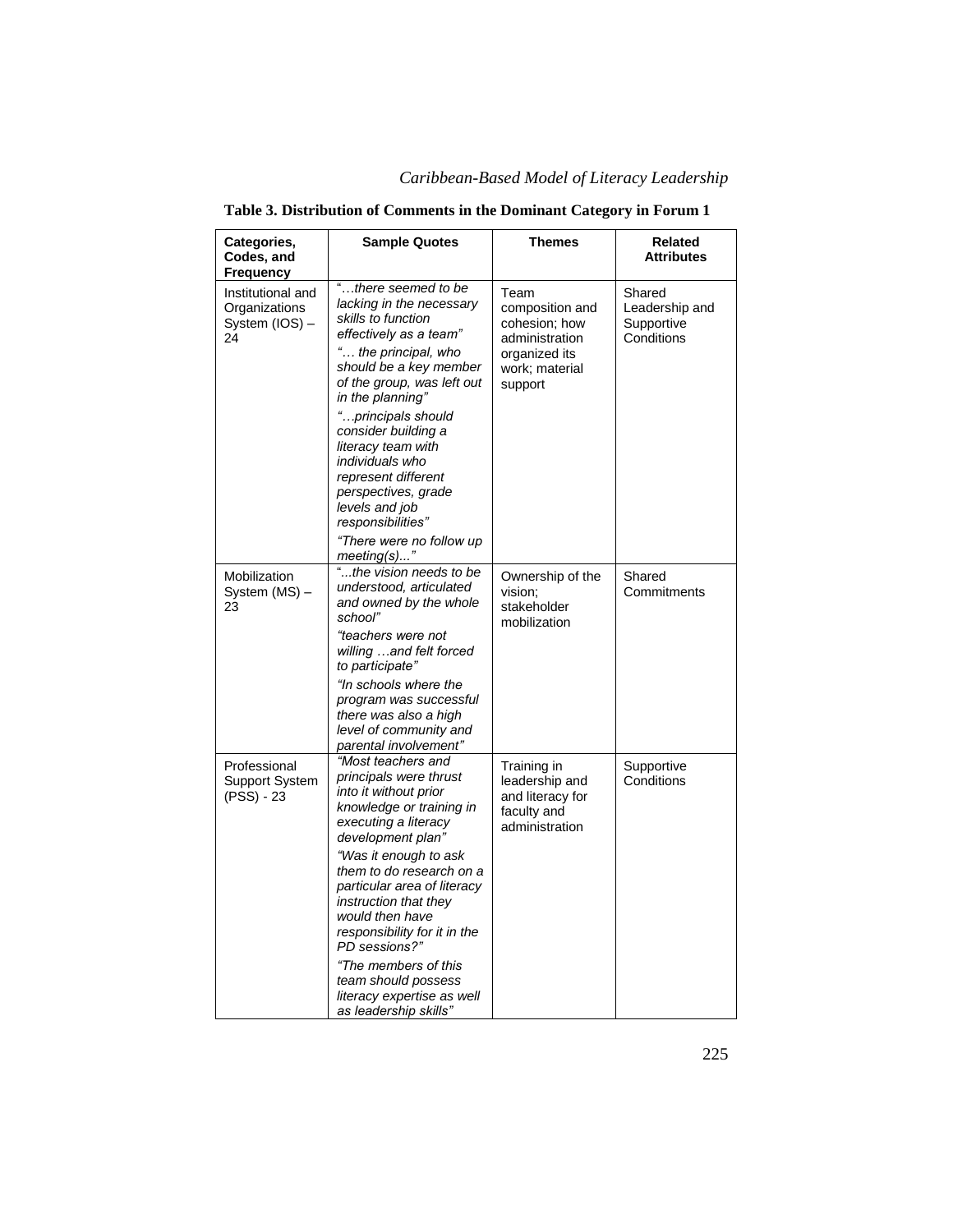**Table 3. Distribution of Comments in the Dominant Category in Forum 1**

| Categories, Codes, and Frequency | Sample Quotes | Themes | Related Attributes |
|---|---|---|---|
| Institutional and Organizations System (IOS) – 24 | *"…there seemed to be lacking in the necessary skills to function effectively as a team"* *"… the principal, who should be a key member of the group, was left out in the planning"* *"…principals should consider building a literacy team with individuals who represent different perspectives, grade levels and job responsibilities"* *"There were no follow up meeting(s)..."* | Team composition and cohesion; how administration organized its work; material support | Shared Leadership and Supportive Conditions |
| Mobilization System (MS) – 23 | *"...the vision needs to be understood, articulated and owned by the whole school"* *"teachers were not willing …and felt forced to participate"* *"In schools where the program was successful there was also a high level of community and parental involvement"* | Ownership of the vision; stakeholder mobilization | Shared Commitments |
| Professional Support System (PSS) - 23 | *"Most teachers and principals were thrust into it without prior knowledge or training in executing a literacy development plan"* *"Was it enough to ask them to do research on a particular area of literacy instruction that they would then have responsibility for it in the PD sessions?"* *"The members of this team should possess literacy expertise as well as leadership skills"* | Training in leadership and literacy for faculty and administration | Supportive Conditions |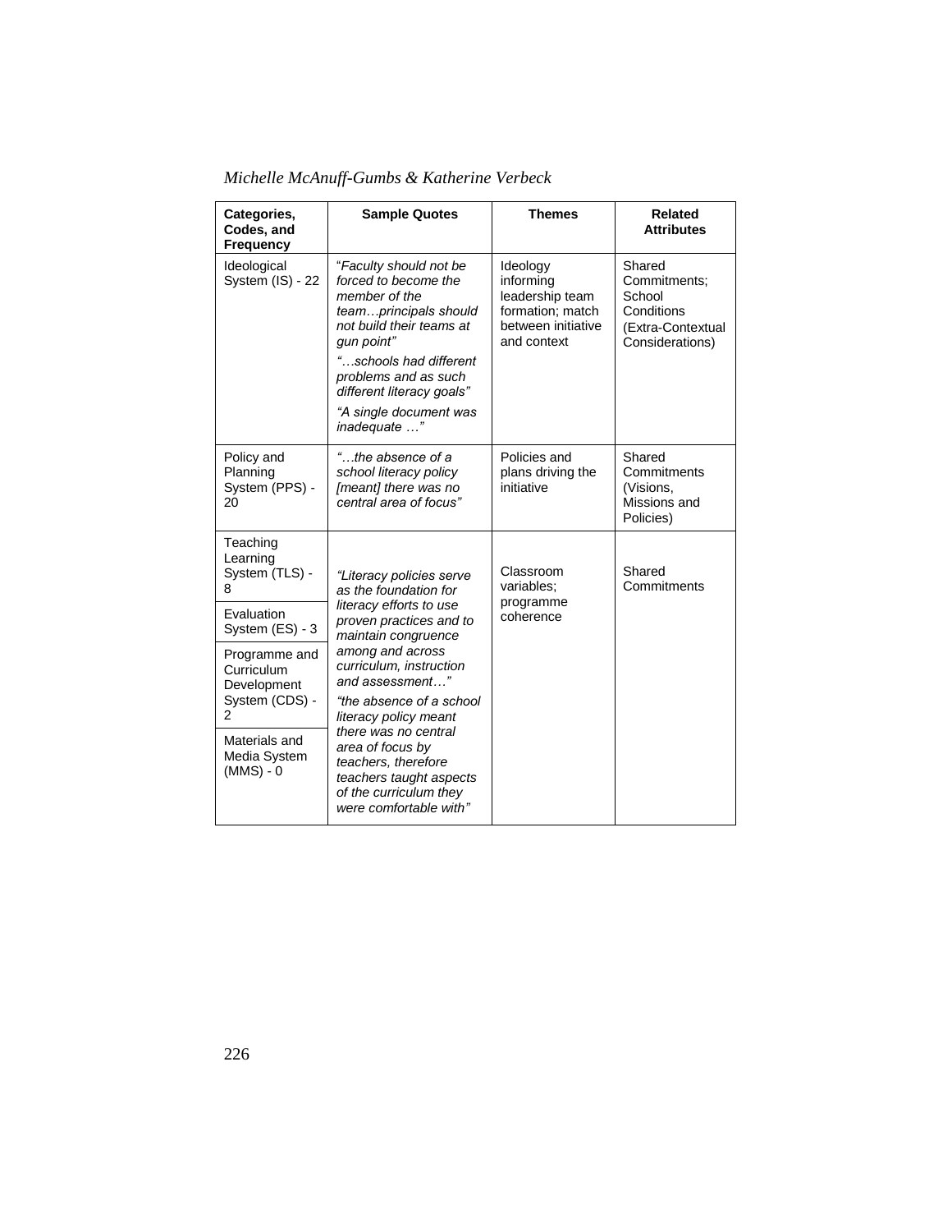| Categories, Codes, and Frequency | Sample Quotes | Themes | Related Attributes |
|---|---|---|---|
| Ideological System (IS) - 22 | "*Faculty should not be forced to become the member of the team…principals should not build their teams at gun point*" <br> "*…schools had different problems and as such different literacy goals*" <br> "*A single document was inadequate …*" | Ideology informing leadership team formation; match between initiative and context | Shared Commitments; School Conditions (Extra-Contextual Considerations) |
| Policy and Planning System (PPS) - 20 | "*…the absence of a school literacy policy [meant] there was no central area of focus*" | Policies and plans driving the initiative | Shared Commitments (Visions, Missions and Policies) |
| Teaching Learning System (TLS) - 8 | "*Literacy policies serve as the foundation for literacy efforts to use proven practices and to maintain congruence among and across curriculum, instruction and assessment…*" <br> "*the absence of a school literacy policy meant there was no central area of focus by teachers, therefore teachers taught aspects of the curriculum they were comfortable with*" | Classroom variables; programme coherence | Shared Commitments |
| Evaluation System (ES) - 3 | | | |
| Programme and Curriculum Development System (CDS) - 2 | | | |
| Materials and Media System (MMS) - 0 | | | |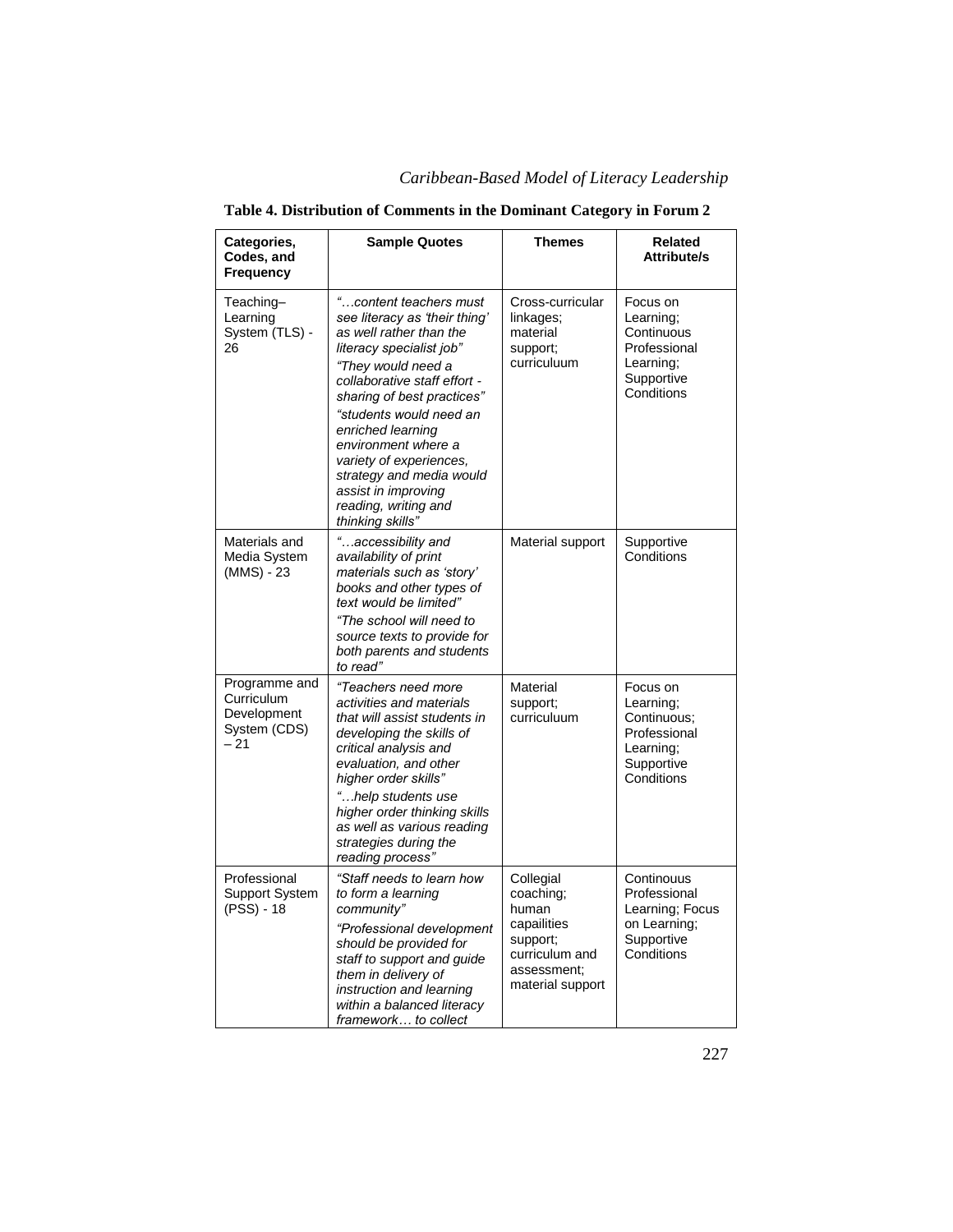**Table 4. Distribution of Comments in the Dominant Category in Forum 2**

| Categories, Codes, and Frequency | Sample Quotes | Themes | Related Attribute/s |
|---|---|---|---|
| Teaching–Learning System (TLS) - 26 | *"…content teachers must see literacy as 'their thing' as well rather than the literacy specialist job"* *"They would need a collaborative staff effort - sharing of best practices"* *"students would need an enriched learning environment where a variety of experiences, strategy and media would assist in improving reading, writing and thinking skills"* | Cross-curricular linkages; material support; curriculuum | Focus on Learning; Continuous Professional Learning; Supportive Conditions |
| Materials and Media System (MMS) - 23 | *"…accessibility and availability of print materials such as 'story' books and other types of text would be limited"* *"The school will need to source texts to provide for both parents and students to read"* | Material support | Supportive Conditions |
| Programme and Curriculum Development System (CDS) – 21 | *"Teachers need more activities and materials that will assist students in developing the skills of critical analysis and evaluation, and other higher order skills"* *"…help students use higher order thinking skills as well as various reading strategies during the reading process"* | Material support; curriculuum | Focus on Learning; Continuous; Professional Learning; Supportive Conditions |
| Professional Support System (PSS) - 18 | *"Staff needs to learn how to form a learning community"* *"Professional development should be provided for staff to support and guide them in delivery of instruction and learning within a balanced literacy framework… to collect* | Collegial coaching; human capailities support; curriculum and assessment; material support | Continouus Professional Learning; Focus on Learning; Supportive Conditions |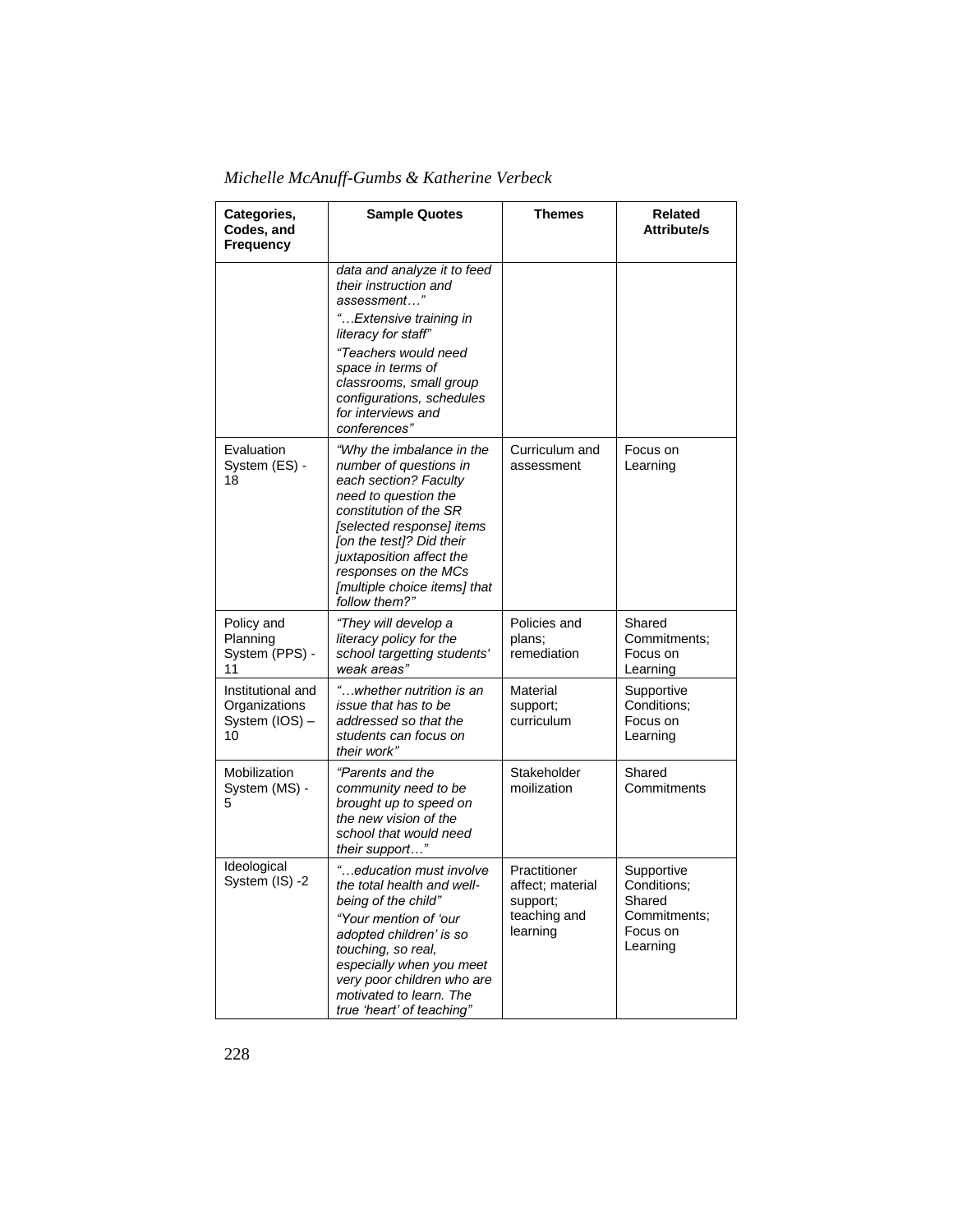| Categories, Codes, and Frequency | Sample Quotes | Themes | Related Attribute/s |
|---|---|---|---|
| | *data and analyze it to feed their instruction and assessment…"* *"…Extensive training in literacy for staff"* *"Teachers would need space in terms of classrooms, small group configurations, schedules for interviews and conferences"* | | |
| Evaluation System (ES) - 18 | *"Why the imbalance in the number of questions in each section? Faculty need to question the constitution of the SR [selected response] items [on the test]? Did their juxtaposition affect the responses on the MCs [multiple choice items] that follow them?"* | Curriculum and assessment | Focus on Learning |
| Policy and Planning System (PPS) - 11 | *"They will develop a literacy policy for the school targetting students' weak areas"* | Policies and plans; remediation | Shared Commitments; Focus on Learning |
| Institutional and Organizations System (IOS) – 10 | *"…whether nutrition is an issue that has to be addressed so that the students can focus on their work"* | Material support; curriculum | Supportive Conditions; Focus on Learning |
| Mobilization System (MS) - 5 | *"Parents and the community need to be brought up to speed on the new vision of the school that would need their support…"* | Stakeholder moilization | Shared Commitments |
| Ideological System (IS) -2 | *"…education must involve the total health and well-being of the child"* *"Your mention of 'our adopted children' is so touching, so real, especially when you meet very poor children who are motivated to learn. The true 'heart' of teaching"* | Practitioner affect; material support; teaching and learning | Supportive Conditions; Shared Commitments; Focus on Learning |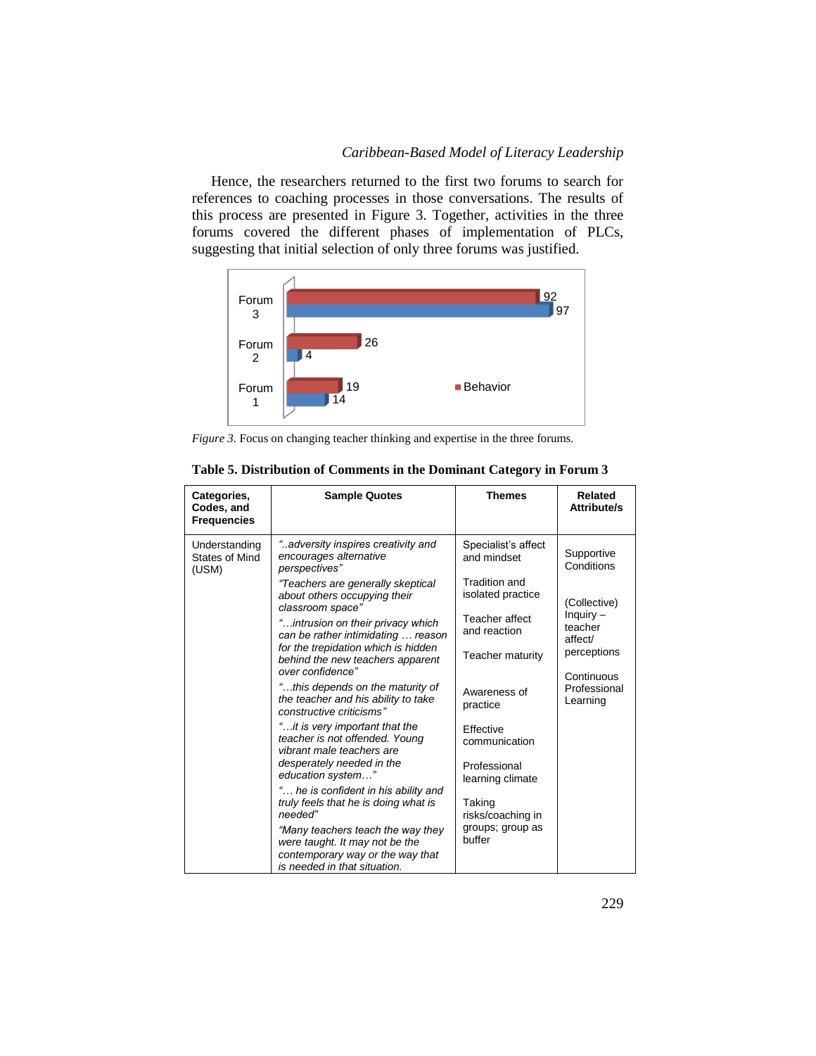Hence, the researchers returned to the first two forums to search for references to coaching processes in those conversations. The results of this process are presented in Figure 3. Together, activities in the three forums covered the different phases of implementation of PLCs, suggesting that initial selection of only three forums was justified.

| | Behavior | (blue) |
|---|---|---|
| Forum 3 | 92 | 97 |
| Forum 2 | 26 | 4 |
| Forum 1 | 19 | 14 |

*Figure 3.* Focus on changing teacher thinking and expertise in the three forums.

**Table 5. Distribution of Comments in the Dominant Category in Forum 3**

| Categories, Codes, and Frequencies | Sample Quotes | Themes | Related Attribute/s |
|---|---|---|---|
| Understanding States of Mind (USM) | *"..adversity inspires creativity and encourages alternative perspectives"*<br>*"Teachers are generally skeptical about others occupying their classroom space"*<br>*"…intrusion on their privacy which can be rather intimidating … reason for the trepidation which is hidden behind the new teachers apparent over confidence"*<br>*"…this depends on the maturity of the teacher and his ability to take constructive criticisms"*<br>*"…it is very important that the teacher is not offended. Young vibrant male teachers are desperately needed in the education system…"*<br>*"… he is confident in his ability and truly feels that he is doing what is needed"*<br>*"Many teachers teach the way they were taught. It may not be the contemporary way or the way that is needed in that situation.* | Specialist's affect and mindset<br>Tradition and isolated practice<br>Teacher affect and reaction<br>Teacher maturity<br>Awareness of practice<br>Effective communication<br>Professional learning climate<br>Taking risks/coaching in groups; group as buffer | Supportive Conditions<br>(Collective) Inquiry – teacher affect/ perceptions<br>Continuous Professional Learning |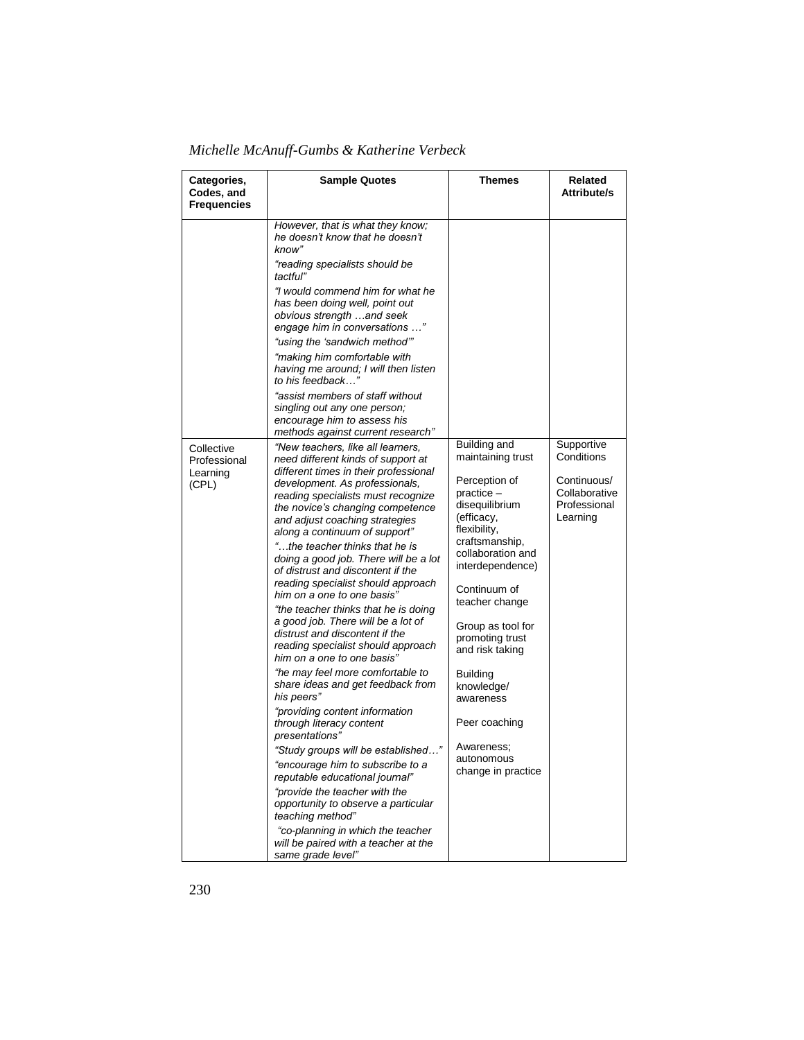| Categories, Codes, and Frequencies | Sample Quotes | Themes | Related Attribute/s |
|---|---|---|---|
| | *However, that is what they know; he doesn't know that he doesn't know"*<br>*"reading specialists should be tactful"*<br>*"I would commend him for what he has been doing well, point out obvious strength …and seek engage him in conversations …"*<br>*"using the 'sandwich method'"*<br>*"making him comfortable with having me around; I will then listen to his feedback…"*<br>*"assist members of staff without singling out any one person; encourage him to assess his methods against current research"* | | |
| Collective Professional Learning (CPL) | *"New teachers, like all learners, need different kinds of support at different times in their professional development. As professionals, reading specialists must recognize the novice's changing competence and adjust coaching strategies along a continuum of support"*<br>*"…the teacher thinks that he is doing a good job. There will be a lot of distrust and discontent if the reading specialist should approach him on a one to one basis"*<br>*"the teacher thinks that he is doing a good job. There will be a lot of distrust and discontent if the reading specialist should approach him on a one to one basis"*<br>*"he may feel more comfortable to share ideas and get feedback from his peers"*<br>*"providing content information through literacy content presentations"*<br>*"Study groups will be established…"*<br>*"encourage him to subscribe to a reputable educational journal"*<br>*"provide the teacher with the opportunity to observe a particular teaching method"*<br>*"co-planning in which the teacher will be paired with a teacher at the same grade level"* | Building and maintaining trust<br>Perception of practice – disequilibrium (efficacy, flexibility, craftsmanship, collaboration and interdependence)<br>Continuum of teacher change<br>Group as tool for promoting trust and risk taking<br>Building knowledge/ awareness<br>Peer coaching<br>Awareness; autonomous change in practice | Supportive Conditions<br>Continuous/ Collaborative Professional Learning |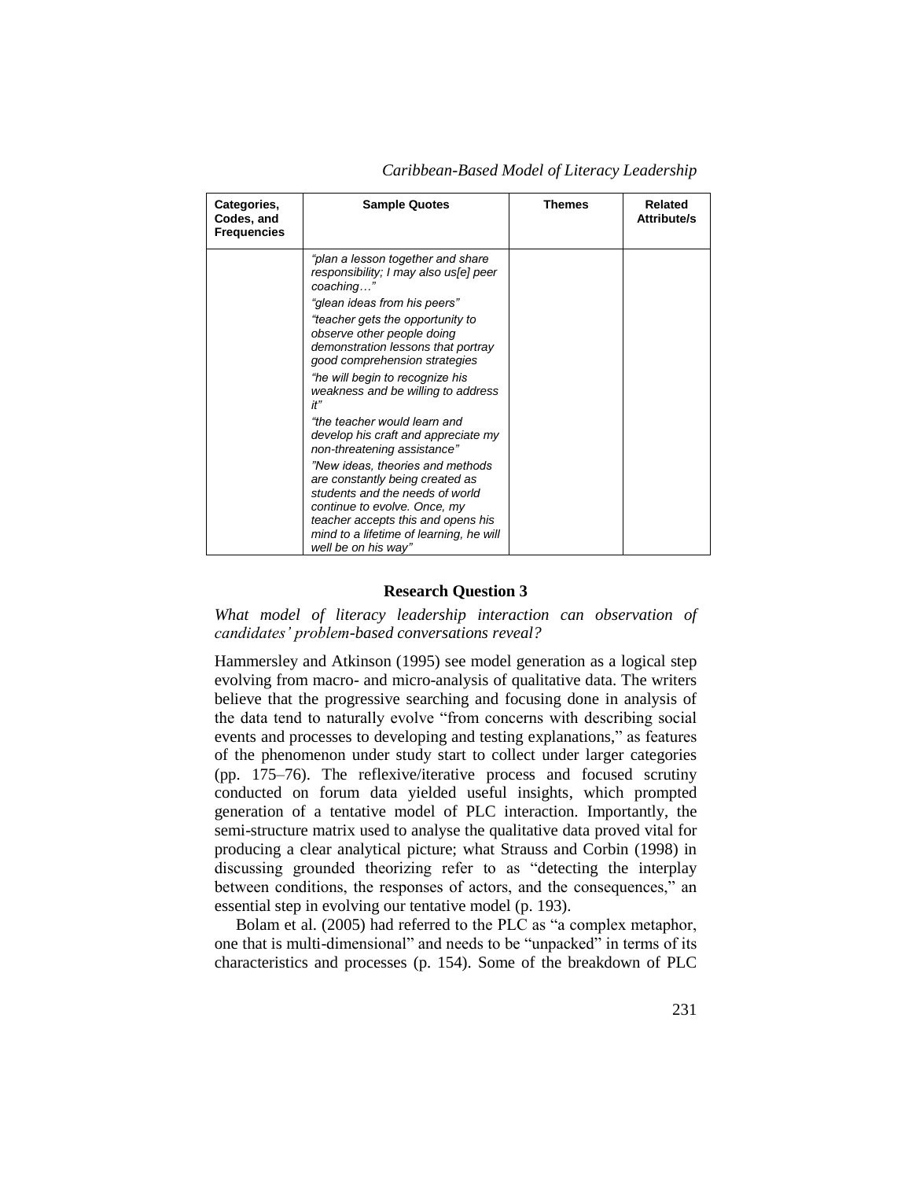| Categories, Codes, and Frequencies | Sample Quotes | Themes | Related Attribute/s |
|---|---|---|---|
| | *"plan a lesson together and share responsibility; I may also us[e] peer coaching…"*<br>*"glean ideas from his peers"*<br>*"teacher gets the opportunity to observe other people doing demonstration lessons that portray good comprehension strategies*<br>*"he will begin to recognize his weakness and be willing to address it"*<br>*"the teacher would learn and develop his craft and appreciate my non-threatening assistance"*<br>*"New ideas, theories and methods are constantly being created as students and the needs of world continue to evolve. Once, my teacher accepts this and opens his mind to a lifetime of learning, he will well be on his way"* | | |

### Research Question 3

*What model of literacy leadership interaction can observation of candidates' problem-based conversations reveal?*

Hammersley and Atkinson (1995) see model generation as a logical step evolving from macro- and micro-analysis of qualitative data. The writers believe that the progressive searching and focusing done in analysis of the data tend to naturally evolve "from concerns with describing social events and processes to developing and testing explanations," as features of the phenomenon under study start to collect under larger categories (pp. 175–76). The reflexive/iterative process and focused scrutiny conducted on forum data yielded useful insights, which prompted generation of a tentative model of PLC interaction. Importantly, the semi-structure matrix used to analyse the qualitative data proved vital for producing a clear analytical picture; what Strauss and Corbin (1998) in discussing grounded theorizing refer to as "detecting the interplay between conditions, the responses of actors, and the consequences," an essential step in evolving our tentative model (p. 193).

Bolam et al. (2005) had referred to the PLC as "a complex metaphor, one that is multi-dimensional" and needs to be "unpacked" in terms of its characteristics and processes (p. 154). Some of the breakdown of PLC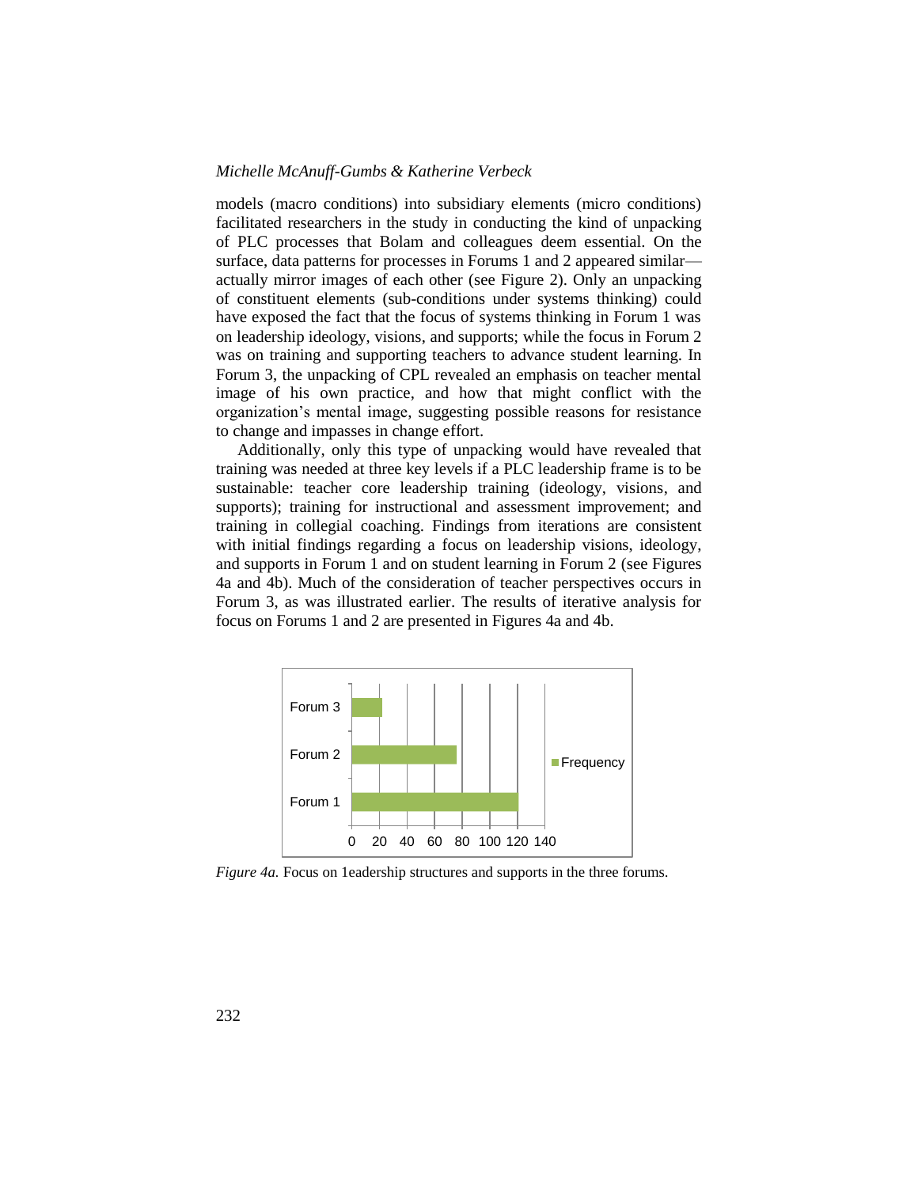models (macro conditions) into subsidiary elements (micro conditions) facilitated researchers in the study in conducting the kind of unpacking of PLC processes that Bolam and colleagues deem essential. On the surface, data patterns for processes in Forums 1 and 2 appeared similar—actually mirror images of each other (see Figure 2). Only an unpacking of constituent elements (sub-conditions under systems thinking) could have exposed the fact that the focus of systems thinking in Forum 1 was on leadership ideology, visions, and supports; while the focus in Forum 2 was on training and supporting teachers to advance student learning. In Forum 3, the unpacking of CPL revealed an emphasis on teacher mental image of his own practice, and how that might conflict with the organization's mental image, suggesting possible reasons for resistance to change and impasses in change effort.

Additionally, only this type of unpacking would have revealed that training was needed at three key levels if a PLC leadership frame is to be sustainable: teacher core leadership training (ideology, visions, and supports); training for instructional and assessment improvement; and training in collegial coaching. Findings from iterations are consistent with initial findings regarding a focus on leadership visions, ideology, and supports in Forum 1 and on student learning in Forum 2 (see Figures 4a and 4b). Much of the consideration of teacher perspectives occurs in Forum 3, as was illustrated earlier. The results of iterative analysis for focus on Forums 1 and 2 are presented in Figures 4a and 4b.

Forum 3

Forum 2

Forum 1

Frequency

0 20 40 60 80 100 120 140

*Figure 4a.* Focus on 1eadership structures and supports in the three forums.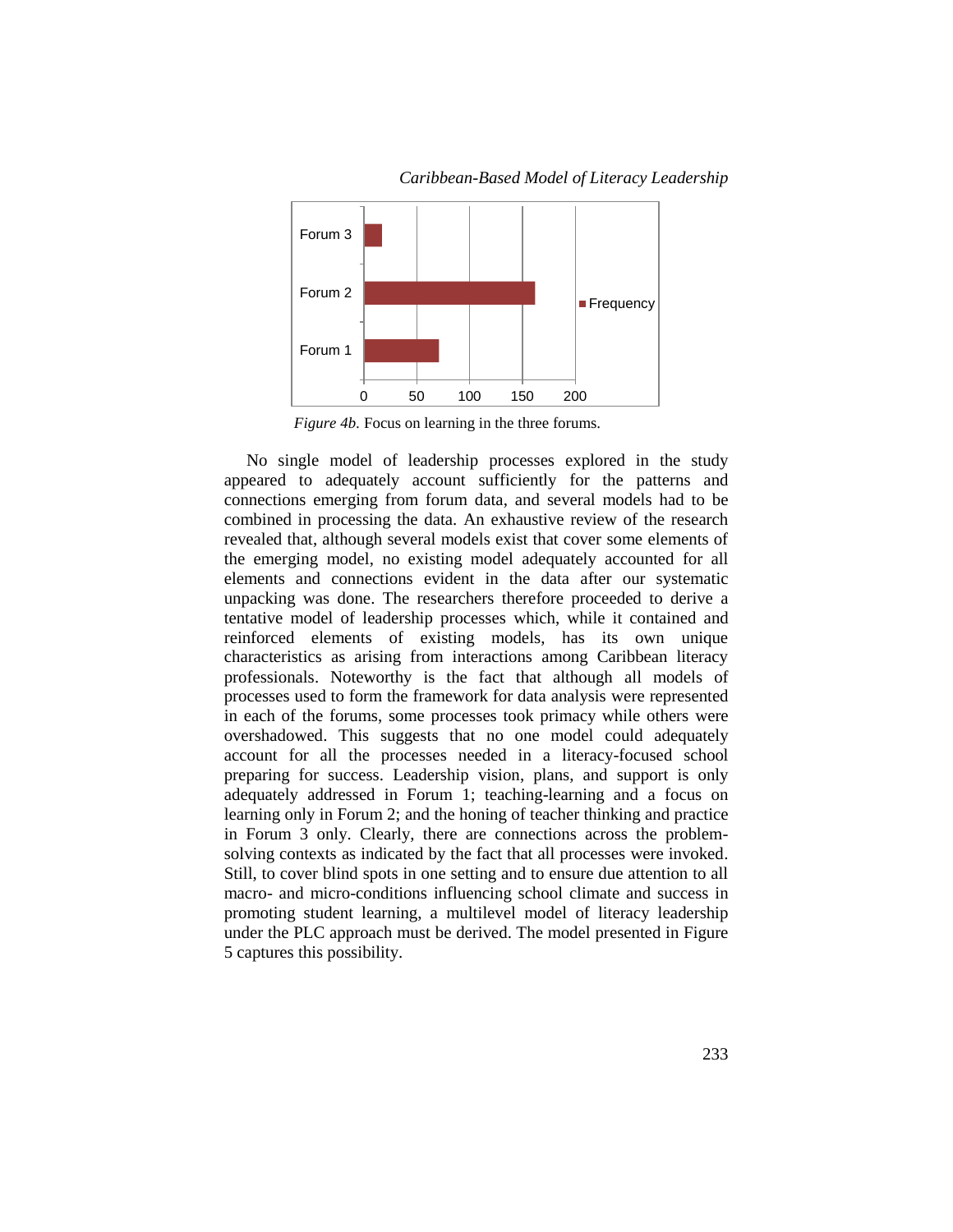*Figure 4b.* Focus on learning in the three forums.

No single model of leadership processes explored in the study appeared to adequately account sufficiently for the patterns and connections emerging from forum data, and several models had to be combined in processing the data. An exhaustive review of the research revealed that, although several models exist that cover some elements of the emerging model, no existing model adequately accounted for all elements and connections evident in the data after our systematic unpacking was done. The researchers therefore proceeded to derive a tentative model of leadership processes which, while it contained and reinforced elements of existing models, has its own unique characteristics as arising from interactions among Caribbean literacy professionals. Noteworthy is the fact that although all models of processes used to form the framework for data analysis were represented in each of the forums, some processes took primacy while others were overshadowed. This suggests that no one model could adequately account for all the processes needed in a literacy-focused school preparing for success. Leadership vision, plans, and support is only adequately addressed in Forum 1; teaching-learning and a focus on learning only in Forum 2; and the honing of teacher thinking and practice in Forum 3 only. Clearly, there are connections across the problem-solving contexts as indicated by the fact that all processes were invoked. Still, to cover blind spots in one setting and to ensure due attention to all macro- and micro-conditions influencing school climate and success in promoting student learning, a multilevel model of literacy leadership under the PLC approach must be derived. The model presented in Figure 5 captures this possibility.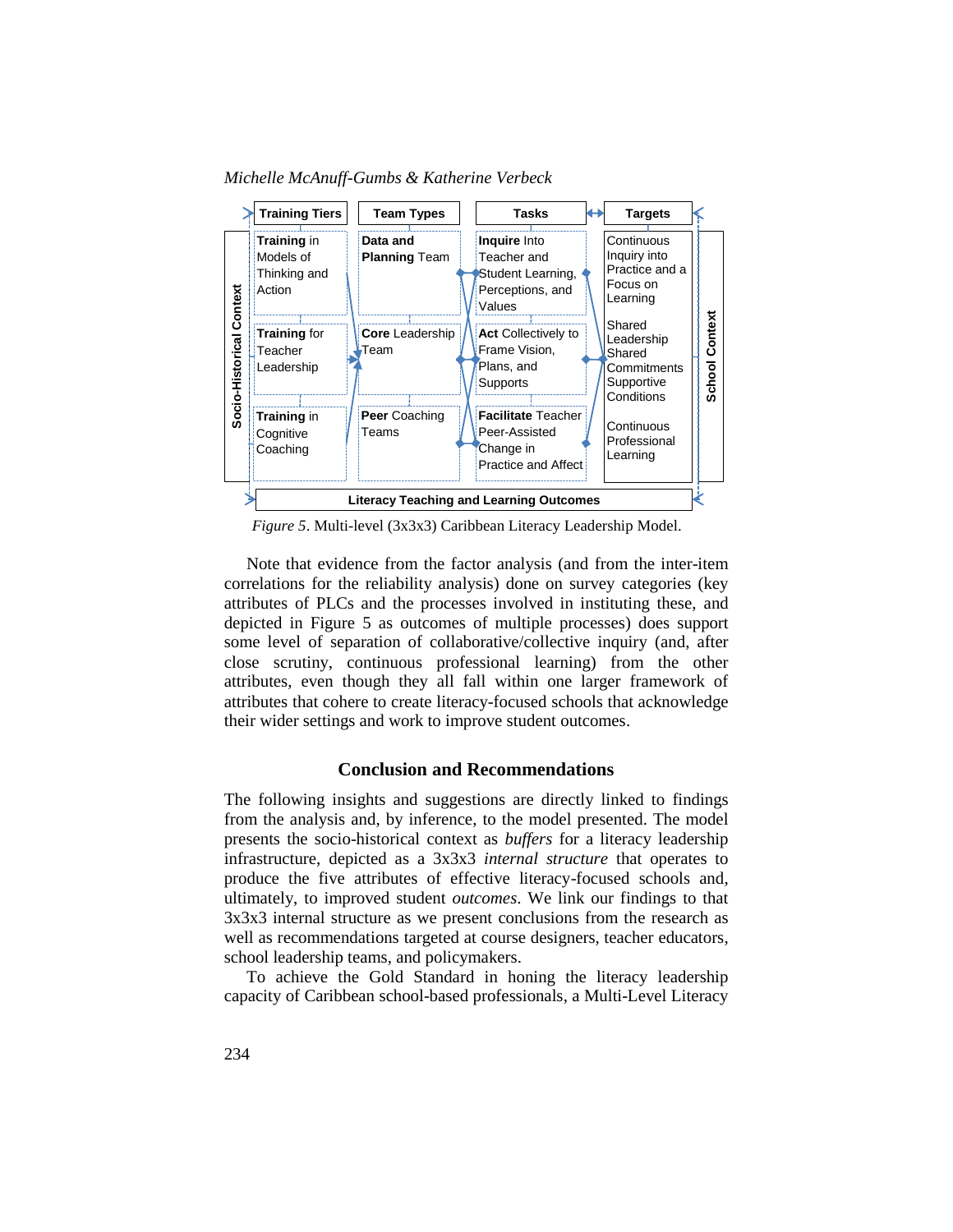| Training Tiers | Team Types | Tasks | Targets |
| --- | --- | --- | --- |
| **Training** in Models of Thinking and Action | **Data and Planning** Team | **Inquire** Into Teacher and Student Learning, Perceptions, and Values | Continuous Inquiry into Practice and a Focus on Learning |
| **Training** for Teacher Leadership | **Core** Leadership Team | **Act** Collectively to Frame Vision, Plans, and Supports | Shared Leadership Shared Commitments Supportive Conditions |
| **Training** in Cognitive Coaching | **Peer** Coaching Teams | **Facilitate** Teacher Peer-Assisted Change in Practice and Affect | Continuous Professional Learning |

Socio-Historical Context | School Context

**Literacy Teaching and Learning Outcomes**

*Figure 5*. Multi-level (3x3x3) Caribbean Literacy Leadership Model.

Note that evidence from the factor analysis (and from the inter-item correlations for the reliability analysis) done on survey categories (key attributes of PLCs and the processes involved in instituting these, and depicted in Figure 5 as outcomes of multiple processes) does support some level of separation of collaborative/collective inquiry (and, after close scrutiny, continuous professional learning) from the other attributes, even though they all fall within one larger framework of attributes that cohere to create literacy-focused schools that acknowledge their wider settings and work to improve student outcomes.

## Conclusion and Recommendations

The following insights and suggestions are directly linked to findings from the analysis and, by inference, to the model presented. The model presents the socio-historical context as *buffers* for a literacy leadership infrastructure, depicted as a 3x3x3 *internal structure* that operates to produce the five attributes of effective literacy-focused schools and, ultimately, to improved student *outcomes*. We link our findings to that 3x3x3 internal structure as we present conclusions from the research as well as recommendations targeted at course designers, teacher educators, school leadership teams, and policymakers.

To achieve the Gold Standard in honing the literacy leadership capacity of Caribbean school-based professionals, a Multi-Level Literacy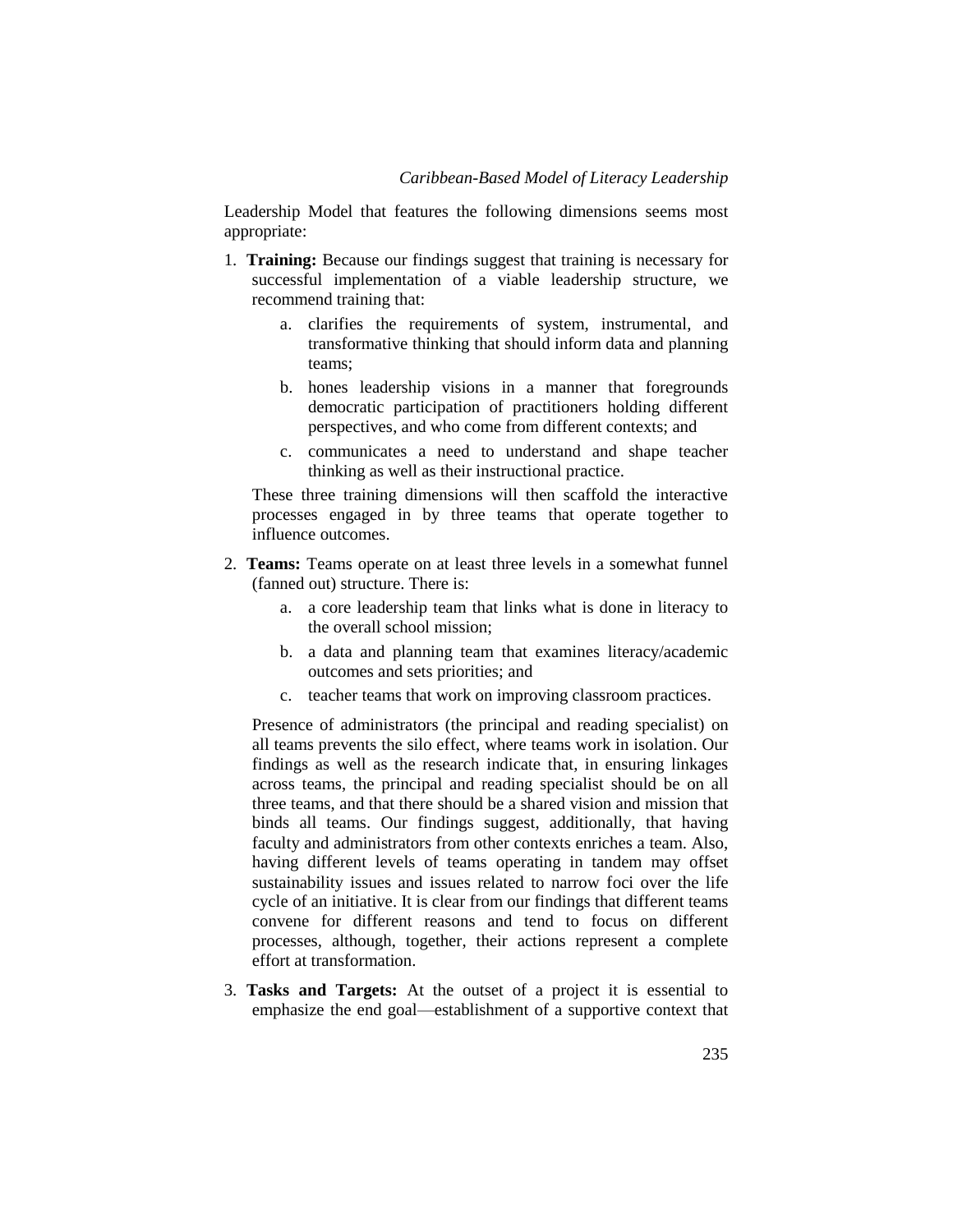Leadership Model that features the following dimensions seems most appropriate:

1. **Training:** Because our findings suggest that training is necessary for successful implementation of a viable leadership structure, we recommend training that:

    a. clarifies the requirements of system, instrumental, and transformative thinking that should inform data and planning teams;

    b. hones leadership visions in a manner that foregrounds democratic participation of practitioners holding different perspectives, and who come from different contexts; and

    c. communicates a need to understand and shape teacher thinking as well as their instructional practice.

    These three training dimensions will then scaffold the interactive processes engaged in by three teams that operate together to influence outcomes.

2. **Teams:** Teams operate on at least three levels in a somewhat funnel (fanned out) structure. There is:

    a. a core leadership team that links what is done in literacy to the overall school mission;

    b. a data and planning team that examines literacy/academic outcomes and sets priorities; and

    c. teacher teams that work on improving classroom practices.

    Presence of administrators (the principal and reading specialist) on all teams prevents the silo effect, where teams work in isolation. Our findings as well as the research indicate that, in ensuring linkages across teams, the principal and reading specialist should be on all three teams, and that there should be a shared vision and mission that binds all teams. Our findings suggest, additionally, that having faculty and administrators from other contexts enriches a team. Also, having different levels of teams operating in tandem may offset sustainability issues and issues related to narrow foci over the life cycle of an initiative. It is clear from our findings that different teams convene for different reasons and tend to focus on different processes, although, together, their actions represent a complete effort at transformation.

3. **Tasks and Targets:** At the outset of a project it is essential to emphasize the end goal—establishment of a supportive context that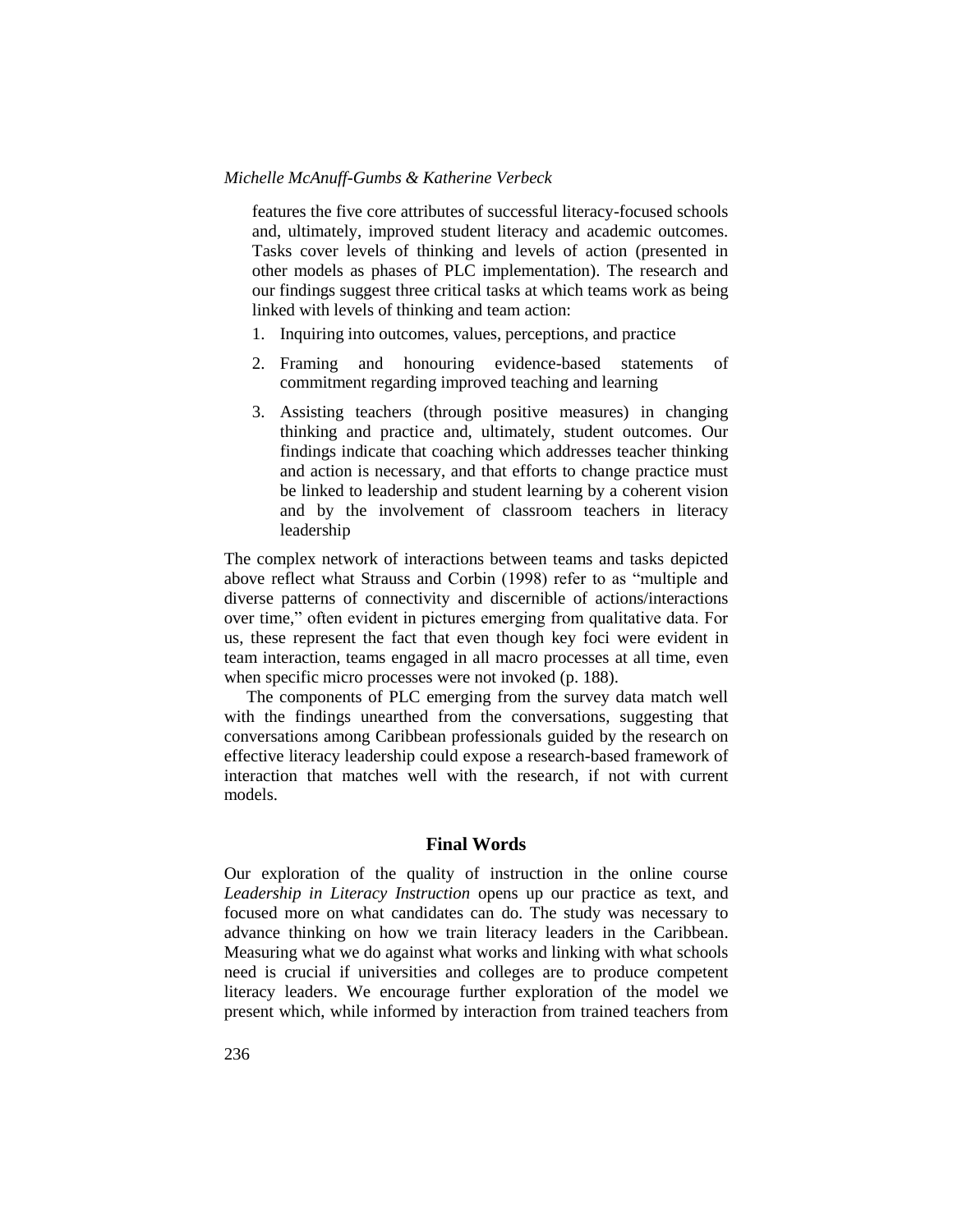features the five core attributes of successful literacy-focused schools and, ultimately, improved student literacy and academic outcomes. Tasks cover levels of thinking and levels of action (presented in other models as phases of PLC implementation). The research and our findings suggest three critical tasks at which teams work as being linked with levels of thinking and team action:

1. Inquiring into outcomes, values, perceptions, and practice
2. Framing and honouring evidence-based statements of commitment regarding improved teaching and learning
3. Assisting teachers (through positive measures) in changing thinking and practice and, ultimately, student outcomes. Our findings indicate that coaching which addresses teacher thinking and action is necessary, and that efforts to change practice must be linked to leadership and student learning by a coherent vision and by the involvement of classroom teachers in literacy leadership

The complex network of interactions between teams and tasks depicted above reflect what Strauss and Corbin (1998) refer to as "multiple and diverse patterns of connectivity and discernible of actions/interactions over time," often evident in pictures emerging from qualitative data. For us, these represent the fact that even though key foci were evident in team interaction, teams engaged in all macro processes at all time, even when specific micro processes were not invoked (p. 188).

The components of PLC emerging from the survey data match well with the findings unearthed from the conversations, suggesting that conversations among Caribbean professionals guided by the research on effective literacy leadership could expose a research-based framework of interaction that matches well with the research, if not with current models.

## Final Words

Our exploration of the quality of instruction in the online course *Leadership in Literacy Instruction* opens up our practice as text, and focused more on what candidates can do. The study was necessary to advance thinking on how we train literacy leaders in the Caribbean. Measuring what we do against what works and linking with what schools need is crucial if universities and colleges are to produce competent literacy leaders. We encourage further exploration of the model we present which, while informed by interaction from trained teachers from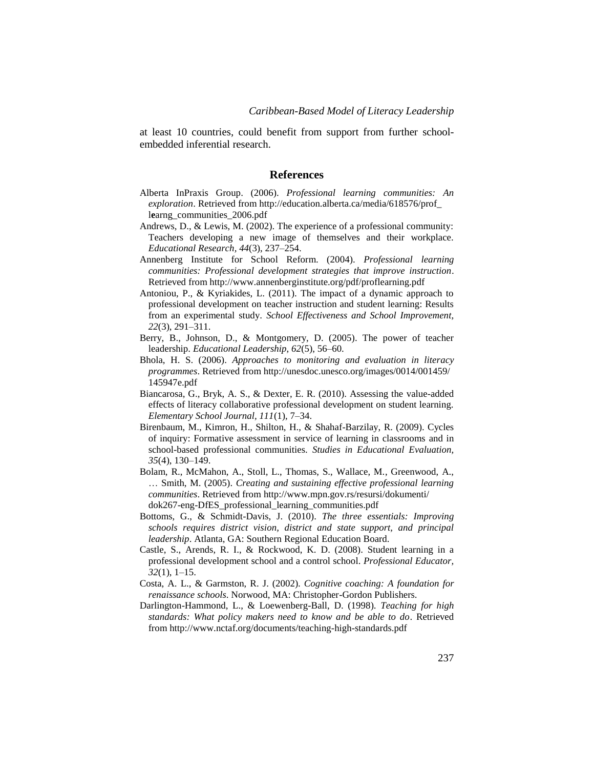at least 10 countries, could benefit from support from further school-embedded inferential research.

## References

Alberta InPraxis Group. (2006). *Professional learning communities: An exploration*. Retrieved from http://education.alberta.ca/media/618576/prof_learng_communities_2006.pdf

Andrews, D., & Lewis, M. (2002). The experience of a professional community: Teachers developing a new image of themselves and their workplace. *Educational Research, 44*(3), 237–254.

Annenberg Institute for School Reform. (2004). *Professional learning communities: Professional development strategies that improve instruction*. Retrieved from http://www.annenberginstitute.org/pdf/proflearning.pdf

Antoniou, P., & Kyriakides, L. (2011). The impact of a dynamic approach to professional development on teacher instruction and student learning: Results from an experimental study. *School Effectiveness and School Improvement, 22*(3), 291–311.

Berry, B., Johnson, D., & Montgomery, D. (2005). The power of teacher leadership. *Educational Leadership, 62*(5), 56–60.

Bhola, H. S. (2006). *Approaches to monitoring and evaluation in literacy programmes*. Retrieved from http://unesdoc.unesco.org/images/0014/001459/145947e.pdf

Biancarosa, G., Bryk, A. S., & Dexter, E. R. (2010). Assessing the value-added effects of literacy collaborative professional development on student learning. *Elementary School Journal, 111*(1), 7–34.

Birenbaum, M., Kimron, H., Shilton, H., & Shahaf-Barzilay, R. (2009). Cycles of inquiry: Formative assessment in service of learning in classrooms and in school-based professional communities. *Studies in Educational Evaluation, 35*(4), 130–149.

Bolam, R., McMahon, A., Stoll, L., Thomas, S., Wallace, M., Greenwood, A., … Smith, M. (2005). *Creating and sustaining effective professional learning communities*. Retrieved from http://www.mpn.gov.rs/resursi/dokumenti/dok267-eng-DfES_professional_learning_communities.pdf

Bottoms, G., & Schmidt-Davis, J. (2010). *The three essentials: Improving schools requires district vision, district and state support, and principal leadership*. Atlanta, GA: Southern Regional Education Board.

Castle, S., Arends, R. I., & Rockwood, K. D. (2008). Student learning in a professional development school and a control school. *Professional Educator, 32*(1), 1–15.

Costa, A. L., & Garmston, R. J. (2002). *Cognitive coaching: A foundation for renaissance schools*. Norwood, MA: Christopher-Gordon Publishers.

Darlington-Hammond, L., & Loewenberg-Ball, D. (1998). *Teaching for high standards: What policy makers need to know and be able to do*. Retrieved from http://www.nctaf.org/documents/teaching-high-standards.pdf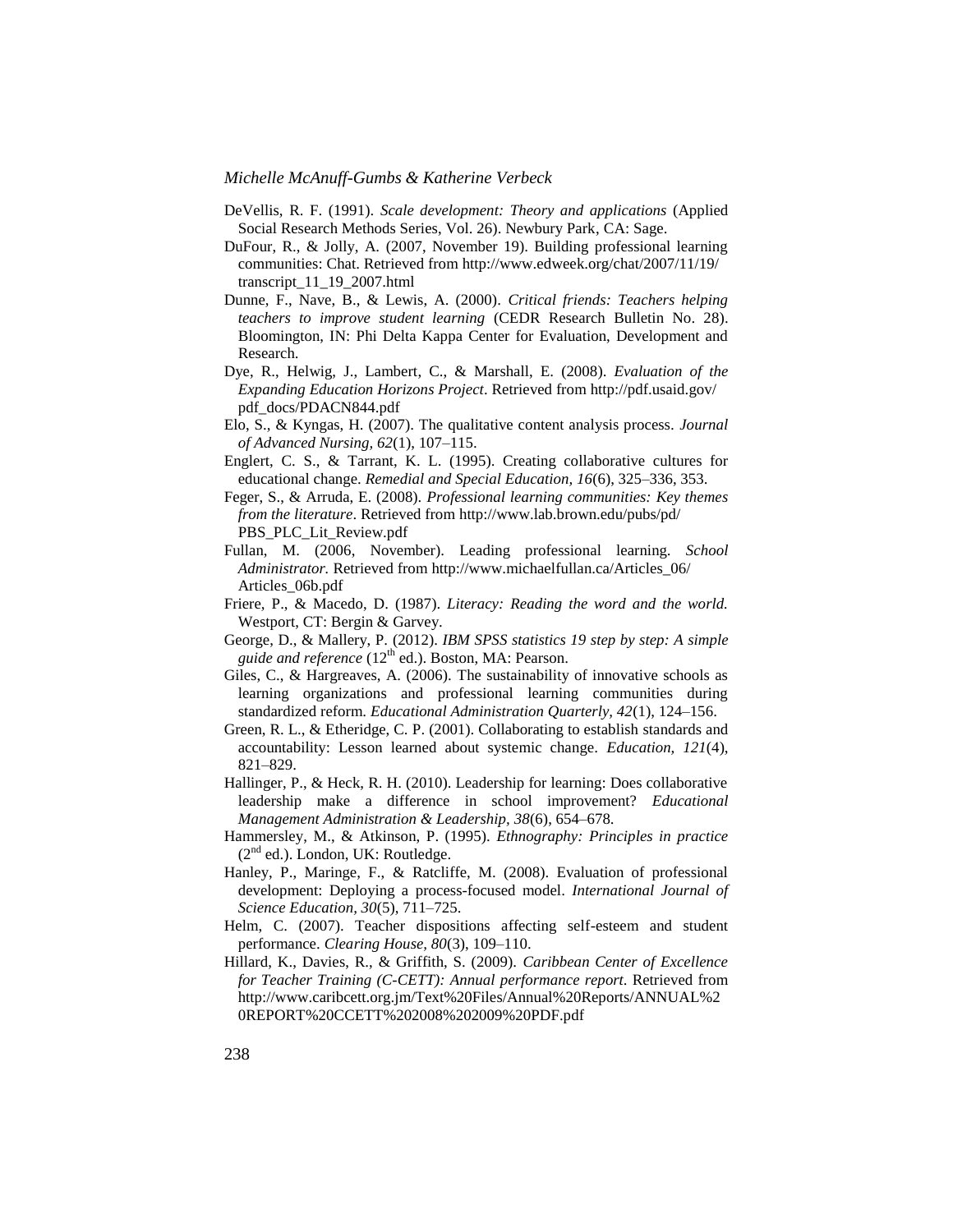DeVellis, R. F. (1991). *Scale development: Theory and applications* (Applied Social Research Methods Series, Vol. 26). Newbury Park, CA: Sage.

DuFour, R., & Jolly, A. (2007, November 19). Building professional learning communities: Chat. Retrieved from http://www.edweek.org/chat/2007/11/19/transcript_11_19_2007.html

Dunne, F., Nave, B., & Lewis, A. (2000). *Critical friends: Teachers helping teachers to improve student learning* (CEDR Research Bulletin No. 28). Bloomington, IN: Phi Delta Kappa Center for Evaluation, Development and Research.

Dye, R., Helwig, J., Lambert, C., & Marshall, E. (2008). *Evaluation of the Expanding Education Horizons Project*. Retrieved from http://pdf.usaid.gov/pdf_docs/PDACN844.pdf

Elo, S., & Kyngas, H. (2007). The qualitative content analysis process. *Journal of Advanced Nursing, 62*(1), 107–115.

Englert, C. S., & Tarrant, K. L. (1995). Creating collaborative cultures for educational change. *Remedial and Special Education, 16*(6), 325–336, 353.

Feger, S., & Arruda, E. (2008). *Professional learning communities: Key themes from the literature*. Retrieved from http://www.lab.brown.edu/pubs/pd/PBS_PLC_Lit_Review.pdf

Fullan, M. (2006, November). Leading professional learning. *School Administrator.* Retrieved from http://www.michaelfullan.ca/Articles_06/Articles_06b.pdf

Friere, P., & Macedo, D. (1987). *Literacy: Reading the word and the world.* Westport, CT: Bergin & Garvey.

George, D., & Mallery, P. (2012). *IBM SPSS statistics 19 step by step: A simple guide and reference* (12th ed.). Boston, MA: Pearson.

Giles, C., & Hargreaves, A. (2006). The sustainability of innovative schools as learning organizations and professional learning communities during standardized reform. *Educational Administration Quarterly, 42*(1), 124–156.

Green, R. L., & Etheridge, C. P. (2001). Collaborating to establish standards and accountability: Lesson learned about systemic change. *Education, 121*(4), 821–829.

Hallinger, P., & Heck, R. H. (2010). Leadership for learning: Does collaborative leadership make a difference in school improvement? *Educational Management Administration & Leadership, 38*(6), 654–678.

Hammersley, M., & Atkinson, P. (1995). *Ethnography: Principles in practice* (2nd ed.). London, UK: Routledge.

Hanley, P., Maringe, F., & Ratcliffe, M. (2008). Evaluation of professional development: Deploying a process-focused model. *International Journal of Science Education, 30*(5), 711–725.

Helm, C. (2007). Teacher dispositions affecting self-esteem and student performance. *Clearing House, 80*(3), 109–110.

Hillard, K., Davies, R., & Griffith, S. (2009). *Caribbean Center of Excellence for Teacher Training (C-CETT): Annual performance report*. Retrieved from http://www.caribcett.org.jm/Text%20Files/Annual%20Reports/ANNUAL%20REPORT%20CCETT%202008%202009%20PDF.pdf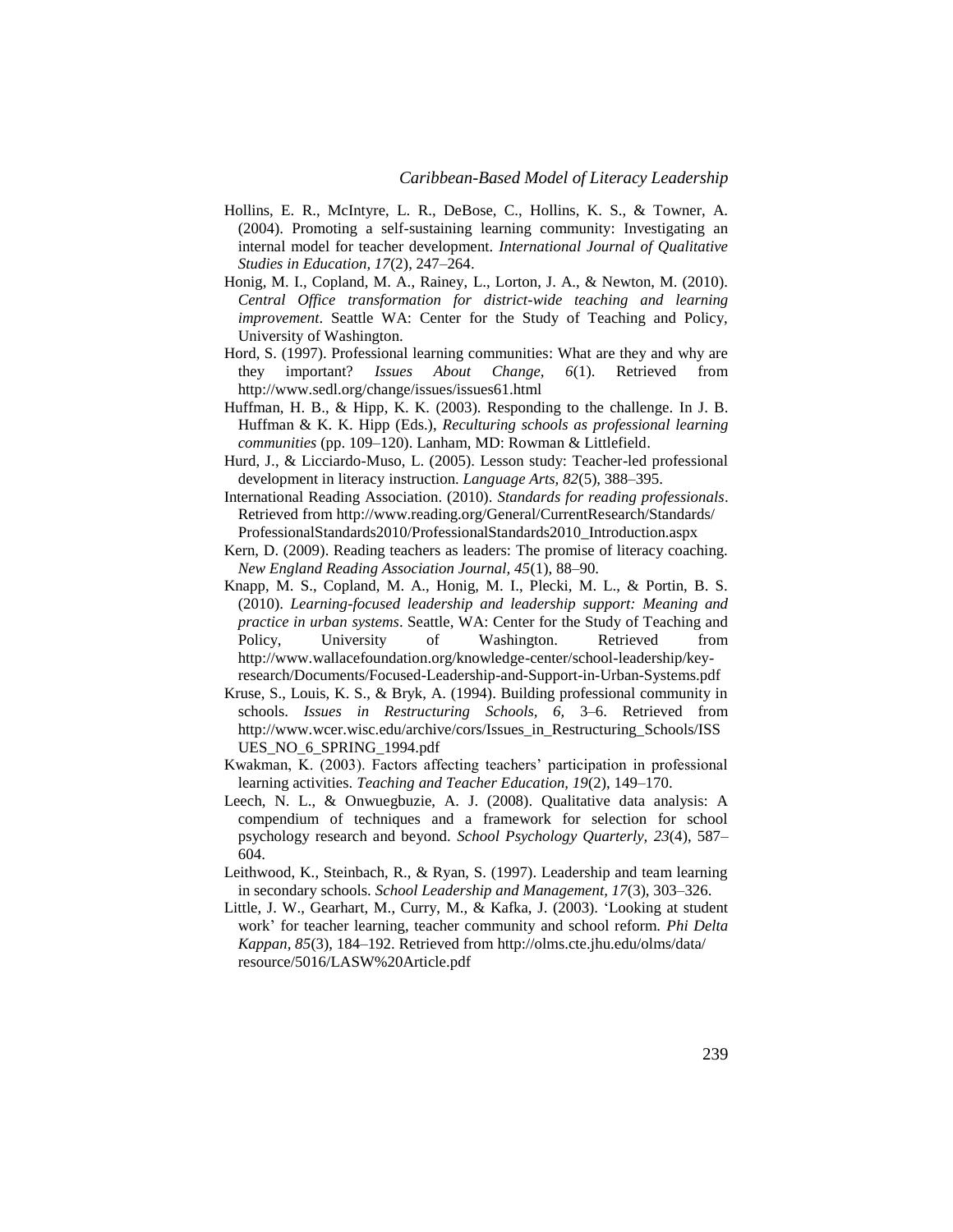Hollins, E. R., McIntyre, L. R., DeBose, C., Hollins, K. S., & Towner, A. (2004). Promoting a self-sustaining learning community: Investigating an internal model for teacher development. *International Journal of Qualitative Studies in Education, 17*(2), 247–264.

Honig, M. I., Copland, M. A., Rainey, L., Lorton, J. A., & Newton, M. (2010). *Central Office transformation for district-wide teaching and learning improvement*. Seattle WA: Center for the Study of Teaching and Policy, University of Washington.

Hord, S. (1997). Professional learning communities: What are they and why are they important? *Issues About Change, 6*(1). Retrieved from http://www.sedl.org/change/issues/issues61.html

Huffman, H. B., & Hipp, K. K. (2003). Responding to the challenge. In J. B. Huffman & K. K. Hipp (Eds.), *Reculturing schools as professional learning communities* (pp. 109–120). Lanham, MD: Rowman & Littlefield.

Hurd, J., & Licciardo-Muso, L. (2005). Lesson study: Teacher-led professional development in literacy instruction. *Language Arts, 82*(5), 388–395.

International Reading Association. (2010). *Standards for reading professionals*. Retrieved from http://www.reading.org/General/CurrentResearch/Standards/ProfessionalStandards2010/ProfessionalStandards2010_Introduction.aspx

Kern, D. (2009). Reading teachers as leaders: The promise of literacy coaching. *New England Reading Association Journal, 45*(1), 88–90.

Knapp, M. S., Copland, M. A., Honig, M. I., Plecki, M. L., & Portin, B. S. (2010). *Learning-focused leadership and leadership support: Meaning and practice in urban systems*. Seattle, WA: Center for the Study of Teaching and Policy, University of Washington. Retrieved from http://www.wallacefoundation.org/knowledge-center/school-leadership/key-research/Documents/Focused-Leadership-and-Support-in-Urban-Systems.pdf

Kruse, S., Louis, K. S., & Bryk, A. (1994). Building professional community in schools. *Issues in Restructuring Schools, 6,* 3–6. Retrieved from http://www.wcer.wisc.edu/archive/cors/Issues_in_Restructuring_Schools/ISSUES_NO_6_SPRING_1994.pdf

Kwakman, K. (2003). Factors affecting teachers' participation in professional learning activities. *Teaching and Teacher Education, 19*(2), 149–170.

Leech, N. L., & Onwuegbuzie, A. J. (2008). Qualitative data analysis: A compendium of techniques and a framework for selection for school psychology research and beyond. *School Psychology Quarterly, 23*(4), 587–604.

Leithwood, K., Steinbach, R., & Ryan, S. (1997). Leadership and team learning in secondary schools. *School Leadership and Management, 17*(3), 303–326.

Little, J. W., Gearhart, M., Curry, M., & Kafka, J. (2003). 'Looking at student work' for teacher learning, teacher community and school reform. *Phi Delta Kappan, 85*(3), 184–192. Retrieved from http://olms.cte.jhu.edu/olms/data/resource/5016/LASW%20Article.pdf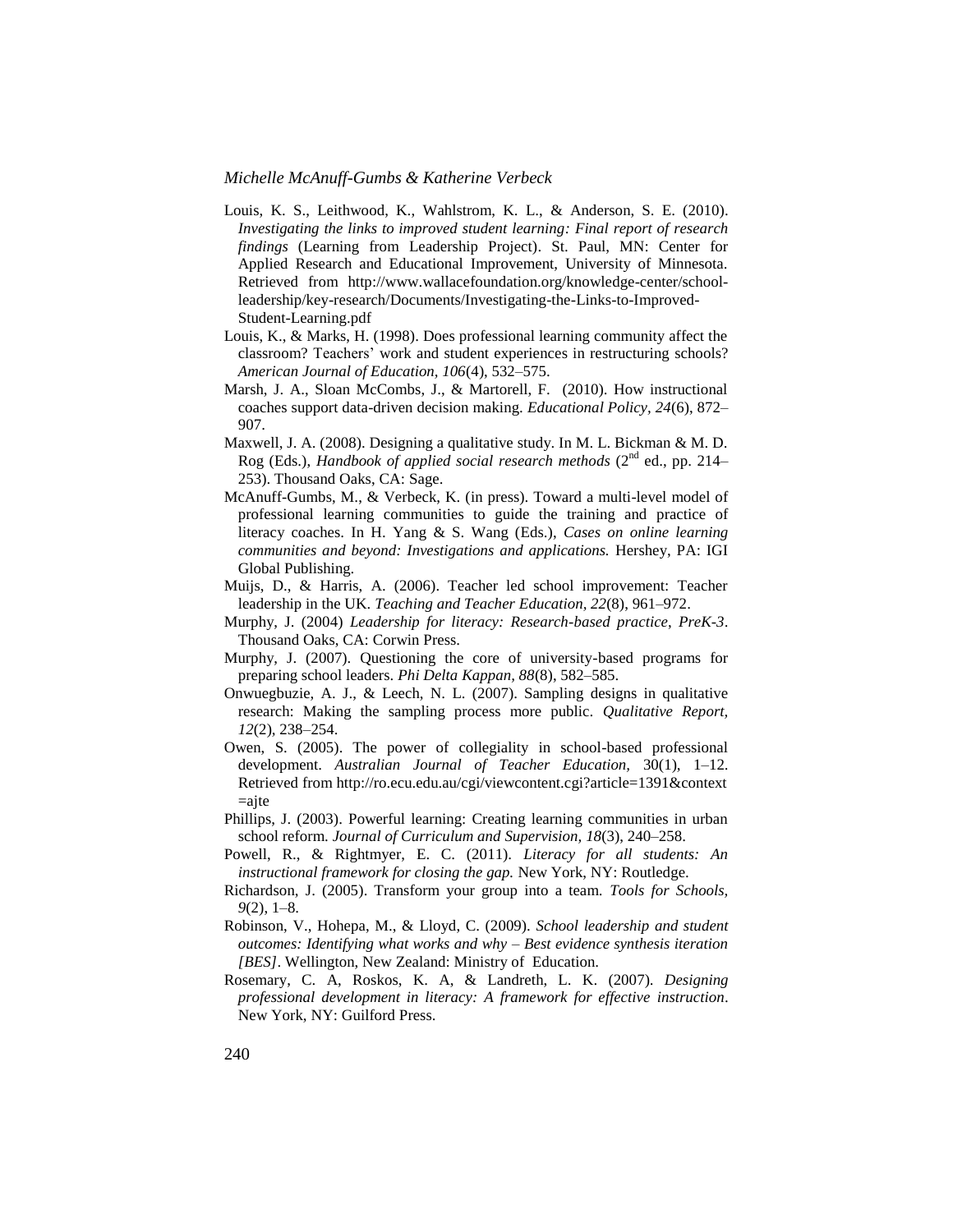Louis, K. S., Leithwood, K., Wahlstrom, K. L., & Anderson, S. E. (2010). *Investigating the links to improved student learning: Final report of research findings* (Learning from Leadership Project). St. Paul, MN: Center for Applied Research and Educational Improvement, University of Minnesota. Retrieved from http://www.wallacefoundation.org/knowledge-center/school-leadership/key-research/Documents/Investigating-the-Links-to-Improved-Student-Learning.pdf

Louis, K., & Marks, H. (1998). Does professional learning community affect the classroom? Teachers' work and student experiences in restructuring schools? *American Journal of Education, 106*(4), 532–575.

Marsh, J. A., Sloan McCombs, J., & Martorell, F. (2010). How instructional coaches support data-driven decision making. *Educational Policy, 24*(6), 872–907.

Maxwell, J. A. (2008). Designing a qualitative study. In M. L. Bickman & M. D. Rog (Eds.), *Handbook of applied social research methods* (2nd ed., pp. 214–253). Thousand Oaks, CA: Sage.

McAnuff-Gumbs, M., & Verbeck, K. (in press). Toward a multi-level model of professional learning communities to guide the training and practice of literacy coaches. In H. Yang & S. Wang (Eds.), *Cases on online learning communities and beyond: Investigations and applications.* Hershey, PA: IGI Global Publishing.

Muijs, D., & Harris, A. (2006). Teacher led school improvement: Teacher leadership in the UK. *Teaching and Teacher Education, 22*(8), 961–972.

Murphy, J. (2004) *Leadership for literacy: Research-based practice, PreK-3*. Thousand Oaks, CA: Corwin Press.

Murphy, J. (2007). Questioning the core of university-based programs for preparing school leaders. *Phi Delta Kappan, 88*(8), 582–585.

Onwuegbuzie, A. J., & Leech, N. L. (2007). Sampling designs in qualitative research: Making the sampling process more public. *Qualitative Report, 12*(2), 238–254.

Owen, S. (2005). The power of collegiality in school-based professional development. *Australian Journal of Teacher Education,* 30(1), 1–12. Retrieved from http://ro.ecu.edu.au/cgi/viewcontent.cgi?article=1391&context=ajte

Phillips, J. (2003). Powerful learning: Creating learning communities in urban school reform. *Journal of Curriculum and Supervision, 18*(3), 240–258.

Powell, R., & Rightmyer, E. C. (2011). *Literacy for all students: An instructional framework for closing the gap.* New York, NY: Routledge.

Richardson, J. (2005). Transform your group into a team. *Tools for Schools, 9*(2), 1–8.

Robinson, V., Hohepa, M., & Lloyd, C. (2009). *School leadership and student outcomes: Identifying what works and why – Best evidence synthesis iteration [BES]*. Wellington, New Zealand: Ministry of Education.

Rosemary, C. A, Roskos, K. A, & Landreth, L. K. (2007). *Designing professional development in literacy: A framework for effective instruction*. New York, NY: Guilford Press.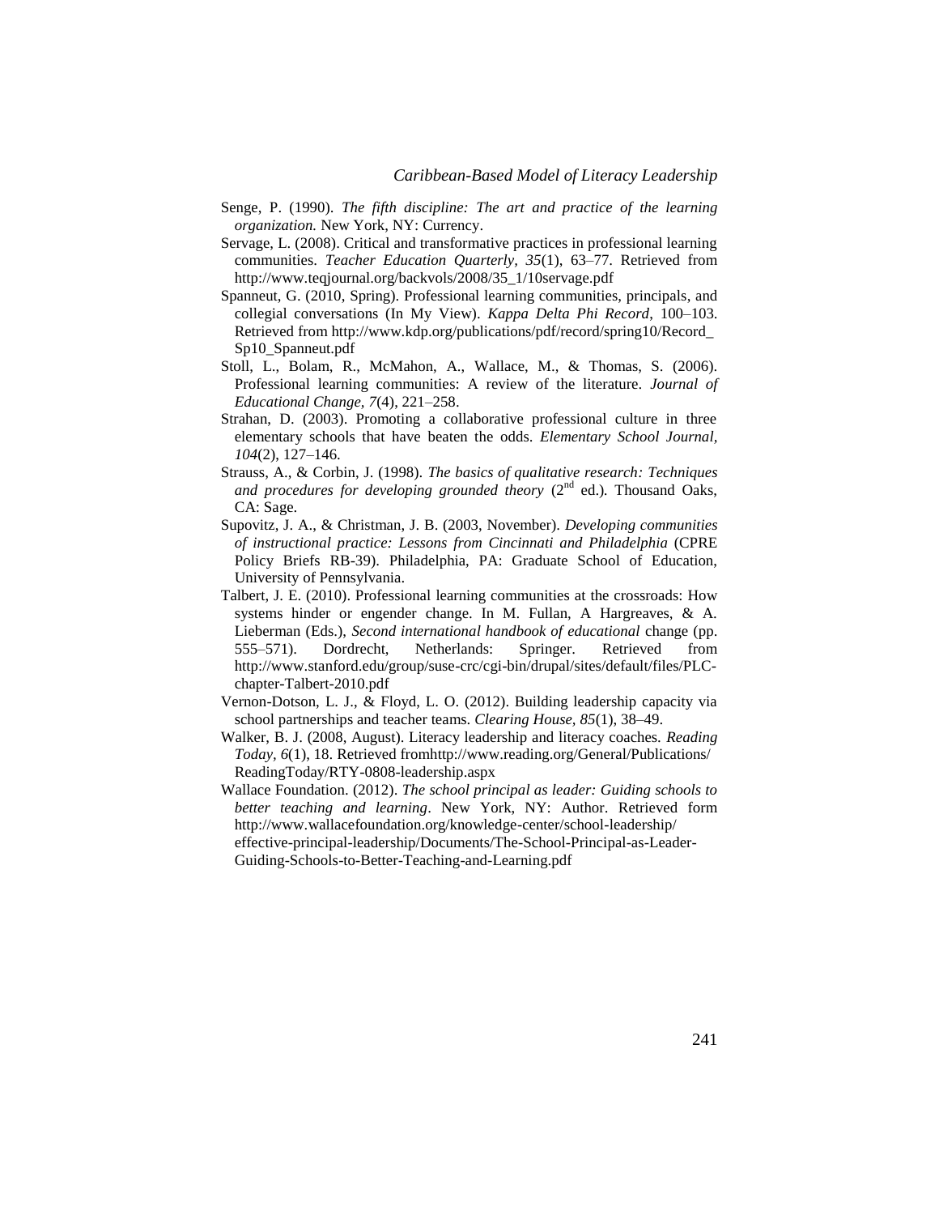Senge, P. (1990). *The fifth discipline: The art and practice of the learning organization.* New York, NY: Currency.

Servage, L. (2008). Critical and transformative practices in professional learning communities. *Teacher Education Quarterly*, *35*(1), 63–77. Retrieved from http://www.teqjournal.org/backvols/2008/35_1/10servage.pdf

Spanneut, G. (2010, Spring). Professional learning communities, principals, and collegial conversations (In My View). *Kappa Delta Phi Record*, 100–103. Retrieved from http://www.kdp.org/publications/pdf/record/spring10/Record_Sp10_Spanneut.pdf

Stoll, L., Bolam, R., McMahon, A., Wallace, M., & Thomas, S. (2006). Professional learning communities: A review of the literature. *Journal of Educational Change*, *7*(4), 221–258.

Strahan, D. (2003). Promoting a collaborative professional culture in three elementary schools that have beaten the odds. *Elementary School Journal, 104*(2), 127–146.

Strauss, A., & Corbin, J. (1998). *The basics of qualitative research: Techniques and procedures for developing grounded theory* (2nd ed.)*.* Thousand Oaks, CA: Sage.

Supovitz, J. A., & Christman, J. B. (2003, November). *Developing communities of instructional practice: Lessons from Cincinnati and Philadelphia* (CPRE Policy Briefs RB-39). Philadelphia, PA: Graduate School of Education, University of Pennsylvania.

Talbert, J. E. (2010). Professional learning communities at the crossroads: How systems hinder or engender change. In M. Fullan, A Hargreaves, & A. Lieberman (Eds.), *Second international handbook of educational* change (pp. 555–571). Dordrecht, Netherlands: Springer. Retrieved from http://www.stanford.edu/group/suse-crc/cgi-bin/drupal/sites/default/files/PLC-chapter-Talbert-2010.pdf

Vernon-Dotson, L. J., & Floyd, L. O. (2012). Building leadership capacity via school partnerships and teacher teams. *Clearing House, 85*(1), 38–49.

Walker, B. J. (2008, August). Literacy leadership and literacy coaches. *Reading Today, 6*(1), 18. Retrieved fromhttp://www.reading.org/General/Publications/ReadingToday/RTY-0808-leadership.aspx

Wallace Foundation. (2012). *The school principal as leader: Guiding schools to better teaching and learning*. New York, NY: Author. Retrieved form http://www.wallacefoundation.org/knowledge-center/school-leadership/effective-principal-leadership/Documents/The-School-Principal-as-Leader-Guiding-Schools-to-Better-Teaching-and-Learning.pdf